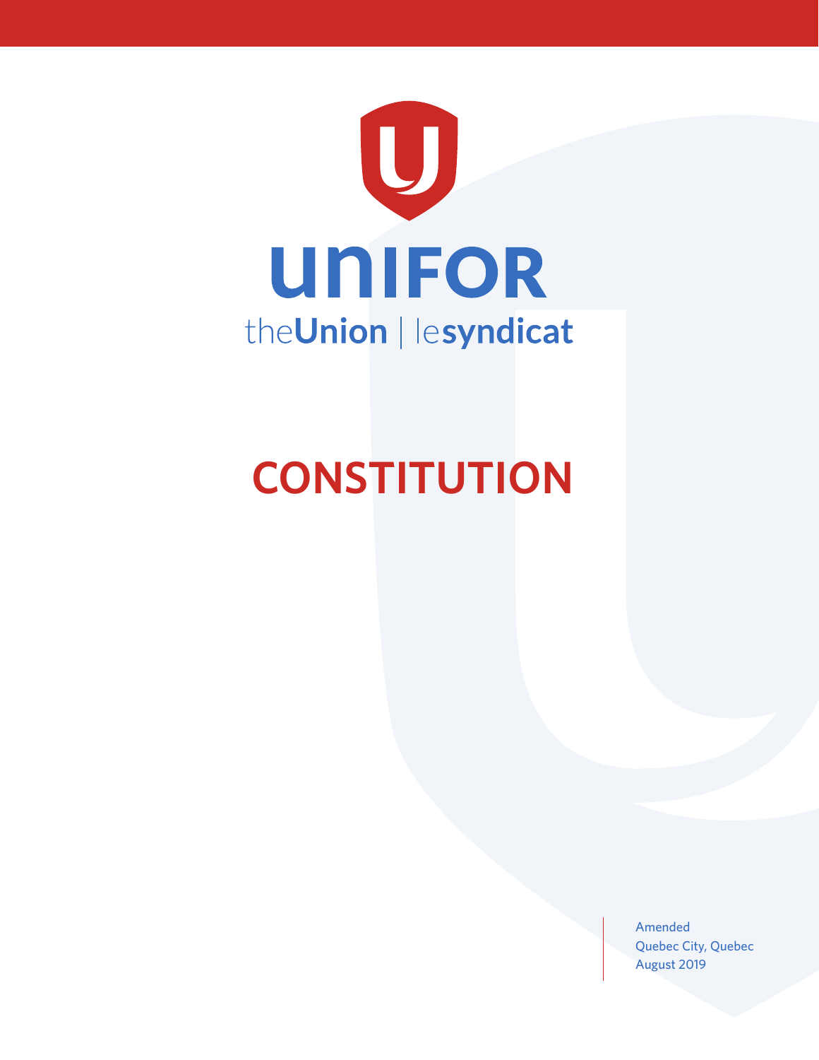# UNIFOR

theUnion | lesyndicat

# CONSTITUTION

Amended
Quebec City, Quebec
August 2019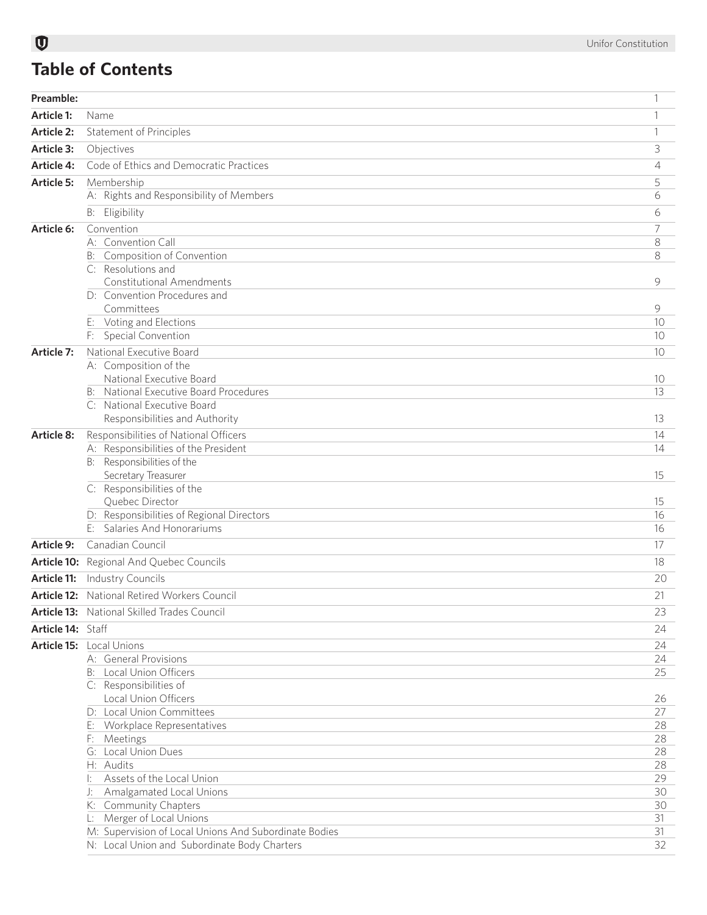# Table of Contents

| | | |
|---|---|---|
| **Preamble:** | | 1 |
| **Article 1:** | Name | 1 |
| **Article 2:** | Statement of Principles | 1 |
| **Article 3:** | Objectives | 3 |
| **Article 4:** | Code of Ethics and Democratic Practices | 4 |
| **Article 5:** | Membership | 5 |
| | A: Rights and Responsibility of Members | 6 |
| | B: Eligibility | 6 |
| **Article 6:** | Convention | 7 |
| | A: Convention Call | 8 |
| | B: Composition of Convention | 8 |
| | C: Resolutions and Constitutional Amendments | 9 |
| | D: Convention Procedures and Committees | 9 |
| | E: Voting and Elections | 10 |
| | F: Special Convention | 10 |
| **Article 7:** | National Executive Board | 10 |
| | A: Composition of the National Executive Board | 10 |
| | B: National Executive Board Procedures | 13 |
| | C: National Executive Board Responsibilities and Authority | 13 |
| **Article 8:** | Responsibilities of National Officers | 14 |
| | A: Responsibilities of the President | 14 |
| | B: Responsibilities of the Secretary Treasurer | 15 |
| | C: Responsibilities of the Quebec Director | 15 |
| | D: Responsibilities of Regional Directors | 16 |
| | E: Salaries And Honorariums | 16 |
| **Article 9:** | Canadian Council | 17 |
| **Article 10:** | Regional And Quebec Councils | 18 |
| **Article 11:** | Industry Councils | 20 |
| **Article 12:** | National Retired Workers Council | 21 |
| **Article 13:** | National Skilled Trades Council | 23 |
| **Article 14:** | Staff | 24 |
| **Article 15:** | Local Unions | 24 |
| | A: General Provisions | 24 |
| | B: Local Union Officers | 25 |
| | C: Responsibilities of Local Union Officers | 26 |
| | D: Local Union Committees | 27 |
| | E: Workplace Representatives | 28 |
| | F: Meetings | 28 |
| | G: Local Union Dues | 28 |
| | H: Audits | 28 |
| | I: Assets of the Local Union | 29 |
| | J: Amalgamated Local Unions | 30 |
| | K: Community Chapters | 30 |
| | L: Merger of Local Unions | 31 |
| | M: Supervision of Local Unions And Subordinate Bodies | 31 |
| | N: Local Union and Subordinate Body Charters | 32 |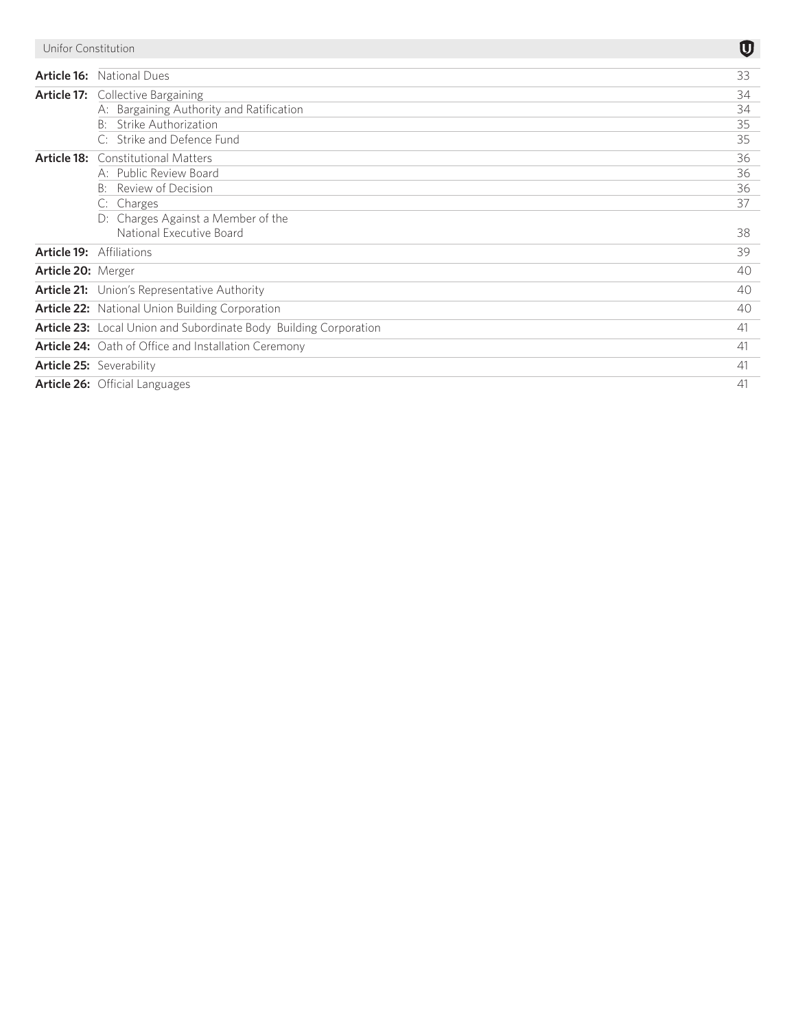| | | |
|---|---|---|
| **Article 16:** | National Dues | 33 |
| **Article 17:** | Collective Bargaining | 34 |
| | A: Bargaining Authority and Ratification | 34 |
| | B: Strike Authorization | 35 |
| | C: Strike and Defence Fund | 35 |
| **Article 18:** | Constitutional Matters | 36 |
| | A: Public Review Board | 36 |
| | B: Review of Decision | 36 |
| | C: Charges | 37 |
| | D: Charges Against a Member of the National Executive Board | 38 |
| **Article 19:** | Affiliations | 39 |
| **Article 20:** | Merger | 40 |
| **Article 21:** | Union's Representative Authority | 40 |
| **Article 22:** | National Union Building Corporation | 40 |
| **Article 23:** | Local Union and Subordinate Body Building Corporation | 41 |
| **Article 24:** | Oath of Office and Installation Ceremony | 41 |
| **Article 25:** | Severability | 41 |
| **Article 26:** | Official Languages | 41 |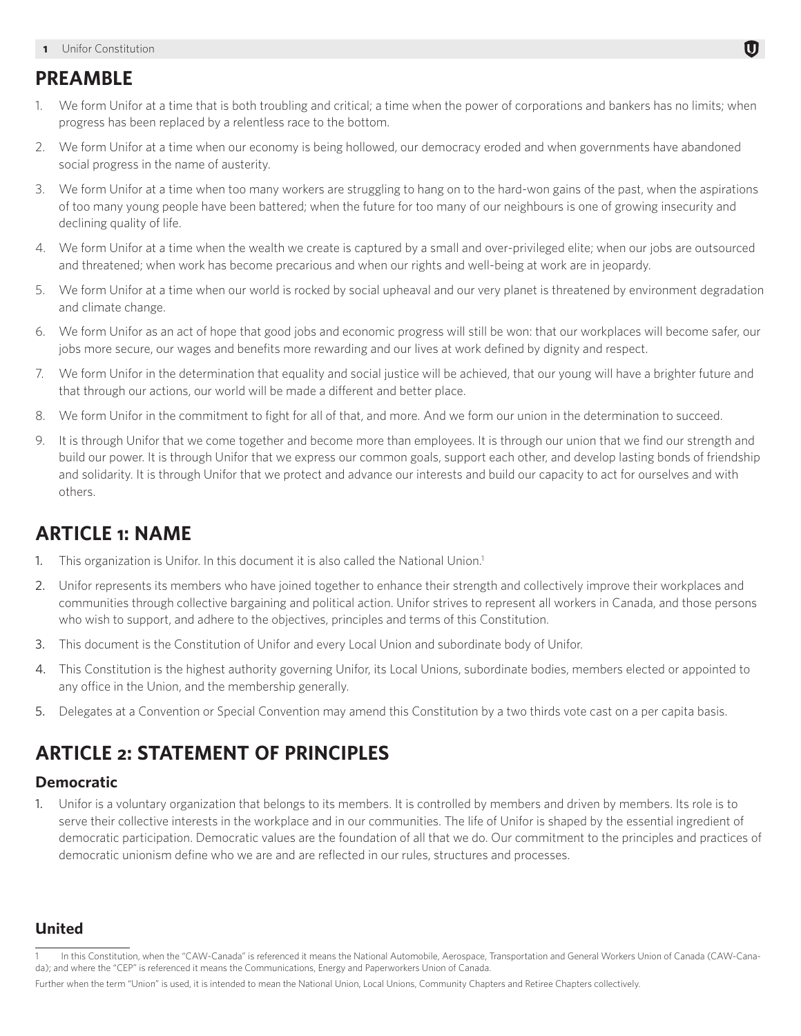## PREAMBLE

1. We form Unifor at a time that is both troubling and critical; a time when the power of corporations and bankers has no limits; when progress has been replaced by a relentless race to the bottom.
2. We form Unifor at a time when our economy is being hollowed, our democracy eroded and when governments have abandoned social progress in the name of austerity.
3. We form Unifor at a time when too many workers are struggling to hang on to the hard-won gains of the past, when the aspirations of too many young people have been battered; when the future for too many of our neighbours is one of growing insecurity and declining quality of life.
4. We form Unifor at a time when the wealth we create is captured by a small and over-privileged elite; when our jobs are outsourced and threatened; when work has become precarious and when our rights and well-being at work are in jeopardy.
5. We form Unifor at a time when our world is rocked by social upheaval and our very planet is threatened by environment degradation and climate change.
6. We form Unifor as an act of hope that good jobs and economic progress will still be won: that our workplaces will become safer, our jobs more secure, our wages and benefits more rewarding and our lives at work defined by dignity and respect.
7. We form Unifor in the determination that equality and social justice will be achieved, that our young will have a brighter future and that through our actions, our world will be made a different and better place.
8. We form Unifor in the commitment to fight for all of that, and more. And we form our union in the determination to succeed.
9. It is through Unifor that we come together and become more than employees. It is through our union that we find our strength and build our power. It is through Unifor that we express our common goals, support each other, and develop lasting bonds of friendship and solidarity. It is through Unifor that we protect and advance our interests and build our capacity to act for ourselves and with others.

## ARTICLE 1: NAME

1. This organization is Unifor. In this document it is also called the National Union.[1]
2. Unifor represents its members who have joined together to enhance their strength and collectively improve their workplaces and communities through collective bargaining and political action. Unifor strives to represent all workers in Canada, and those persons who wish to support, and adhere to the objectives, principles and terms of this Constitution.
3. This document is the Constitution of Unifor and every Local Union and subordinate body of Unifor.
4. This Constitution is the highest authority governing Unifor, its Local Unions, subordinate bodies, members elected or appointed to any office in the Union, and the membership generally.
5. Delegates at a Convention or Special Convention may amend this Constitution by a two thirds vote cast on a per capita basis.

## ARTICLE 2: STATEMENT OF PRINCIPLES

### Democratic

1. Unifor is a voluntary organization that belongs to its members. It is controlled by members and driven by members. Its role is to serve their collective interests in the workplace and in our communities. The life of Unifor is shaped by the essential ingredient of democratic participation. Democratic values are the foundation of all that we do. Our commitment to the principles and practices of democratic unionism define who we are and are reflected in our rules, structures and processes.

### United

---

1 In this Constitution, when the "CAW-Canada" is referenced it means the National Automobile, Aerospace, Transportation and General Workers Union of Canada (CAW-Canada); and where the "CEP" is referenced it means the Communications, Energy and Paperworkers Union of Canada.

Further when the term "Union" is used, it is intended to mean the National Union, Local Unions, Community Chapters and Retiree Chapters collectively.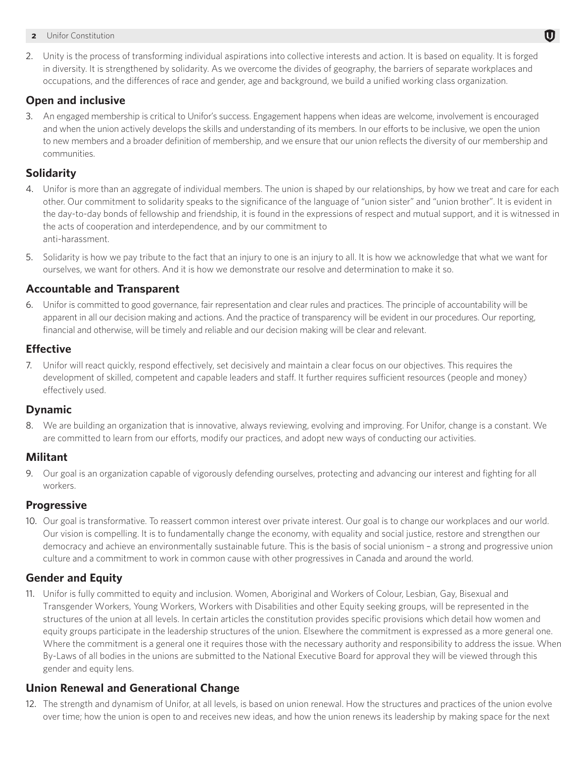2. Unity is the process of transforming individual aspirations into collective interests and action. It is based on equality. It is forged in diversity. It is strengthened by solidarity. As we overcome the divides of geography, the barriers of separate workplaces and occupations, and the differences of race and gender, age and background, we build a unified working class organization.

## Open and inclusive

3. An engaged membership is critical to Unifor's success. Engagement happens when ideas are welcome, involvement is encouraged and when the union actively develops the skills and understanding of its members. In our efforts to be inclusive, we open the union to new members and a broader definition of membership, and we ensure that our union reflects the diversity of our membership and communities.

## Solidarity

4. Unifor is more than an aggregate of individual members. The union is shaped by our relationships, by how we treat and care for each other. Our commitment to solidarity speaks to the significance of the language of "union sister" and "union brother". It is evident in the day-to-day bonds of fellowship and friendship, it is found in the expressions of respect and mutual support, and it is witnessed in the acts of cooperation and interdependence, and by our commitment to anti-harassment.

5. Solidarity is how we pay tribute to the fact that an injury to one is an injury to all. It is how we acknowledge that what we want for ourselves, we want for others. And it is how we demonstrate our resolve and determination to make it so.

## Accountable and Transparent

6. Unifor is committed to good governance, fair representation and clear rules and practices. The principle of accountability will be apparent in all our decision making and actions. And the practice of transparency will be evident in our procedures. Our reporting, financial and otherwise, will be timely and reliable and our decision making will be clear and relevant.

## Effective

7. Unifor will react quickly, respond effectively, set decisively and maintain a clear focus on our objectives. This requires the development of skilled, competent and capable leaders and staff. It further requires sufficient resources (people and money) effectively used.

## Dynamic

8. We are building an organization that is innovative, always reviewing, evolving and improving. For Unifor, change is a constant. We are committed to learn from our efforts, modify our practices, and adopt new ways of conducting our activities.

## Militant

9. Our goal is an organization capable of vigorously defending ourselves, protecting and advancing our interest and fighting for all workers.

## Progressive

10. Our goal is transformative. To reassert common interest over private interest. Our goal is to change our workplaces and our world. Our vision is compelling. It is to fundamentally change the economy, with equality and social justice, restore and strengthen our democracy and achieve an environmentally sustainable future. This is the basis of social unionism – a strong and progressive union culture and a commitment to work in common cause with other progressives in Canada and around the world.

## Gender and Equity

11. Unifor is fully committed to equity and inclusion. Women, Aboriginal and Workers of Colour, Lesbian, Gay, Bisexual and Transgender Workers, Young Workers, Workers with Disabilities and other Equity seeking groups, will be represented in the structures of the union at all levels. In certain articles the constitution provides specific provisions which detail how women and equity groups participate in the leadership structures of the union. Elsewhere the commitment is expressed as a more general one. Where the commitment is a general one it requires those with the necessary authority and responsibility to address the issue. When By-Laws of all bodies in the unions are submitted to the National Executive Board for approval they will be viewed through this gender and equity lens.

## Union Renewal and Generational Change

12. The strength and dynamism of Unifor, at all levels, is based on union renewal. How the structures and practices of the union evolve over time; how the union is open to and receives new ideas, and how the union renews its leadership by making space for the next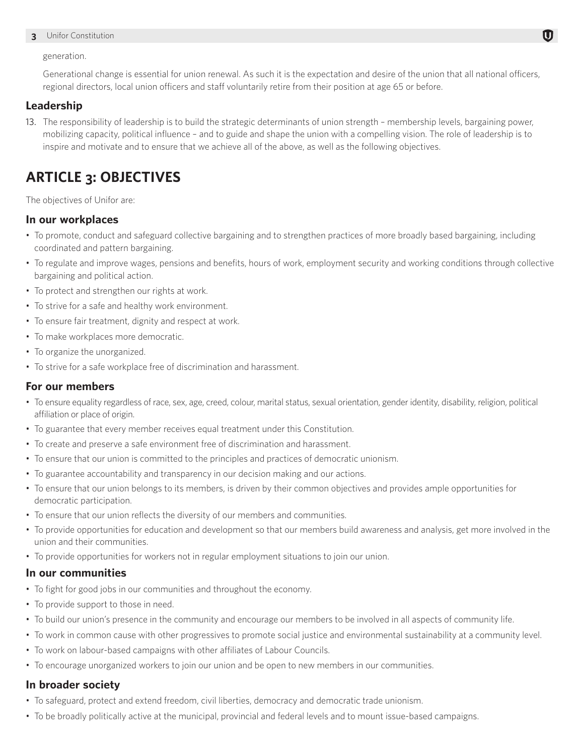generation.

Generational change is essential for union renewal. As such it is the expectation and desire of the union that all national officers, regional directors, local union officers and staff voluntarily retire from their position at age 65 or before.

### Leadership

13. The responsibility of leadership is to build the strategic determinants of union strength – membership levels, bargaining power, mobilizing capacity, political influence – and to guide and shape the union with a compelling vision. The role of leadership is to inspire and motivate and to ensure that we achieve all of the above, as well as the following objectives.

## ARTICLE 3: OBJECTIVES

The objectives of Unifor are:

### In our workplaces

- To promote, conduct and safeguard collective bargaining and to strengthen practices of more broadly based bargaining, including coordinated and pattern bargaining.
- To regulate and improve wages, pensions and benefits, hours of work, employment security and working conditions through collective bargaining and political action.
- To protect and strengthen our rights at work.
- To strive for a safe and healthy work environment.
- To ensure fair treatment, dignity and respect at work.
- To make workplaces more democratic.
- To organize the unorganized.
- To strive for a safe workplace free of discrimination and harassment.

### For our members

- To ensure equality regardless of race, sex, age, creed, colour, marital status, sexual orientation, gender identity, disability, religion, political affiliation or place of origin.
- To guarantee that every member receives equal treatment under this Constitution.
- To create and preserve a safe environment free of discrimination and harassment.
- To ensure that our union is committed to the principles and practices of democratic unionism.
- To guarantee accountability and transparency in our decision making and our actions.
- To ensure that our union belongs to its members, is driven by their common objectives and provides ample opportunities for democratic participation.
- To ensure that our union reflects the diversity of our members and communities.
- To provide opportunities for education and development so that our members build awareness and analysis, get more involved in the union and their communities.
- To provide opportunities for workers not in regular employment situations to join our union.

### In our communities

- To fight for good jobs in our communities and throughout the economy.
- To provide support to those in need.
- To build our union's presence in the community and encourage our members to be involved in all aspects of community life.
- To work in common cause with other progressives to promote social justice and environmental sustainability at a community level.
- To work on labour-based campaigns with other affiliates of Labour Councils.
- To encourage unorganized workers to join our union and be open to new members in our communities.

### In broader society

- To safeguard, protect and extend freedom, civil liberties, democracy and democratic trade unionism.
- To be broadly politically active at the municipal, provincial and federal levels and to mount issue-based campaigns.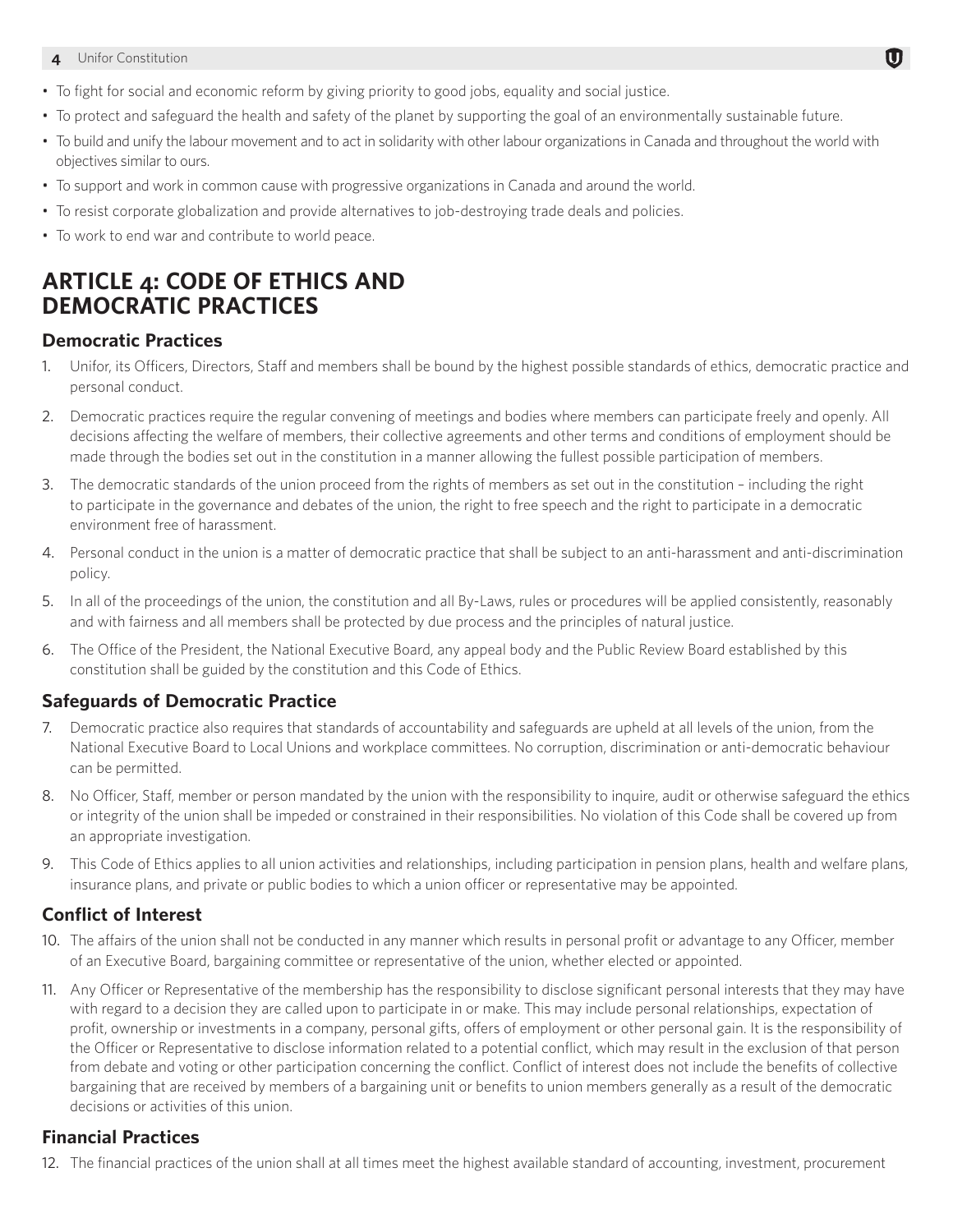- To fight for social and economic reform by giving priority to good jobs, equality and social justice.
- To protect and safeguard the health and safety of the planet by supporting the goal of an environmentally sustainable future.
- To build and unify the labour movement and to act in solidarity with other labour organizations in Canada and throughout the world with objectives similar to ours.
- To support and work in common cause with progressive organizations in Canada and around the world.
- To resist corporate globalization and provide alternatives to job-destroying trade deals and policies.
- To work to end war and contribute to world peace.

## ARTICLE 4: CODE OF ETHICS AND DEMOCRATIC PRACTICES

### Democratic Practices

1. Unifor, its Officers, Directors, Staff and members shall be bound by the highest possible standards of ethics, democratic practice and personal conduct.
2. Democratic practices require the regular convening of meetings and bodies where members can participate freely and openly. All decisions affecting the welfare of members, their collective agreements and other terms and conditions of employment should be made through the bodies set out in the constitution in a manner allowing the fullest possible participation of members.
3. The democratic standards of the union proceed from the rights of members as set out in the constitution – including the right to participate in the governance and debates of the union, the right to free speech and the right to participate in a democratic environment free of harassment.
4. Personal conduct in the union is a matter of democratic practice that shall be subject to an anti-harassment and anti-discrimination policy.
5. In all of the proceedings of the union, the constitution and all By-Laws, rules or procedures will be applied consistently, reasonably and with fairness and all members shall be protected by due process and the principles of natural justice.
6. The Office of the President, the National Executive Board, any appeal body and the Public Review Board established by this constitution shall be guided by the constitution and this Code of Ethics.

### Safeguards of Democratic Practice

7. Democratic practice also requires that standards of accountability and safeguards are upheld at all levels of the union, from the National Executive Board to Local Unions and workplace committees. No corruption, discrimination or anti-democratic behaviour can be permitted.
8. No Officer, Staff, member or person mandated by the union with the responsibility to inquire, audit or otherwise safeguard the ethics or integrity of the union shall be impeded or constrained in their responsibilities. No violation of this Code shall be covered up from an appropriate investigation.
9. This Code of Ethics applies to all union activities and relationships, including participation in pension plans, health and welfare plans, insurance plans, and private or public bodies to which a union officer or representative may be appointed.

### Conflict of Interest

10. The affairs of the union shall not be conducted in any manner which results in personal profit or advantage to any Officer, member of an Executive Board, bargaining committee or representative of the union, whether elected or appointed.
11. Any Officer or Representative of the membership has the responsibility to disclose significant personal interests that they may have with regard to a decision they are called upon to participate in or make. This may include personal relationships, expectation of profit, ownership or investments in a company, personal gifts, offers of employment or other personal gain. It is the responsibility of the Officer or Representative to disclose information related to a potential conflict, which may result in the exclusion of that person from debate and voting or other participation concerning the conflict. Conflict of interest does not include the benefits of collective bargaining that are received by members of a bargaining unit or benefits to union members generally as a result of the democratic decisions or activities of this union.

### Financial Practices

12. The financial practices of the union shall at all times meet the highest available standard of accounting, investment, procurement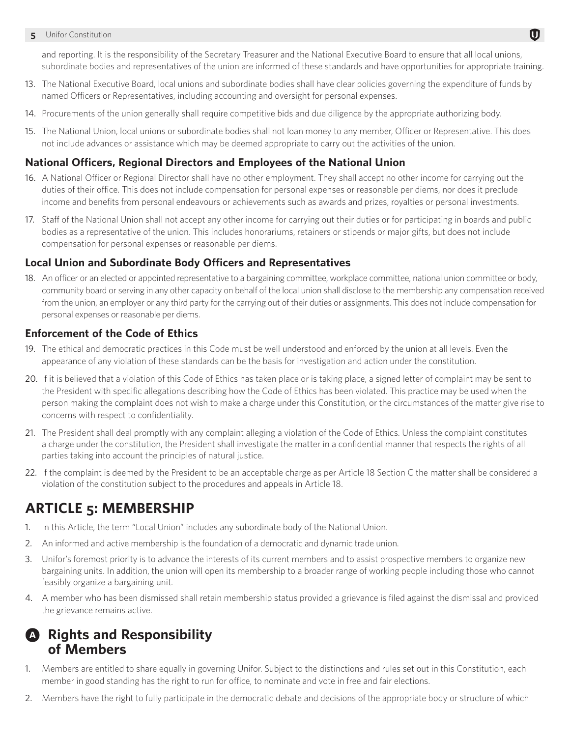and reporting. It is the responsibility of the Secretary Treasurer and the National Executive Board to ensure that all local unions, subordinate bodies and representatives of the union are informed of these standards and have opportunities for appropriate training.

13. The National Executive Board, local unions and subordinate bodies shall have clear policies governing the expenditure of funds by named Officers or Representatives, including accounting and oversight for personal expenses.
14. Procurements of the union generally shall require competitive bids and due diligence by the appropriate authorizing body.
15. The National Union, local unions or subordinate bodies shall not loan money to any member, Officer or Representative. This does not include advances or assistance which may be deemed appropriate to carry out the activities of the union.

### National Officers, Regional Directors and Employees of the National Union

16. A National Officer or Regional Director shall have no other employment. They shall accept no other income for carrying out the duties of their office. This does not include compensation for personal expenses or reasonable per diems, nor does it preclude income and benefits from personal endeavours or achievements such as awards and prizes, royalties or personal investments.
17. Staff of the National Union shall not accept any other income for carrying out their duties or for participating in boards and public bodies as a representative of the union. This includes honorariums, retainers or stipends or major gifts, but does not include compensation for personal expenses or reasonable per diems.

### Local Union and Subordinate Body Officers and Representatives

18. An officer or an elected or appointed representative to a bargaining committee, workplace committee, national union committee or body, community board or serving in any other capacity on behalf of the local union shall disclose to the membership any compensation received from the union, an employer or any third party for the carrying out of their duties or assignments. This does not include compensation for personal expenses or reasonable per diems.

### Enforcement of the Code of Ethics

19. The ethical and democratic practices in this Code must be well understood and enforced by the union at all levels. Even the appearance of any violation of these standards can be the basis for investigation and action under the constitution.
20. If it is believed that a violation of this Code of Ethics has taken place or is taking place, a signed letter of complaint may be sent to the President with specific allegations describing how the Code of Ethics has been violated. This practice may be used when the person making the complaint does not wish to make a charge under this Constitution, or the circumstances of the matter give rise to concerns with respect to confidentiality.
21. The President shall deal promptly with any complaint alleging a violation of the Code of Ethics. Unless the complaint constitutes a charge under the constitution, the President shall investigate the matter in a confidential manner that respects the rights of all parties taking into account the principles of natural justice.
22. If the complaint is deemed by the President to be an acceptable charge as per Article 18 Section C the matter shall be considered a violation of the constitution subject to the procedures and appeals in Article 18.

## ARTICLE 5: MEMBERSHIP

1. In this Article, the term "Local Union" includes any subordinate body of the National Union.
2. An informed and active membership is the foundation of a democratic and dynamic trade union.
3. Unifor's foremost priority is to advance the interests of its current members and to assist prospective members to organize new bargaining units. In addition, the union will open its membership to a broader range of working people including those who cannot feasibly organize a bargaining unit.
4. A member who has been dismissed shall retain membership status provided a grievance is filed against the dismissal and provided the grievance remains active.

### A Rights and Responsibility of Members

1. Members are entitled to share equally in governing Unifor. Subject to the distinctions and rules set out in this Constitution, each member in good standing has the right to run for office, to nominate and vote in free and fair elections.
2. Members have the right to fully participate in the democratic debate and decisions of the appropriate body or structure of which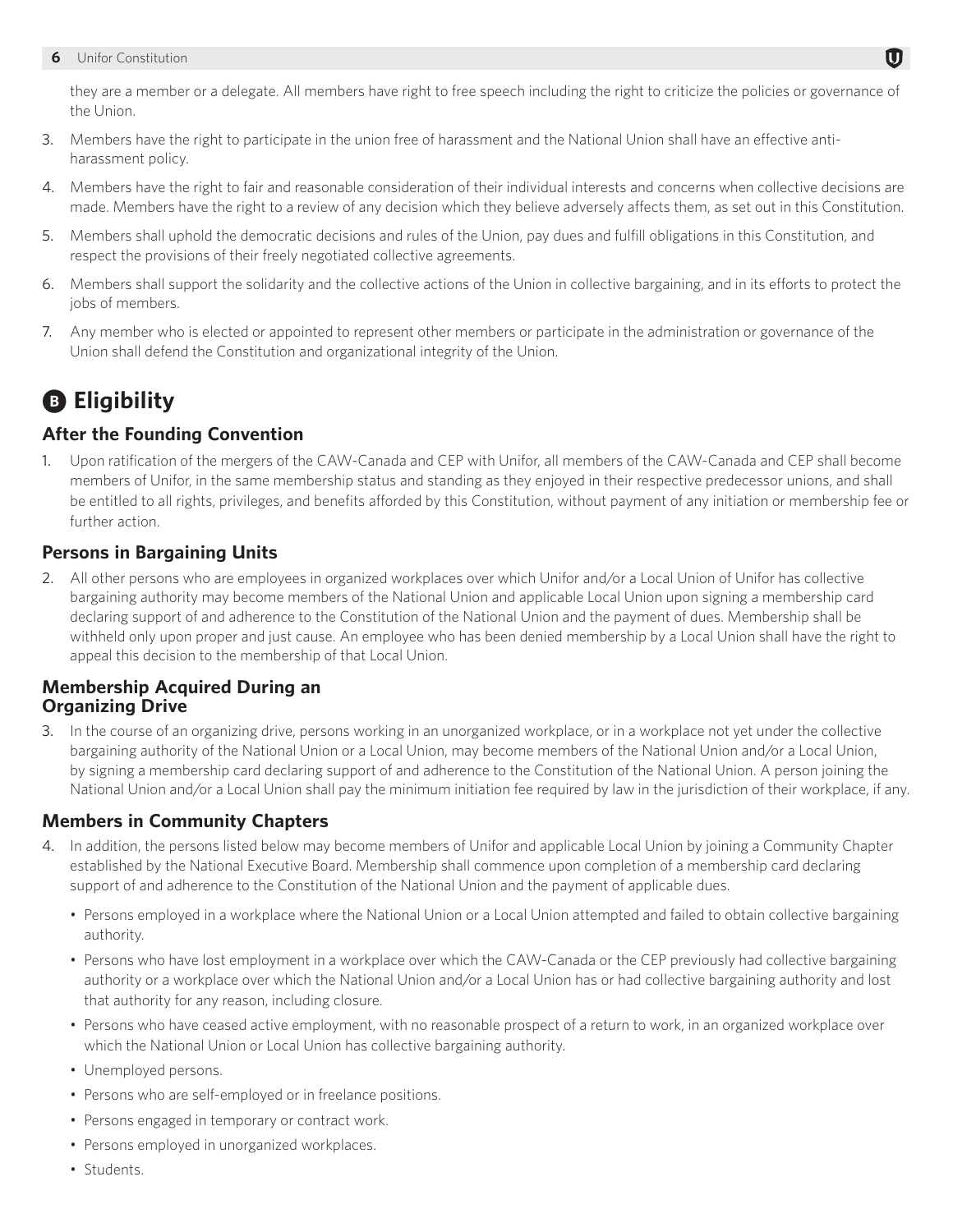they are a member or a delegate. All members have right to free speech including the right to criticize the policies or governance of the Union.

3. Members have the right to participate in the union free of harassment and the National Union shall have an effective anti-harassment policy.
4. Members have the right to fair and reasonable consideration of their individual interests and concerns when collective decisions are made. Members have the right to a review of any decision which they believe adversely affects them, as set out in this Constitution.
5. Members shall uphold the democratic decisions and rules of the Union, pay dues and fulfill obligations in this Constitution, and respect the provisions of their freely negotiated collective agreements.
6. Members shall support the solidarity and the collective actions of the Union in collective bargaining, and in its efforts to protect the jobs of members.
7. Any member who is elected or appointed to represent other members or participate in the administration or governance of the Union shall defend the Constitution and organizational integrity of the Union.

## B Eligibility

### After the Founding Convention

1. Upon ratification of the mergers of the CAW-Canada and CEP with Unifor, all members of the CAW-Canada and CEP shall become members of Unifor, in the same membership status and standing as they enjoyed in their respective predecessor unions, and shall be entitled to all rights, privileges, and benefits afforded by this Constitution, without payment of any initiation or membership fee or further action.

### Persons in Bargaining Units

2. All other persons who are employees in organized workplaces over which Unifor and/or a Local Union of Unifor has collective bargaining authority may become members of the National Union and applicable Local Union upon signing a membership card declaring support of and adherence to the Constitution of the National Union and the payment of dues. Membership shall be withheld only upon proper and just cause. An employee who has been denied membership by a Local Union shall have the right to appeal this decision to the membership of that Local Union.

### Membership Acquired During an Organizing Drive

3. In the course of an organizing drive, persons working in an unorganized workplace, or in a workplace not yet under the collective bargaining authority of the National Union or a Local Union, may become members of the National Union and/or a Local Union, by signing a membership card declaring support of and adherence to the Constitution of the National Union. A person joining the National Union and/or a Local Union shall pay the minimum initiation fee required by law in the jurisdiction of their workplace, if any.

### Members in Community Chapters

4. In addition, the persons listed below may become members of Unifor and applicable Local Union by joining a Community Chapter established by the National Executive Board. Membership shall commence upon completion of a membership card declaring support of and adherence to the Constitution of the National Union and the payment of applicable dues.
   - Persons employed in a workplace where the National Union or a Local Union attempted and failed to obtain collective bargaining authority.
   - Persons who have lost employment in a workplace over which the CAW-Canada or the CEP previously had collective bargaining authority or a workplace over which the National Union and/or a Local Union has or had collective bargaining authority and lost that authority for any reason, including closure.
   - Persons who have ceased active employment, with no reasonable prospect of a return to work, in an organized workplace over which the National Union or Local Union has collective bargaining authority.
   - Unemployed persons.
   - Persons who are self-employed or in freelance positions.
   - Persons engaged in temporary or contract work.
   - Persons employed in unorganized workplaces.
   - Students.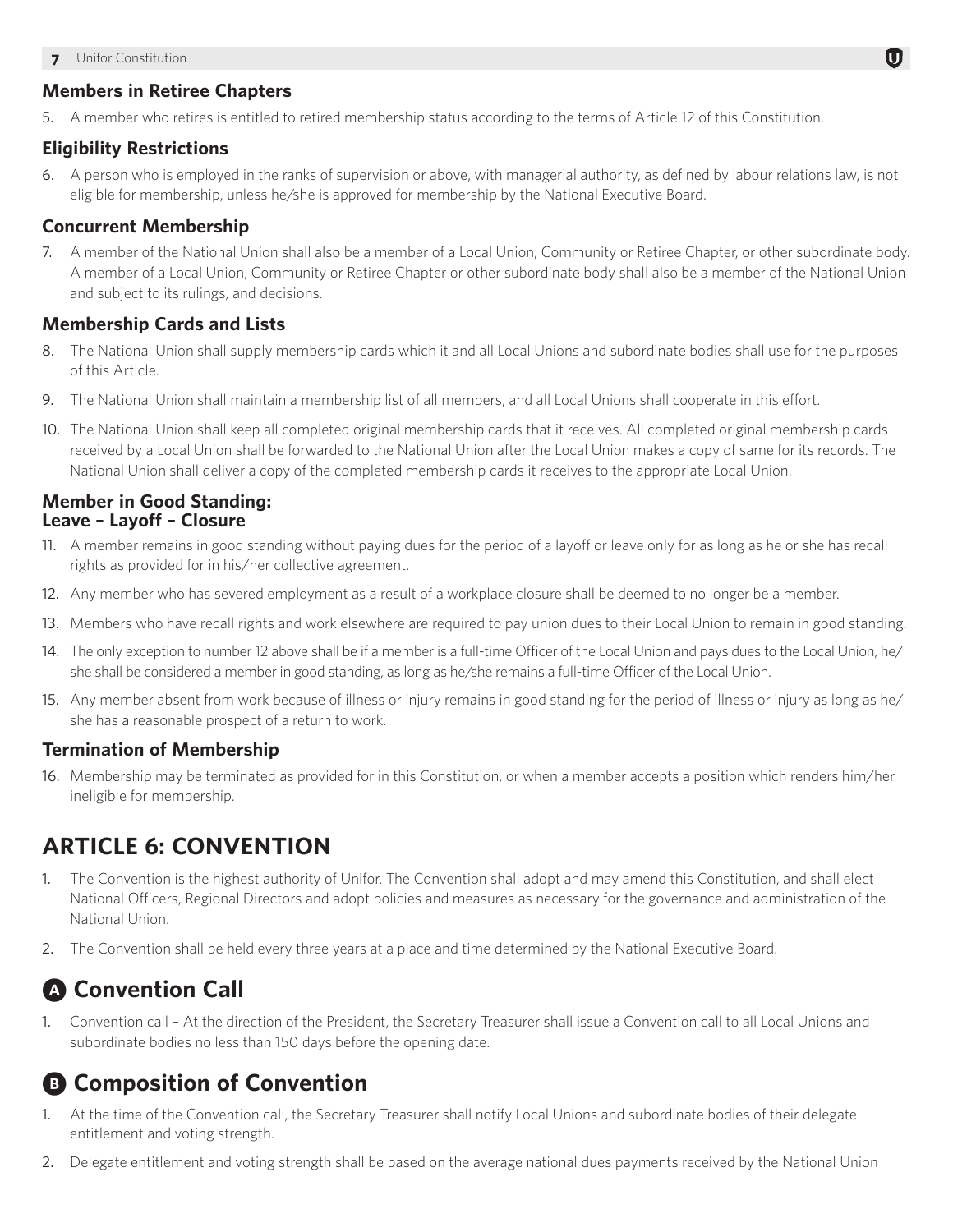### Members in Retiree Chapters

5. A member who retires is entitled to retired membership status according to the terms of Article 12 of this Constitution.

### Eligibility Restrictions

6. A person who is employed in the ranks of supervision or above, with managerial authority, as defined by labour relations law, is not eligible for membership, unless he/she is approved for membership by the National Executive Board.

### Concurrent Membership

7. A member of the National Union shall also be a member of a Local Union, Community or Retiree Chapter, or other subordinate body. A member of a Local Union, Community or Retiree Chapter or other subordinate body shall also be a member of the National Union and subject to its rulings, and decisions.

### Membership Cards and Lists

8. The National Union shall supply membership cards which it and all Local Unions and subordinate bodies shall use for the purposes of this Article.
9. The National Union shall maintain a membership list of all members, and all Local Unions shall cooperate in this effort.
10. The National Union shall keep all completed original membership cards that it receives. All completed original membership cards received by a Local Union shall be forwarded to the National Union after the Local Union makes a copy of same for its records. The National Union shall deliver a copy of the completed membership cards it receives to the appropriate Local Union.

### Member in Good Standing: Leave – Layoff – Closure

11. A member remains in good standing without paying dues for the period of a layoff or leave only for as long as he or she has recall rights as provided for in his/her collective agreement.
12. Any member who has severed employment as a result of a workplace closure shall be deemed to no longer be a member.
13. Members who have recall rights and work elsewhere are required to pay union dues to their Local Union to remain in good standing.
14. The only exception to number 12 above shall be if a member is a full-time Officer of the Local Union and pays dues to the Local Union, he/she shall be considered a member in good standing, as long as he/she remains a full-time Officer of the Local Union.
15. Any member absent from work because of illness or injury remains in good standing for the period of illness or injury as long as he/she has a reasonable prospect of a return to work.

### Termination of Membership

16. Membership may be terminated as provided for in this Constitution, or when a member accepts a position which renders him/her ineligible for membership.

## ARTICLE 6: CONVENTION

1. The Convention is the highest authority of Unifor. The Convention shall adopt and may amend this Constitution, and shall elect National Officers, Regional Directors and adopt policies and measures as necessary for the governance and administration of the National Union.
2. The Convention shall be held every three years at a place and time determined by the National Executive Board.

## A Convention Call

1. Convention call – At the direction of the President, the Secretary Treasurer shall issue a Convention call to all Local Unions and subordinate bodies no less than 150 days before the opening date.

## B Composition of Convention

1. At the time of the Convention call, the Secretary Treasurer shall notify Local Unions and subordinate bodies of their delegate entitlement and voting strength.
2. Delegate entitlement and voting strength shall be based on the average national dues payments received by the National Union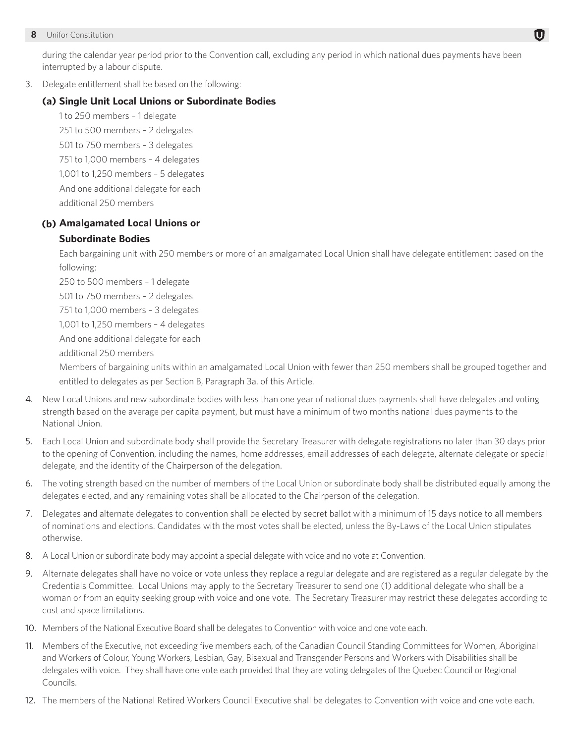during the calendar year period prior to the Convention call, excluding any period in which national dues payments have been interrupted by a labour dispute.

3. Delegate entitlement shall be based on the following:

   **(a) Single Unit Local Unions or Subordinate Bodies**

   1 to 250 members – 1 delegate
   251 to 500 members – 2 delegates
   501 to 750 members – 3 delegates
   751 to 1,000 members – 4 delegates
   1,001 to 1,250 members – 5 delegates
   And one additional delegate for each additional 250 members

   **(b) Amalgamated Local Unions or Subordinate Bodies**

   Each bargaining unit with 250 members or more of an amalgamated Local Union shall have delegate entitlement based on the following:

   250 to 500 members – 1 delegate
   501 to 750 members – 2 delegates
   751 to 1,000 members – 3 delegates
   1,001 to 1,250 members – 4 delegates
   And one additional delegate for each additional 250 members

   Members of bargaining units within an amalgamated Local Union with fewer than 250 members shall be grouped together and entitled to delegates as per Section B, Paragraph 3a. of this Article.

4. New Local Unions and new subordinate bodies with less than one year of national dues payments shall have delegates and voting strength based on the average per capita payment, but must have a minimum of two months national dues payments to the National Union.

5. Each Local Union and subordinate body shall provide the Secretary Treasurer with delegate registrations no later than 30 days prior to the opening of Convention, including the names, home addresses, email addresses of each delegate, alternate delegate or special delegate, and the identity of the Chairperson of the delegation.

6. The voting strength based on the number of members of the Local Union or subordinate body shall be distributed equally among the delegates elected, and any remaining votes shall be allocated to the Chairperson of the delegation.

7. Delegates and alternate delegates to convention shall be elected by secret ballot with a minimum of 15 days notice to all members of nominations and elections. Candidates with the most votes shall be elected, unless the By-Laws of the Local Union stipulates otherwise.

8. A Local Union or subordinate body may appoint a special delegate with voice and no vote at Convention.

9. Alternate delegates shall have no voice or vote unless they replace a regular delegate and are registered as a regular delegate by the Credentials Committee. Local Unions may apply to the Secretary Treasurer to send one (1) additional delegate who shall be a woman or from an equity seeking group with voice and one vote. The Secretary Treasurer may restrict these delegates according to cost and space limitations.

10. Members of the National Executive Board shall be delegates to Convention with voice and one vote each.

11. Members of the Executive, not exceeding five members each, of the Canadian Council Standing Committees for Women, Aboriginal and Workers of Colour, Young Workers, Lesbian, Gay, Bisexual and Transgender Persons and Workers with Disabilities shall be delegates with voice. They shall have one vote each provided that they are voting delegates of the Quebec Council or Regional Councils.

12. The members of the National Retired Workers Council Executive shall be delegates to Convention with voice and one vote each.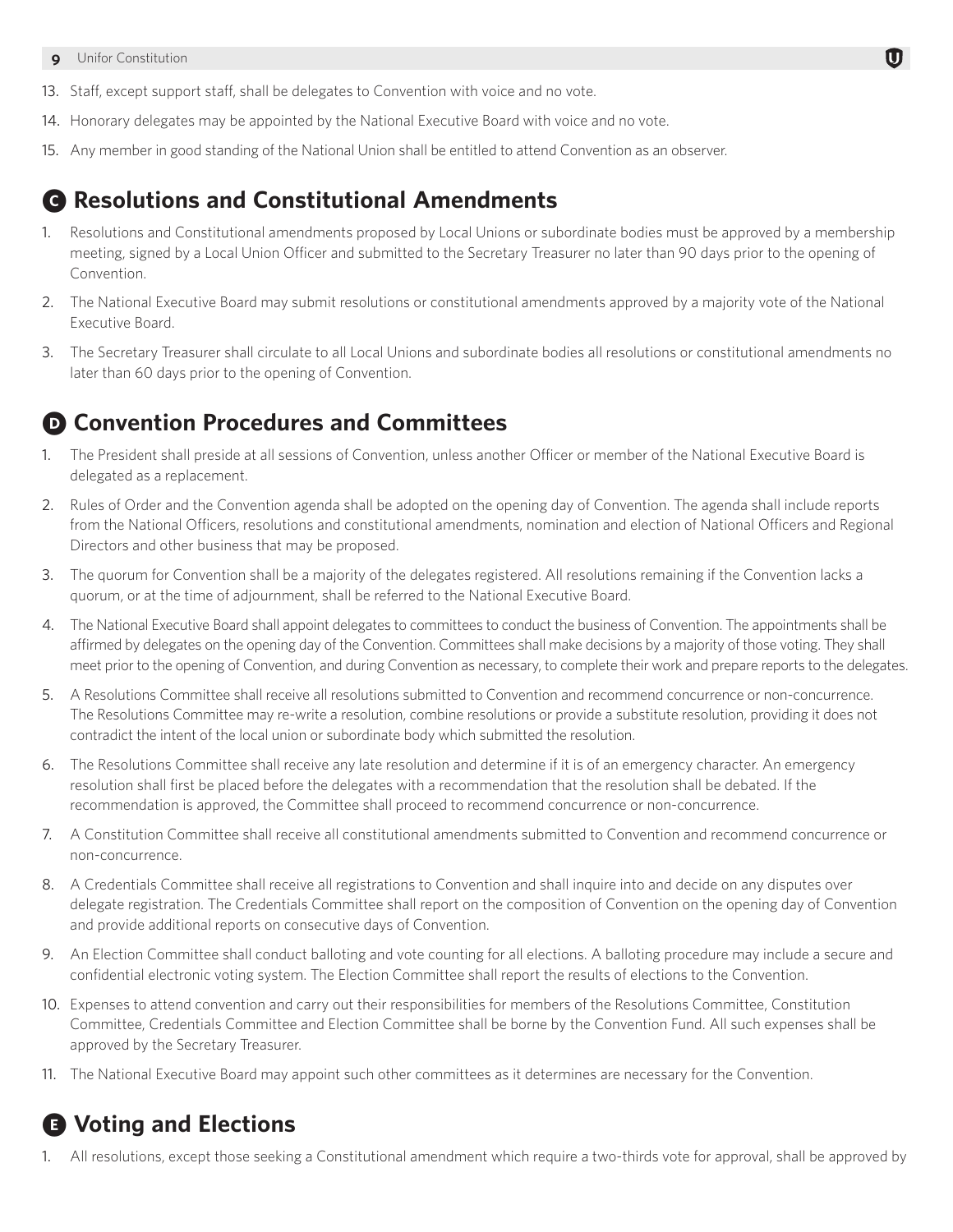13. Staff, except support staff, shall be delegates to Convention with voice and no vote.
14. Honorary delegates may be appointed by the National Executive Board with voice and no vote.
15. Any member in good standing of the National Union shall be entitled to attend Convention as an observer.

## C Resolutions and Constitutional Amendments

1. Resolutions and Constitutional amendments proposed by Local Unions or subordinate bodies must be approved by a membership meeting, signed by a Local Union Officer and submitted to the Secretary Treasurer no later than 90 days prior to the opening of Convention.
2. The National Executive Board may submit resolutions or constitutional amendments approved by a majority vote of the National Executive Board.
3. The Secretary Treasurer shall circulate to all Local Unions and subordinate bodies all resolutions or constitutional amendments no later than 60 days prior to the opening of Convention.

## D Convention Procedures and Committees

1. The President shall preside at all sessions of Convention, unless another Officer or member of the National Executive Board is delegated as a replacement.
2. Rules of Order and the Convention agenda shall be adopted on the opening day of Convention. The agenda shall include reports from the National Officers, resolutions and constitutional amendments, nomination and election of National Officers and Regional Directors and other business that may be proposed.
3. The quorum for Convention shall be a majority of the delegates registered. All resolutions remaining if the Convention lacks a quorum, or at the time of adjournment, shall be referred to the National Executive Board.
4. The National Executive Board shall appoint delegates to committees to conduct the business of Convention. The appointments shall be affirmed by delegates on the opening day of the Convention. Committees shall make decisions by a majority of those voting. They shall meet prior to the opening of Convention, and during Convention as necessary, to complete their work and prepare reports to the delegates.
5. A Resolutions Committee shall receive all resolutions submitted to Convention and recommend concurrence or non-concurrence. The Resolutions Committee may re-write a resolution, combine resolutions or provide a substitute resolution, providing it does not contradict the intent of the local union or subordinate body which submitted the resolution.
6. The Resolutions Committee shall receive any late resolution and determine if it is of an emergency character. An emergency resolution shall first be placed before the delegates with a recommendation that the resolution shall be debated. If the recommendation is approved, the Committee shall proceed to recommend concurrence or non-concurrence.
7. A Constitution Committee shall receive all constitutional amendments submitted to Convention and recommend concurrence or non-concurrence.
8. A Credentials Committee shall receive all registrations to Convention and shall inquire into and decide on any disputes over delegate registration. The Credentials Committee shall report on the composition of Convention on the opening day of Convention and provide additional reports on consecutive days of Convention.
9. An Election Committee shall conduct balloting and vote counting for all elections. A balloting procedure may include a secure and confidential electronic voting system. The Election Committee shall report the results of elections to the Convention.
10. Expenses to attend convention and carry out their responsibilities for members of the Resolutions Committee, Constitution Committee, Credentials Committee and Election Committee shall be borne by the Convention Fund. All such expenses shall be approved by the Secretary Treasurer.
11. The National Executive Board may appoint such other committees as it determines are necessary for the Convention.

## E Voting and Elections

1. All resolutions, except those seeking a Constitutional amendment which require a two-thirds vote for approval, shall be approved by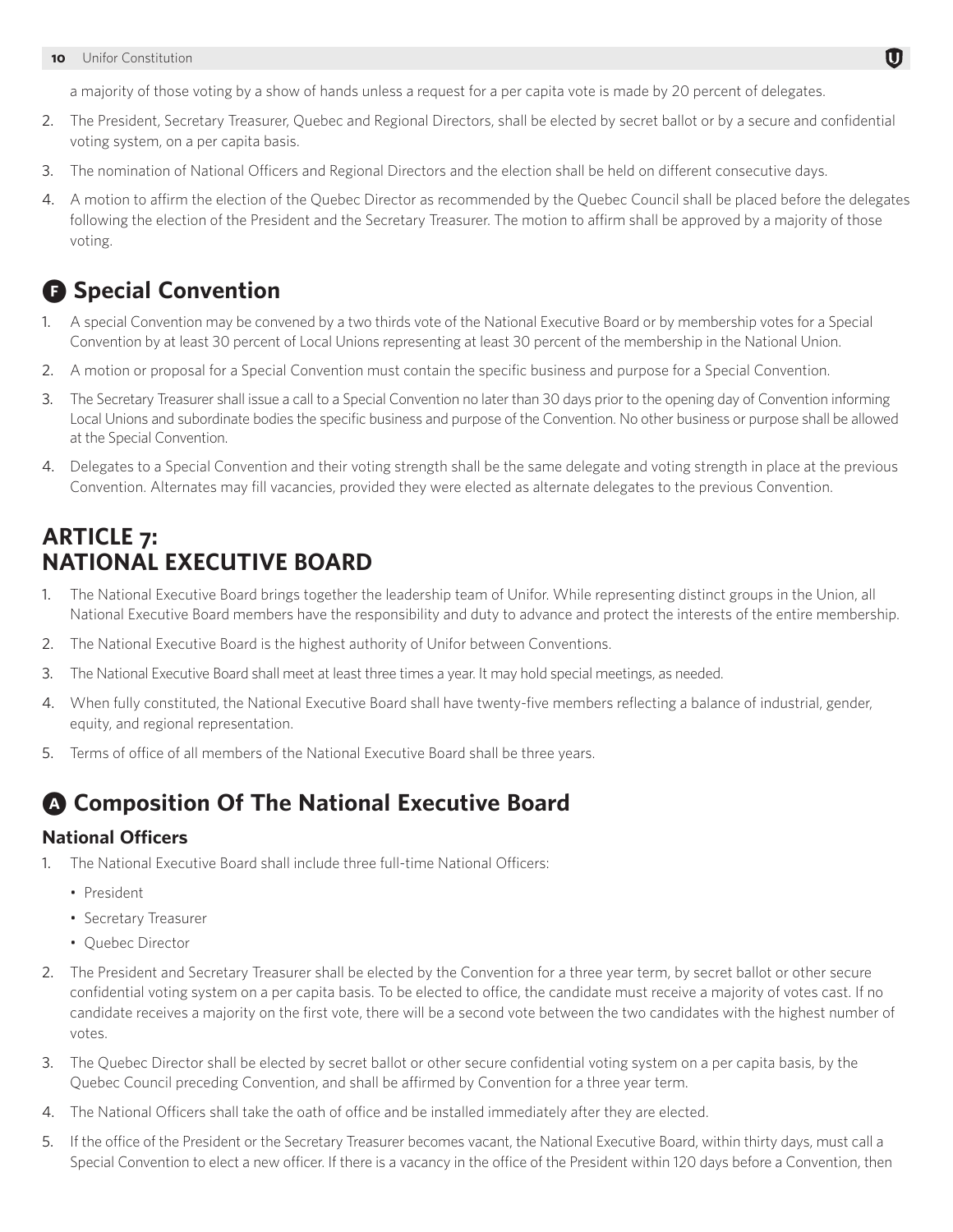a majority of those voting by a show of hands unless a request for a per capita vote is made by 20 percent of delegates.

2. The President, Secretary Treasurer, Quebec and Regional Directors, shall be elected by secret ballot or by a secure and confidential voting system, on a per capita basis.
3. The nomination of National Officers and Regional Directors and the election shall be held on different consecutive days.
4. A motion to affirm the election of the Quebec Director as recommended by the Quebec Council shall be placed before the delegates following the election of the President and the Secretary Treasurer. The motion to affirm shall be approved by a majority of those voting.

## F Special Convention

1. A special Convention may be convened by a two thirds vote of the National Executive Board or by membership votes for a Special Convention by at least 30 percent of Local Unions representing at least 30 percent of the membership in the National Union.
2. A motion or proposal for a Special Convention must contain the specific business and purpose for a Special Convention.
3. The Secretary Treasurer shall issue a call to a Special Convention no later than 30 days prior to the opening day of Convention informing Local Unions and subordinate bodies the specific business and purpose of the Convention. No other business or purpose shall be allowed at the Special Convention.
4. Delegates to a Special Convention and their voting strength shall be the same delegate and voting strength in place at the previous Convention. Alternates may fill vacancies, provided they were elected as alternate delegates to the previous Convention.

# ARTICLE 7: NATIONAL EXECUTIVE BOARD

1. The National Executive Board brings together the leadership team of Unifor. While representing distinct groups in the Union, all National Executive Board members have the responsibility and duty to advance and protect the interests of the entire membership.
2. The National Executive Board is the highest authority of Unifor between Conventions.
3. The National Executive Board shall meet at least three times a year. It may hold special meetings, as needed.
4. When fully constituted, the National Executive Board shall have twenty-five members reflecting a balance of industrial, gender, equity, and regional representation.
5. Terms of office of all members of the National Executive Board shall be three years.

## A Composition Of The National Executive Board

### National Officers

1. The National Executive Board shall include three full-time National Officers:
   - President
   - Secretary Treasurer
   - Quebec Director
2. The President and Secretary Treasurer shall be elected by the Convention for a three year term, by secret ballot or other secure confidential voting system on a per capita basis. To be elected to office, the candidate must receive a majority of votes cast. If no candidate receives a majority on the first vote, there will be a second vote between the two candidates with the highest number of votes.
3. The Quebec Director shall be elected by secret ballot or other secure confidential voting system on a per capita basis, by the Quebec Council preceding Convention, and shall be affirmed by Convention for a three year term.
4. The National Officers shall take the oath of office and be installed immediately after they are elected.
5. If the office of the President or the Secretary Treasurer becomes vacant, the National Executive Board, within thirty days, must call a Special Convention to elect a new officer. If there is a vacancy in the office of the President within 120 days before a Convention, then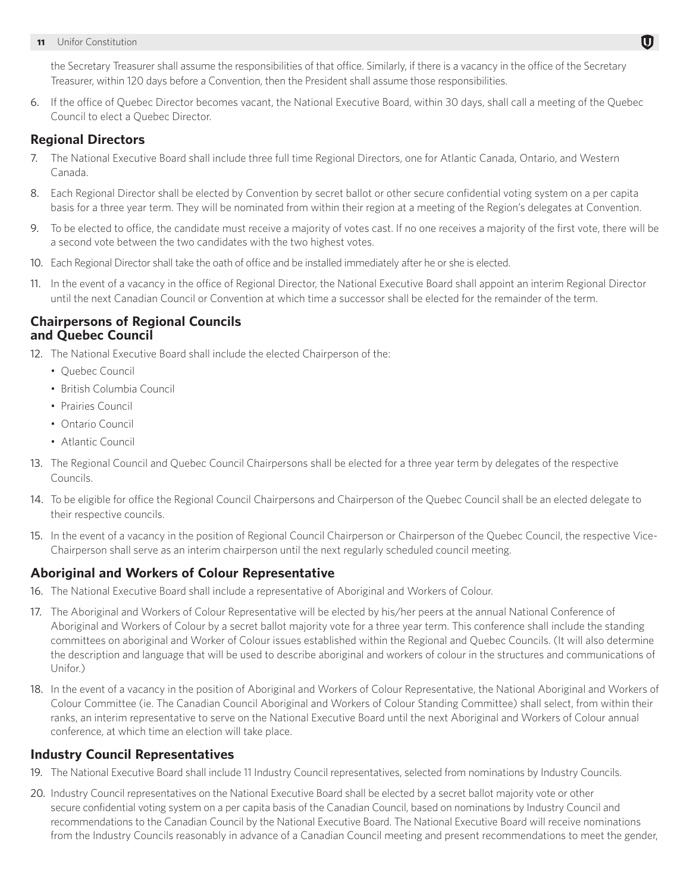the Secretary Treasurer shall assume the responsibilities of that office. Similarly, if there is a vacancy in the office of the Secretary Treasurer, within 120 days before a Convention, then the President shall assume those responsibilities.

6. If the office of Quebec Director becomes vacant, the National Executive Board, within 30 days, shall call a meeting of the Quebec Council to elect a Quebec Director.

## Regional Directors

7. The National Executive Board shall include three full time Regional Directors, one for Atlantic Canada, Ontario, and Western Canada.
8. Each Regional Director shall be elected by Convention by secret ballot or other secure confidential voting system on a per capita basis for a three year term. They will be nominated from within their region at a meeting of the Region's delegates at Convention.
9. To be elected to office, the candidate must receive a majority of votes cast. If no one receives a majority of the first vote, there will be a second vote between the two candidates with the two highest votes.
10. Each Regional Director shall take the oath of office and be installed immediately after he or she is elected.
11. In the event of a vacancy in the office of Regional Director, the National Executive Board shall appoint an interim Regional Director until the next Canadian Council or Convention at which time a successor shall be elected for the remainder of the term.

## Chairpersons of Regional Councils and Quebec Council

12. The National Executive Board shall include the elected Chairperson of the:
    - Quebec Council
    - British Columbia Council
    - Prairies Council
    - Ontario Council
    - Atlantic Council
13. The Regional Council and Quebec Council Chairpersons shall be elected for a three year term by delegates of the respective Councils.
14. To be eligible for office the Regional Council Chairpersons and Chairperson of the Quebec Council shall be an elected delegate to their respective councils.
15. In the event of a vacancy in the position of Regional Council Chairperson or Chairperson of the Quebec Council, the respective Vice-Chairperson shall serve as an interim chairperson until the next regularly scheduled council meeting.

## Aboriginal and Workers of Colour Representative

16. The National Executive Board shall include a representative of Aboriginal and Workers of Colour.
17. The Aboriginal and Workers of Colour Representative will be elected by his/her peers at the annual National Conference of Aboriginal and Workers of Colour by a secret ballot majority vote for a three year term. This conference shall include the standing committees on aboriginal and Worker of Colour issues established within the Regional and Quebec Councils. (It will also determine the description and language that will be used to describe aboriginal and workers of colour in the structures and communications of Unifor.)
18. In the event of a vacancy in the position of Aboriginal and Workers of Colour Representative, the National Aboriginal and Workers of Colour Committee (ie. The Canadian Council Aboriginal and Workers of Colour Standing Committee) shall select, from within their ranks, an interim representative to serve on the National Executive Board until the next Aboriginal and Workers of Colour annual conference, at which time an election will take place.

## Industry Council Representatives

19. The National Executive Board shall include 11 Industry Council representatives, selected from nominations by Industry Councils.
20. Industry Council representatives on the National Executive Board shall be elected by a secret ballot majority vote or other secure confidential voting system on a per capita basis of the Canadian Council, based on nominations by Industry Council and recommendations to the Canadian Council by the National Executive Board. The National Executive Board will receive nominations from the Industry Councils reasonably in advance of a Canadian Council meeting and present recommendations to meet the gender,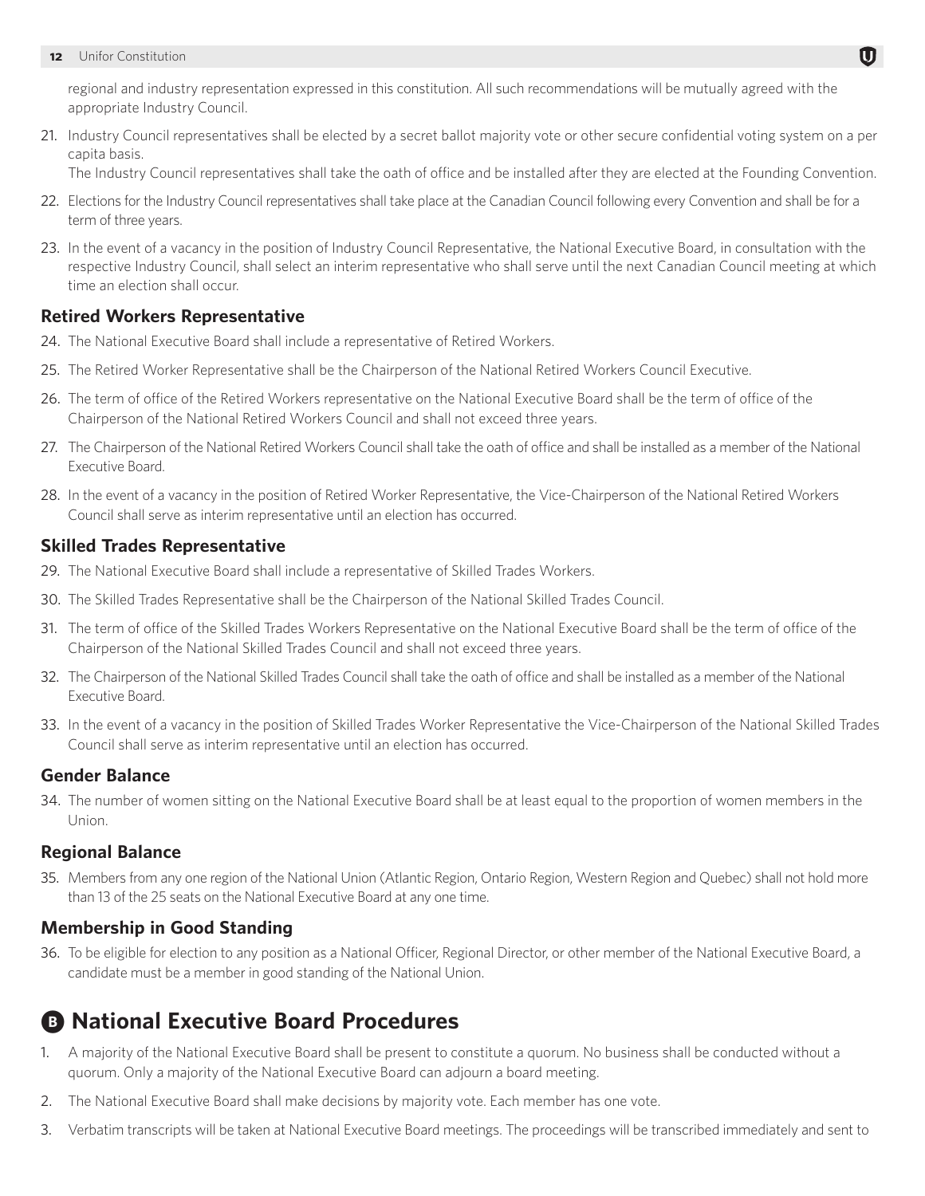regional and industry representation expressed in this constitution. All such recommendations will be mutually agreed with the appropriate Industry Council.

21. Industry Council representatives shall be elected by a secret ballot majority vote or other secure confidential voting system on a per capita basis.

    The Industry Council representatives shall take the oath of office and be installed after they are elected at the Founding Convention.

22. Elections for the Industry Council representatives shall take place at the Canadian Council following every Convention and shall be for a term of three years.

23. In the event of a vacancy in the position of Industry Council Representative, the National Executive Board, in consultation with the respective Industry Council, shall select an interim representative who shall serve until the next Canadian Council meeting at which time an election shall occur.

### Retired Workers Representative

24. The National Executive Board shall include a representative of Retired Workers.

25. The Retired Worker Representative shall be the Chairperson of the National Retired Workers Council Executive.

26. The term of office of the Retired Workers representative on the National Executive Board shall be the term of office of the Chairperson of the National Retired Workers Council and shall not exceed three years.

27. The Chairperson of the National Retired Workers Council shall take the oath of office and shall be installed as a member of the National Executive Board.

28. In the event of a vacancy in the position of Retired Worker Representative, the Vice-Chairperson of the National Retired Workers Council shall serve as interim representative until an election has occurred.

### Skilled Trades Representative

29. The National Executive Board shall include a representative of Skilled Trades Workers.

30. The Skilled Trades Representative shall be the Chairperson of the National Skilled Trades Council.

31. The term of office of the Skilled Trades Workers Representative on the National Executive Board shall be the term of office of the Chairperson of the National Skilled Trades Council and shall not exceed three years.

32. The Chairperson of the National Skilled Trades Council shall take the oath of office and shall be installed as a member of the National Executive Board.

33. In the event of a vacancy in the position of Skilled Trades Worker Representative the Vice-Chairperson of the National Skilled Trades Council shall serve as interim representative until an election has occurred.

### Gender Balance

34. The number of women sitting on the National Executive Board shall be at least equal to the proportion of women members in the Union.

### Regional Balance

35. Members from any one region of the National Union (Atlantic Region, Ontario Region, Western Region and Quebec) shall not hold more than 13 of the 25 seats on the National Executive Board at any one time.

### Membership in Good Standing

36. To be eligible for election to any position as a National Officer, Regional Director, or other member of the National Executive Board, a candidate must be a member in good standing of the National Union.

## B National Executive Board Procedures

1. A majority of the National Executive Board shall be present to constitute a quorum. No business shall be conducted without a quorum. Only a majority of the National Executive Board can adjourn a board meeting.

2. The National Executive Board shall make decisions by majority vote. Each member has one vote.

3. Verbatim transcripts will be taken at National Executive Board meetings. The proceedings will be transcribed immediately and sent to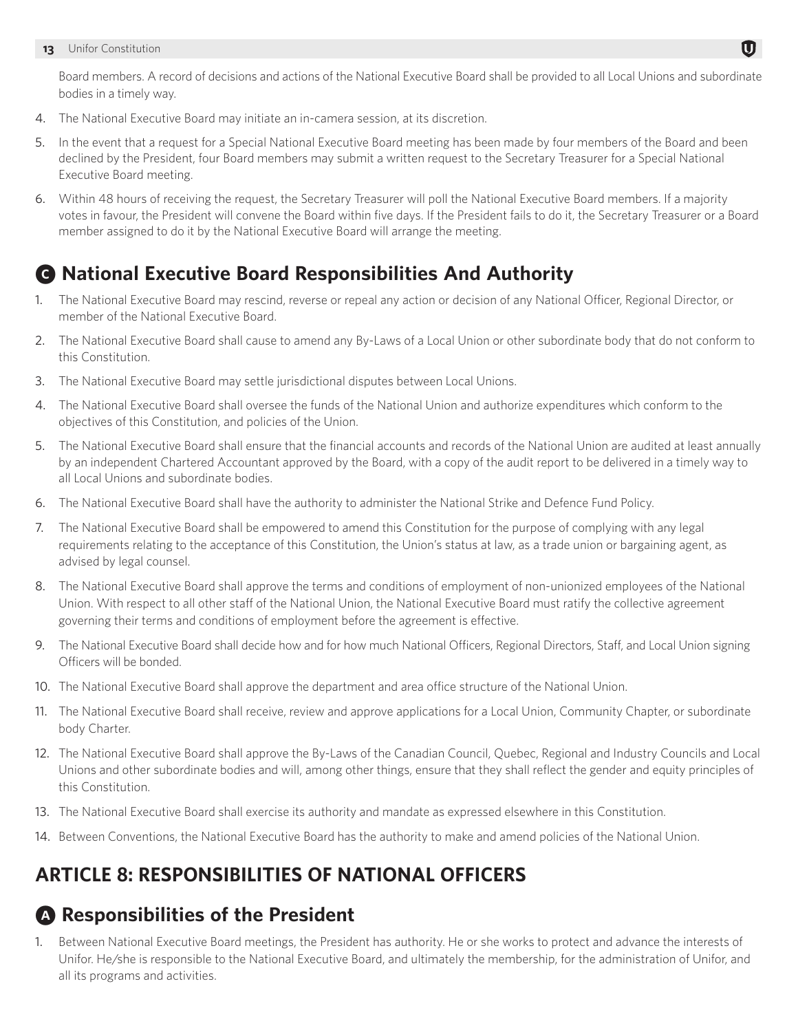Board members. A record of decisions and actions of the National Executive Board shall be provided to all Local Unions and subordinate bodies in a timely way.

4. The National Executive Board may initiate an in-camera session, at its discretion.
5. In the event that a request for a Special National Executive Board meeting has been made by four members of the Board and been declined by the President, four Board members may submit a written request to the Secretary Treasurer for a Special National Executive Board meeting.
6. Within 48 hours of receiving the request, the Secretary Treasurer will poll the National Executive Board members. If a majority votes in favour, the President will convene the Board within five days. If the President fails to do it, the Secretary Treasurer or a Board member assigned to do it by the National Executive Board will arrange the meeting.

## C National Executive Board Responsibilities And Authority

1. The National Executive Board may rescind, reverse or repeal any action or decision of any National Officer, Regional Director, or member of the National Executive Board.
2. The National Executive Board shall cause to amend any By-Laws of a Local Union or other subordinate body that do not conform to this Constitution.
3. The National Executive Board may settle jurisdictional disputes between Local Unions.
4. The National Executive Board shall oversee the funds of the National Union and authorize expenditures which conform to the objectives of this Constitution, and policies of the Union.
5. The National Executive Board shall ensure that the financial accounts and records of the National Union are audited at least annually by an independent Chartered Accountant approved by the Board, with a copy of the audit report to be delivered in a timely way to all Local Unions and subordinate bodies.
6. The National Executive Board shall have the authority to administer the National Strike and Defence Fund Policy.
7. The National Executive Board shall be empowered to amend this Constitution for the purpose of complying with any legal requirements relating to the acceptance of this Constitution, the Union's status at law, as a trade union or bargaining agent, as advised by legal counsel.
8. The National Executive Board shall approve the terms and conditions of employment of non-unionized employees of the National Union. With respect to all other staff of the National Union, the National Executive Board must ratify the collective agreement governing their terms and conditions of employment before the agreement is effective.
9. The National Executive Board shall decide how and for how much National Officers, Regional Directors, Staff, and Local Union signing Officers will be bonded.
10. The National Executive Board shall approve the department and area office structure of the National Union.
11. The National Executive Board shall receive, review and approve applications for a Local Union, Community Chapter, or subordinate body Charter.
12. The National Executive Board shall approve the By-Laws of the Canadian Council, Quebec, Regional and Industry Councils and Local Unions and other subordinate bodies and will, among other things, ensure that they shall reflect the gender and equity principles of this Constitution.
13. The National Executive Board shall exercise its authority and mandate as expressed elsewhere in this Constitution.
14. Between Conventions, the National Executive Board has the authority to make and amend policies of the National Union.

# ARTICLE 8: RESPONSIBILITIES OF NATIONAL OFFICERS

## A Responsibilities of the President

1. Between National Executive Board meetings, the President has authority. He or she works to protect and advance the interests of Unifor. He/she is responsible to the National Executive Board, and ultimately the membership, for the administration of Unifor, and all its programs and activities.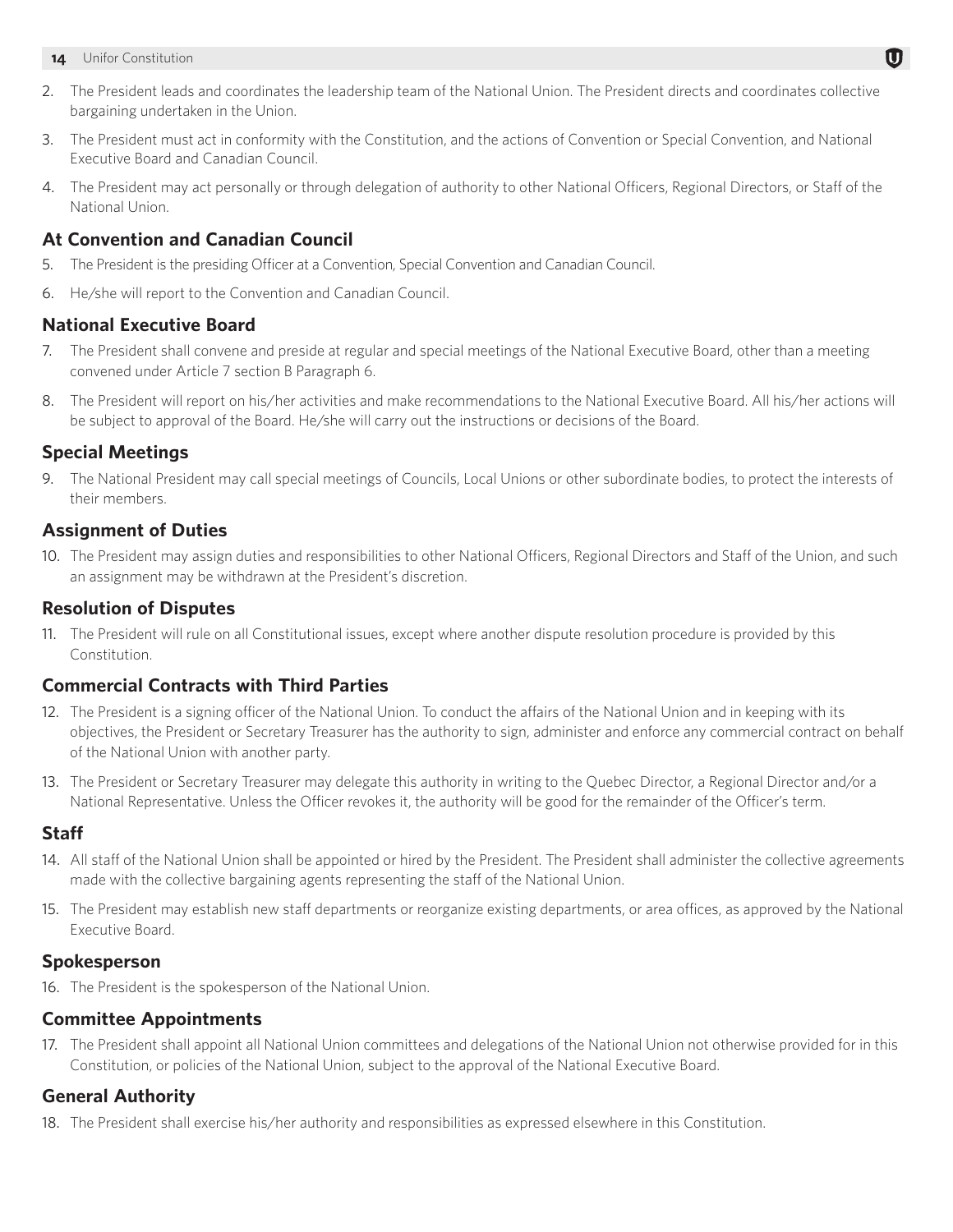2. The President leads and coordinates the leadership team of the National Union. The President directs and coordinates collective bargaining undertaken in the Union.
3. The President must act in conformity with the Constitution, and the actions of Convention or Special Convention, and National Executive Board and Canadian Council.
4. The President may act personally or through delegation of authority to other National Officers, Regional Directors, or Staff of the National Union.

### At Convention and Canadian Council

5. The President is the presiding Officer at a Convention, Special Convention and Canadian Council.
6. He/she will report to the Convention and Canadian Council.

### National Executive Board

7. The President shall convene and preside at regular and special meetings of the National Executive Board, other than a meeting convened under Article 7 section B Paragraph 6.
8. The President will report on his/her activities and make recommendations to the National Executive Board. All his/her actions will be subject to approval of the Board. He/she will carry out the instructions or decisions of the Board.

### Special Meetings

9. The National President may call special meetings of Councils, Local Unions or other subordinate bodies, to protect the interests of their members.

### Assignment of Duties

10. The President may assign duties and responsibilities to other National Officers, Regional Directors and Staff of the Union, and such an assignment may be withdrawn at the President's discretion.

### Resolution of Disputes

11. The President will rule on all Constitutional issues, except where another dispute resolution procedure is provided by this Constitution.

### Commercial Contracts with Third Parties

12. The President is a signing officer of the National Union. To conduct the affairs of the National Union and in keeping with its objectives, the President or Secretary Treasurer has the authority to sign, administer and enforce any commercial contract on behalf of the National Union with another party.
13. The President or Secretary Treasurer may delegate this authority in writing to the Quebec Director, a Regional Director and/or a National Representative. Unless the Officer revokes it, the authority will be good for the remainder of the Officer's term.

### Staff

14. All staff of the National Union shall be appointed or hired by the President. The President shall administer the collective agreements made with the collective bargaining agents representing the staff of the National Union.
15. The President may establish new staff departments or reorganize existing departments, or area offices, as approved by the National Executive Board.

### Spokesperson

16. The President is the spokesperson of the National Union.

### Committee Appointments

17. The President shall appoint all National Union committees and delegations of the National Union not otherwise provided for in this Constitution, or policies of the National Union, subject to the approval of the National Executive Board.

### General Authority

18. The President shall exercise his/her authority and responsibilities as expressed elsewhere in this Constitution.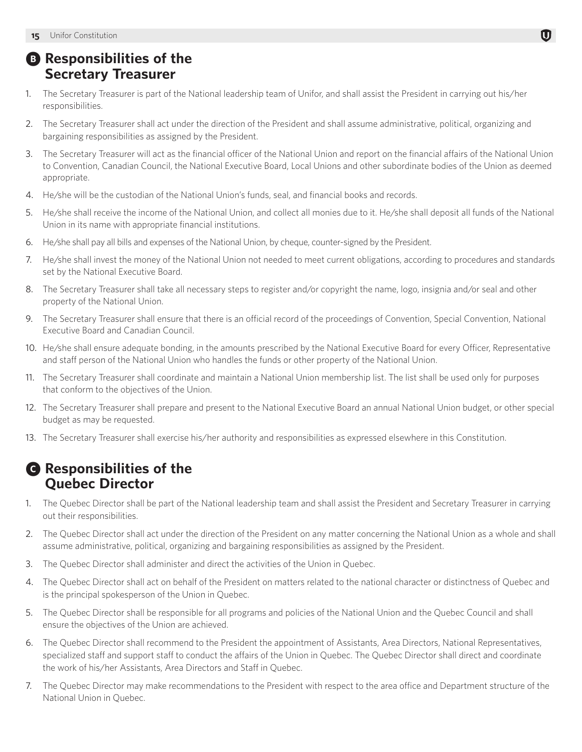## B Responsibilities of the Secretary Treasurer

1. The Secretary Treasurer is part of the National leadership team of Unifor, and shall assist the President in carrying out his/her responsibilities.
2. The Secretary Treasurer shall act under the direction of the President and shall assume administrative, political, organizing and bargaining responsibilities as assigned by the President.
3. The Secretary Treasurer will act as the financial officer of the National Union and report on the financial affairs of the National Union to Convention, Canadian Council, the National Executive Board, Local Unions and other subordinate bodies of the Union as deemed appropriate.
4. He/she will be the custodian of the National Union's funds, seal, and financial books and records.
5. He/she shall receive the income of the National Union, and collect all monies due to it. He/she shall deposit all funds of the National Union in its name with appropriate financial institutions.
6. He/she shall pay all bills and expenses of the National Union, by cheque, counter-signed by the President.
7. He/she shall invest the money of the National Union not needed to meet current obligations, according to procedures and standards set by the National Executive Board.
8. The Secretary Treasurer shall take all necessary steps to register and/or copyright the name, logo, insignia and/or seal and other property of the National Union.
9. The Secretary Treasurer shall ensure that there is an official record of the proceedings of Convention, Special Convention, National Executive Board and Canadian Council.
10. He/she shall ensure adequate bonding, in the amounts prescribed by the National Executive Board for every Officer, Representative and staff person of the National Union who handles the funds or other property of the National Union.
11. The Secretary Treasurer shall coordinate and maintain a National Union membership list. The list shall be used only for purposes that conform to the objectives of the Union.
12. The Secretary Treasurer shall prepare and present to the National Executive Board an annual National Union budget, or other special budget as may be requested.
13. The Secretary Treasurer shall exercise his/her authority and responsibilities as expressed elsewhere in this Constitution.

## C Responsibilities of the Quebec Director

1. The Quebec Director shall be part of the National leadership team and shall assist the President and Secretary Treasurer in carrying out their responsibilities.
2. The Quebec Director shall act under the direction of the President on any matter concerning the National Union as a whole and shall assume administrative, political, organizing and bargaining responsibilities as assigned by the President.
3. The Quebec Director shall administer and direct the activities of the Union in Quebec.
4. The Quebec Director shall act on behalf of the President on matters related to the national character or distinctness of Quebec and is the principal spokesperson of the Union in Quebec.
5. The Quebec Director shall be responsible for all programs and policies of the National Union and the Quebec Council and shall ensure the objectives of the Union are achieved.
6. The Quebec Director shall recommend to the President the appointment of Assistants, Area Directors, National Representatives, specialized staff and support staff to conduct the affairs of the Union in Quebec. The Quebec Director shall direct and coordinate the work of his/her Assistants, Area Directors and Staff in Quebec.
7. The Quebec Director may make recommendations to the President with respect to the area office and Department structure of the National Union in Quebec.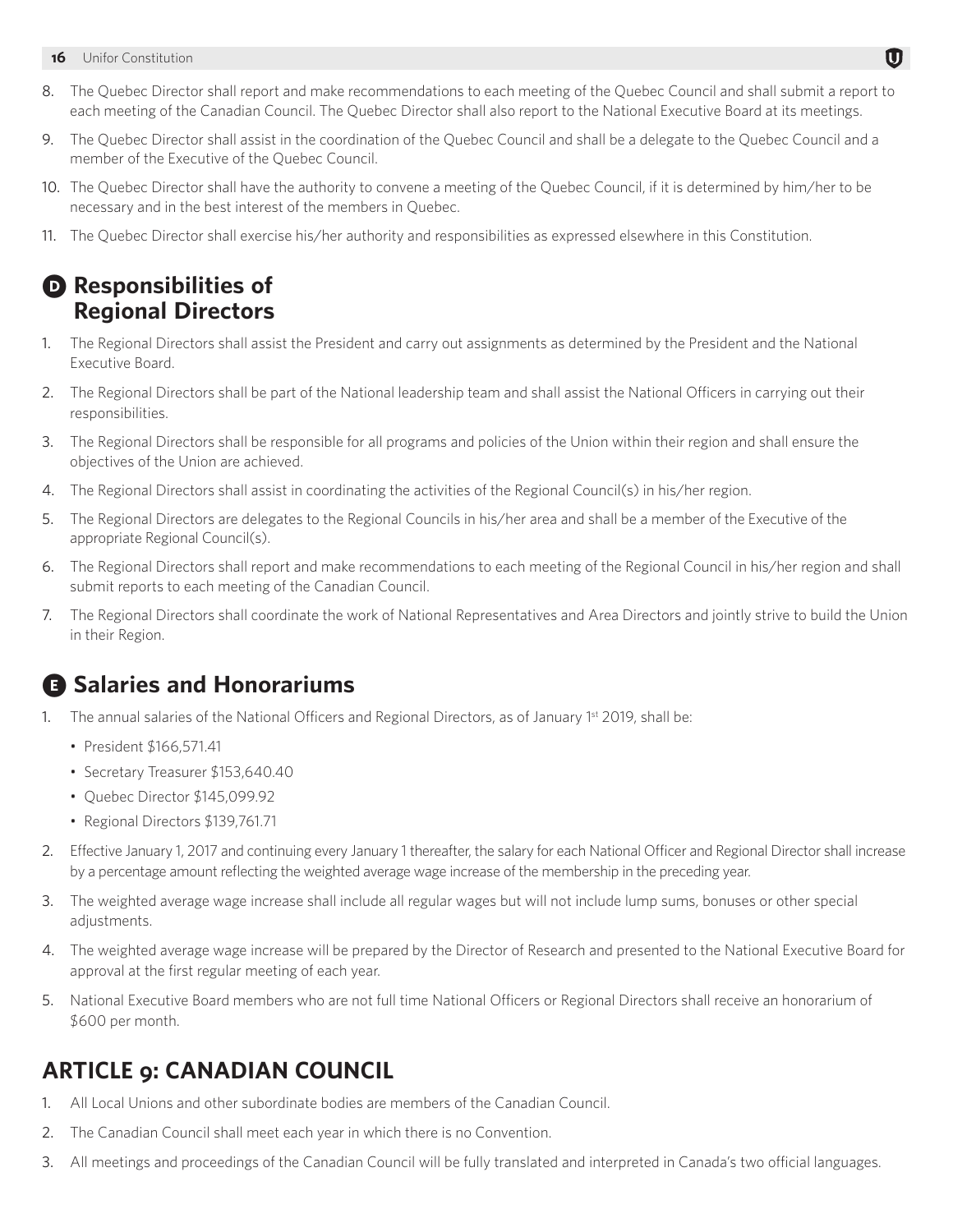8. The Quebec Director shall report and make recommendations to each meeting of the Quebec Council and shall submit a report to each meeting of the Canadian Council. The Quebec Director shall also report to the National Executive Board at its meetings.
9. The Quebec Director shall assist in the coordination of the Quebec Council and shall be a delegate to the Quebec Council and a member of the Executive of the Quebec Council.
10. The Quebec Director shall have the authority to convene a meeting of the Quebec Council, if it is determined by him/her to be necessary and in the best interest of the members in Quebec.
11. The Quebec Director shall exercise his/her authority and responsibilities as expressed elsewhere in this Constitution.

### D Responsibilities of Regional Directors

1. The Regional Directors shall assist the President and carry out assignments as determined by the President and the National Executive Board.
2. The Regional Directors shall be part of the National leadership team and shall assist the National Officers in carrying out their responsibilities.
3. The Regional Directors shall be responsible for all programs and policies of the Union within their region and shall ensure the objectives of the Union are achieved.
4. The Regional Directors shall assist in coordinating the activities of the Regional Council(s) in his/her region.
5. The Regional Directors are delegates to the Regional Councils in his/her area and shall be a member of the Executive of the appropriate Regional Council(s).
6. The Regional Directors shall report and make recommendations to each meeting of the Regional Council in his/her region and shall submit reports to each meeting of the Canadian Council.
7. The Regional Directors shall coordinate the work of National Representatives and Area Directors and jointly strive to build the Union in their Region.

### E Salaries and Honorariums

1. The annual salaries of the National Officers and Regional Directors, as of January 1st 2019, shall be:
   - President $166,571.41
   - Secretary Treasurer $153,640.40
   - Quebec Director $145,099.92
   - Regional Directors $139,761.71
2. Effective January 1, 2017 and continuing every January 1 thereafter, the salary for each National Officer and Regional Director shall increase by a percentage amount reflecting the weighted average wage increase of the membership in the preceding year.
3. The weighted average wage increase shall include all regular wages but will not include lump sums, bonuses or other special adjustments.
4. The weighted average wage increase will be prepared by the Director of Research and presented to the National Executive Board for approval at the first regular meeting of each year.
5. National Executive Board members who are not full time National Officers or Regional Directors shall receive an honorarium of $600 per month.

## ARTICLE 9: CANADIAN COUNCIL

1. All Local Unions and other subordinate bodies are members of the Canadian Council.
2. The Canadian Council shall meet each year in which there is no Convention.
3. All meetings and proceedings of the Canadian Council will be fully translated and interpreted in Canada's two official languages.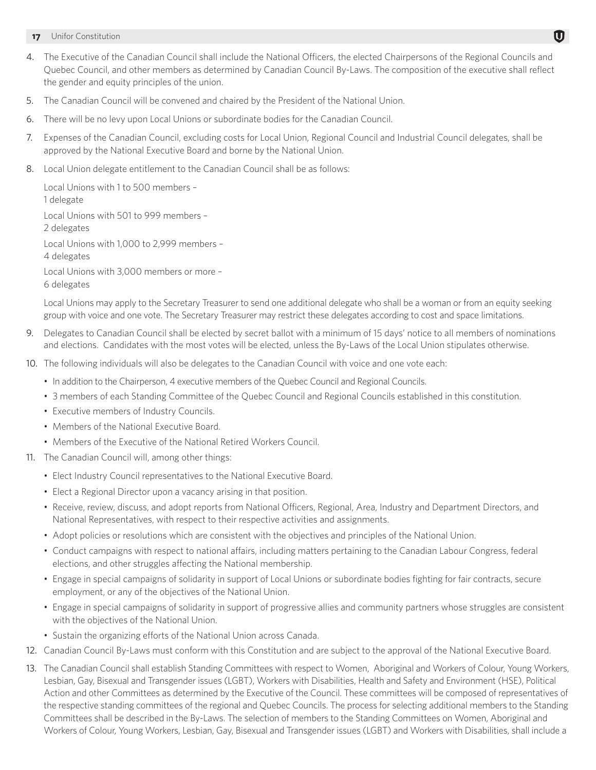4. The Executive of the Canadian Council shall include the National Officers, the elected Chairpersons of the Regional Councils and Quebec Council, and other members as determined by Canadian Council By-Laws. The composition of the executive shall reflect the gender and equity principles of the union.
5. The Canadian Council will be convened and chaired by the President of the National Union.
6. There will be no levy upon Local Unions or subordinate bodies for the Canadian Council.
7. Expenses of the Canadian Council, excluding costs for Local Union, Regional Council and Industrial Council delegates, shall be approved by the National Executive Board and borne by the National Union.
8. Local Union delegate entitlement to the Canadian Council shall be as follows:

   Local Unions with 1 to 500 members – 1 delegate

   Local Unions with 501 to 999 members – 2 delegates

   Local Unions with 1,000 to 2,999 members – 4 delegates

   Local Unions with 3,000 members or more – 6 delegates

   Local Unions may apply to the Secretary Treasurer to send one additional delegate who shall be a woman or from an equity seeking group with voice and one vote. The Secretary Treasurer may restrict these delegates according to cost and space limitations.
9. Delegates to Canadian Council shall be elected by secret ballot with a minimum of 15 days' notice to all members of nominations and elections. Candidates with the most votes will be elected, unless the By-Laws of the Local Union stipulates otherwise.
10. The following individuals will also be delegates to the Canadian Council with voice and one vote each:
    - In addition to the Chairperson, 4 executive members of the Quebec Council and Regional Councils.
    - 3 members of each Standing Committee of the Quebec Council and Regional Councils established in this constitution.
    - Executive members of Industry Councils.
    - Members of the National Executive Board.
    - Members of the Executive of the National Retired Workers Council.
11. The Canadian Council will, among other things:
    - Elect Industry Council representatives to the National Executive Board.
    - Elect a Regional Director upon a vacancy arising in that position.
    - Receive, review, discuss, and adopt reports from National Officers, Regional, Area, Industry and Department Directors, and National Representatives, with respect to their respective activities and assignments.
    - Adopt policies or resolutions which are consistent with the objectives and principles of the National Union.
    - Conduct campaigns with respect to national affairs, including matters pertaining to the Canadian Labour Congress, federal elections, and other struggles affecting the National membership.
    - Engage in special campaigns of solidarity in support of Local Unions or subordinate bodies fighting for fair contracts, secure employment, or any of the objectives of the National Union.
    - Engage in special campaigns of solidarity in support of progressive allies and community partners whose struggles are consistent with the objectives of the National Union.
    - Sustain the organizing efforts of the National Union across Canada.
12. Canadian Council By-Laws must conform with this Constitution and are subject to the approval of the National Executive Board.
13. The Canadian Council shall establish Standing Committees with respect to Women, Aboriginal and Workers of Colour, Young Workers, Lesbian, Gay, Bisexual and Transgender issues (LGBT), Workers with Disabilities, Health and Safety and Environment (HSE), Political Action and other Committees as determined by the Executive of the Council. These committees will be composed of representatives of the respective standing committees of the regional and Quebec Councils. The process for selecting additional members to the Standing Committees shall be described in the By-Laws. The selection of members to the Standing Committees on Women, Aboriginal and Workers of Colour, Young Workers, Lesbian, Gay, Bisexual and Transgender issues (LGBT) and Workers with Disabilities, shall include a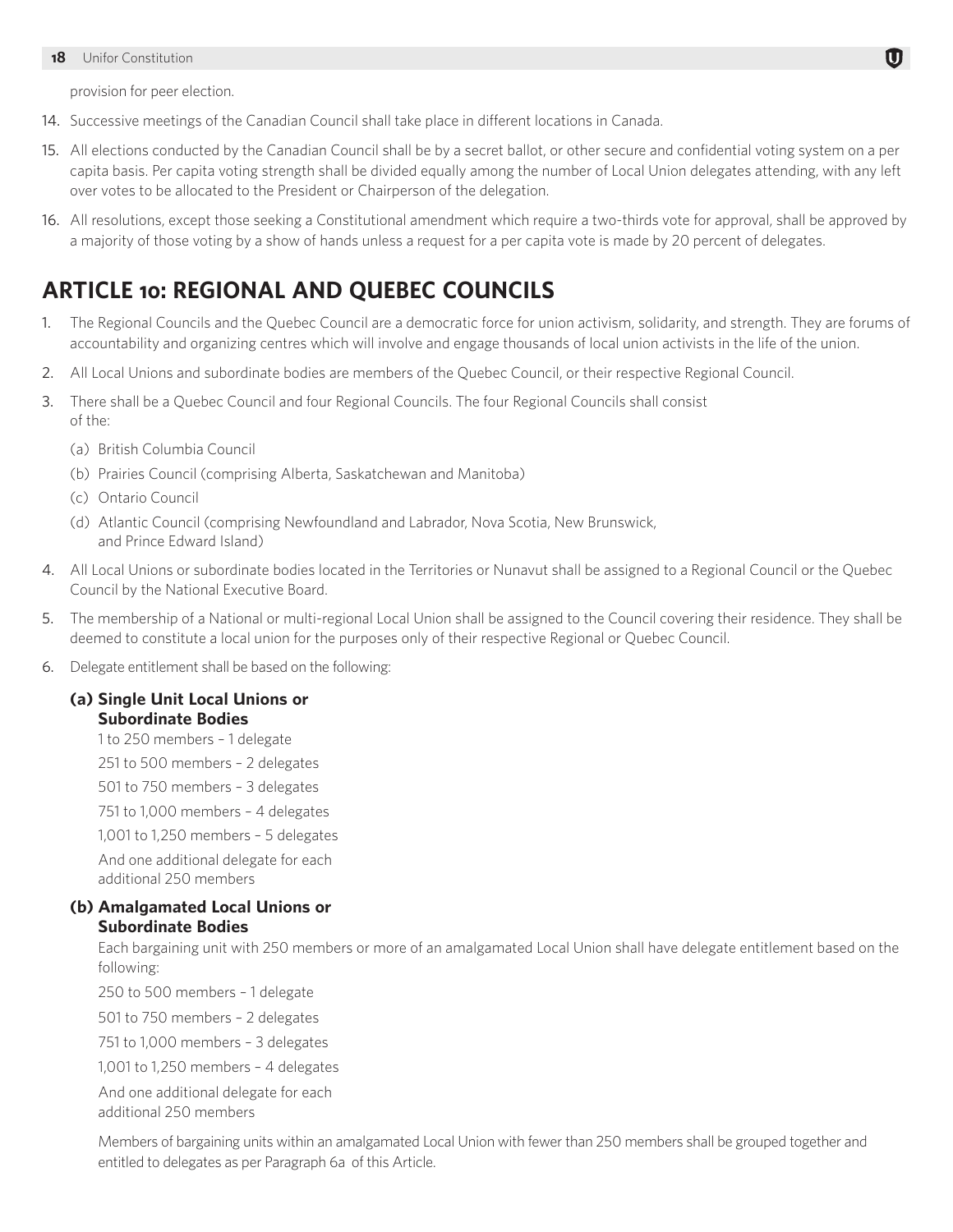provision for peer election.

14. Successive meetings of the Canadian Council shall take place in different locations in Canada.
15. All elections conducted by the Canadian Council shall be by a secret ballot, or other secure and confidential voting system on a per capita basis. Per capita voting strength shall be divided equally among the number of Local Union delegates attending, with any left over votes to be allocated to the President or Chairperson of the delegation.
16. All resolutions, except those seeking a Constitutional amendment which require a two-thirds vote for approval, shall be approved by a majority of those voting by a show of hands unless a request for a per capita vote is made by 20 percent of delegates.

## ARTICLE 10: REGIONAL AND QUEBEC COUNCILS

1. The Regional Councils and the Quebec Council are a democratic force for union activism, solidarity, and strength. They are forums of accountability and organizing centres which will involve and engage thousands of local union activists in the life of the union.
2. All Local Unions and subordinate bodies are members of the Quebec Council, or their respective Regional Council.
3. There shall be a Quebec Council and four Regional Councils. The four Regional Councils shall consist of the:
   (a) British Columbia Council
   (b) Prairies Council (comprising Alberta, Saskatchewan and Manitoba)
   (c) Ontario Council
   (d) Atlantic Council (comprising Newfoundland and Labrador, Nova Scotia, New Brunswick, and Prince Edward Island)
4. All Local Unions or subordinate bodies located in the Territories or Nunavut shall be assigned to a Regional Council or the Quebec Council by the National Executive Board.
5. The membership of a National or multi-regional Local Union shall be assigned to the Council covering their residence. They shall be deemed to constitute a local union for the purposes only of their respective Regional or Quebec Council.
6. Delegate entitlement shall be based on the following:

   **(a) Single Unit Local Unions or Subordinate Bodies**

   1 to 250 members – 1 delegate

   251 to 500 members – 2 delegates

   501 to 750 members – 3 delegates

   751 to 1,000 members – 4 delegates

   1,001 to 1,250 members – 5 delegates

   And one additional delegate for each additional 250 members

   **(b) Amalgamated Local Unions or Subordinate Bodies**

   Each bargaining unit with 250 members or more of an amalgamated Local Union shall have delegate entitlement based on the following:

   250 to 500 members – 1 delegate

   501 to 750 members – 2 delegates

   751 to 1,000 members – 3 delegates

   1,001 to 1,250 members – 4 delegates

   And one additional delegate for each additional 250 members

   Members of bargaining units within an amalgamated Local Union with fewer than 250 members shall be grouped together and entitled to delegates as per Paragraph 6a of this Article.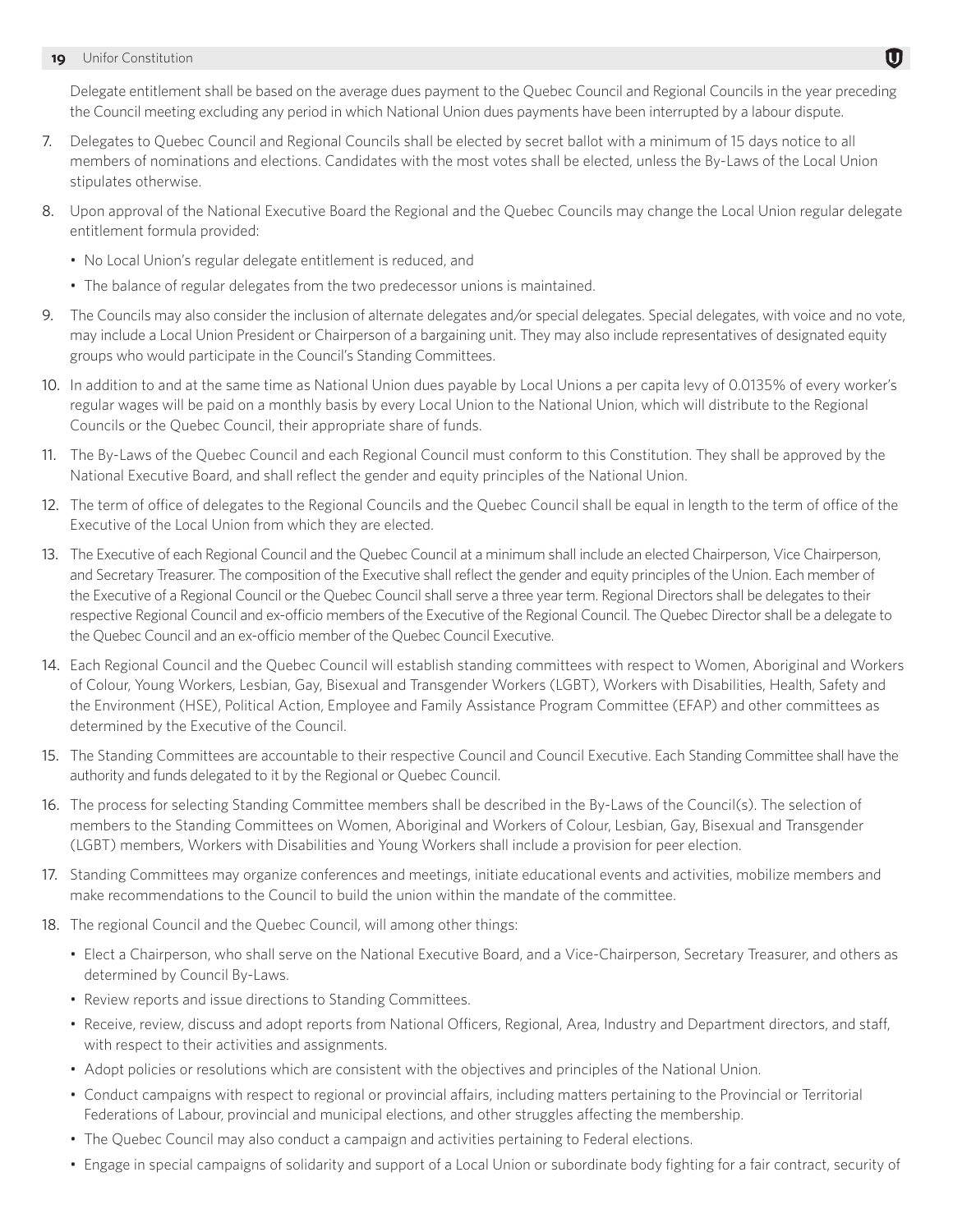Delegate entitlement shall be based on the average dues payment to the Quebec Council and Regional Councils in the year preceding the Council meeting excluding any period in which National Union dues payments have been interrupted by a labour dispute.

7. Delegates to Quebec Council and Regional Councils shall be elected by secret ballot with a minimum of 15 days notice to all members of nominations and elections. Candidates with the most votes shall be elected, unless the By-Laws of the Local Union stipulates otherwise.

8. Upon approval of the National Executive Board the Regional and the Quebec Councils may change the Local Union regular delegate entitlement formula provided:

   - No Local Union's regular delegate entitlement is reduced, and
   - The balance of regular delegates from the two predecessor unions is maintained.

9. The Councils may also consider the inclusion of alternate delegates and/or special delegates. Special delegates, with voice and no vote, may include a Local Union President or Chairperson of a bargaining unit. They may also include representatives of designated equity groups who would participate in the Council's Standing Committees.

10. In addition to and at the same time as National Union dues payable by Local Unions a per capita levy of 0.0135% of every worker's regular wages will be paid on a monthly basis by every Local Union to the National Union, which will distribute to the Regional Councils or the Quebec Council, their appropriate share of funds.

11. The By-Laws of the Quebec Council and each Regional Council must conform to this Constitution. They shall be approved by the National Executive Board, and shall reflect the gender and equity principles of the National Union.

12. The term of office of delegates to the Regional Councils and the Quebec Council shall be equal in length to the term of office of the Executive of the Local Union from which they are elected.

13. The Executive of each Regional Council and the Quebec Council at a minimum shall include an elected Chairperson, Vice Chairperson, and Secretary Treasurer. The composition of the Executive shall reflect the gender and equity principles of the Union. Each member of the Executive of a Regional Council or the Quebec Council shall serve a three year term. Regional Directors shall be delegates to their respective Regional Council and ex-officio members of the Executive of the Regional Council. The Quebec Director shall be a delegate to the Quebec Council and an ex-officio member of the Quebec Council Executive.

14. Each Regional Council and the Quebec Council will establish standing committees with respect to Women, Aboriginal and Workers of Colour, Young Workers, Lesbian, Gay, Bisexual and Transgender Workers (LGBT), Workers with Disabilities, Health, Safety and the Environment (HSE), Political Action, Employee and Family Assistance Program Committee (EFAP) and other committees as determined by the Executive of the Council.

15. The Standing Committees are accountable to their respective Council and Council Executive. Each Standing Committee shall have the authority and funds delegated to it by the Regional or Quebec Council.

16. The process for selecting Standing Committee members shall be described in the By-Laws of the Council(s). The selection of members to the Standing Committees on Women, Aboriginal and Workers of Colour, Lesbian, Gay, Bisexual and Transgender (LGBT) members, Workers with Disabilities and Young Workers shall include a provision for peer election.

17. Standing Committees may organize conferences and meetings, initiate educational events and activities, mobilize members and make recommendations to the Council to build the union within the mandate of the committee.

18. The regional Council and the Quebec Council, will among other things:

   - Elect a Chairperson, who shall serve on the National Executive Board, and a Vice-Chairperson, Secretary Treasurer, and others as determined by Council By-Laws.
   - Review reports and issue directions to Standing Committees.
   - Receive, review, discuss and adopt reports from National Officers, Regional, Area, Industry and Department directors, and staff, with respect to their activities and assignments.
   - Adopt policies or resolutions which are consistent with the objectives and principles of the National Union.
   - Conduct campaigns with respect to regional or provincial affairs, including matters pertaining to the Provincial or Territorial Federations of Labour, provincial and municipal elections, and other struggles affecting the membership.
   - The Quebec Council may also conduct a campaign and activities pertaining to Federal elections.
   - Engage in special campaigns of solidarity and support of a Local Union or subordinate body fighting for a fair contract, security of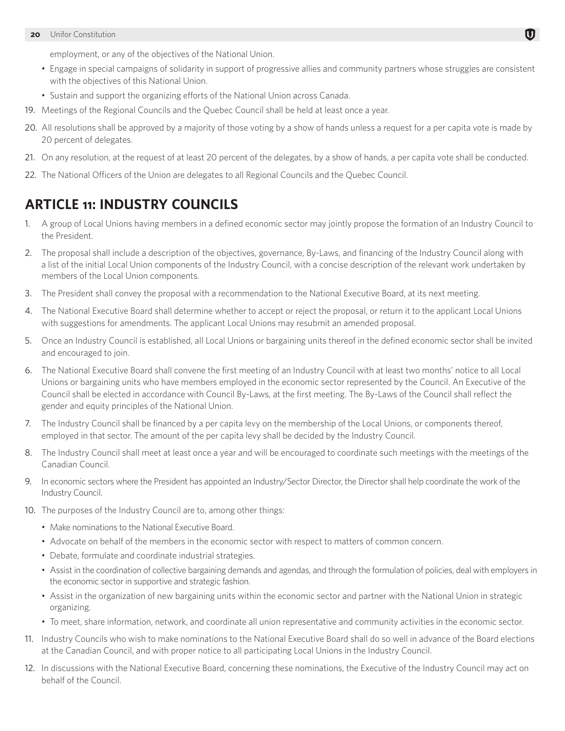employment, or any of the objectives of the National Union.

- Engage in special campaigns of solidarity in support of progressive allies and community partners whose struggles are consistent with the objectives of this National Union.
- Sustain and support the organizing efforts of the National Union across Canada.

19. Meetings of the Regional Councils and the Quebec Council shall be held at least once a year.
20. All resolutions shall be approved by a majority of those voting by a show of hands unless a request for a per capita vote is made by 20 percent of delegates.
21. On any resolution, at the request of at least 20 percent of the delegates, by a show of hands, a per capita vote shall be conducted.
22. The National Officers of the Union are delegates to all Regional Councils and the Quebec Council.

## ARTICLE 11: INDUSTRY COUNCILS

1. A group of Local Unions having members in a defined economic sector may jointly propose the formation of an Industry Council to the President.
2. The proposal shall include a description of the objectives, governance, By-Laws, and financing of the Industry Council along with a list of the initial Local Union components of the Industry Council, with a concise description of the relevant work undertaken by members of the Local Union components.
3. The President shall convey the proposal with a recommendation to the National Executive Board, at its next meeting.
4. The National Executive Board shall determine whether to accept or reject the proposal, or return it to the applicant Local Unions with suggestions for amendments. The applicant Local Unions may resubmit an amended proposal.
5. Once an Industry Council is established, all Local Unions or bargaining units thereof in the defined economic sector shall be invited and encouraged to join.
6. The National Executive Board shall convene the first meeting of an Industry Council with at least two months' notice to all Local Unions or bargaining units who have members employed in the economic sector represented by the Council. An Executive of the Council shall be elected in accordance with Council By-Laws, at the first meeting. The By-Laws of the Council shall reflect the gender and equity principles of the National Union.
7. The Industry Council shall be financed by a per capita levy on the membership of the Local Unions, or components thereof, employed in that sector. The amount of the per capita levy shall be decided by the Industry Council.
8. The Industry Council shall meet at least once a year and will be encouraged to coordinate such meetings with the meetings of the Canadian Council.
9. In economic sectors where the President has appointed an Industry/Sector Director, the Director shall help coordinate the work of the Industry Council.
10. The purposes of the Industry Council are to, among other things:
    - Make nominations to the National Executive Board.
    - Advocate on behalf of the members in the economic sector with respect to matters of common concern.
    - Debate, formulate and coordinate industrial strategies.
    - Assist in the coordination of collective bargaining demands and agendas, and through the formulation of policies, deal with employers in the economic sector in supportive and strategic fashion.
    - Assist in the organization of new bargaining units within the economic sector and partner with the National Union in strategic organizing.
    - To meet, share information, network, and coordinate all union representative and community activities in the economic sector.
11. Industry Councils who wish to make nominations to the National Executive Board shall do so well in advance of the Board elections at the Canadian Council, and with proper notice to all participating Local Unions in the Industry Council.
12. In discussions with the National Executive Board, concerning these nominations, the Executive of the Industry Council may act on behalf of the Council.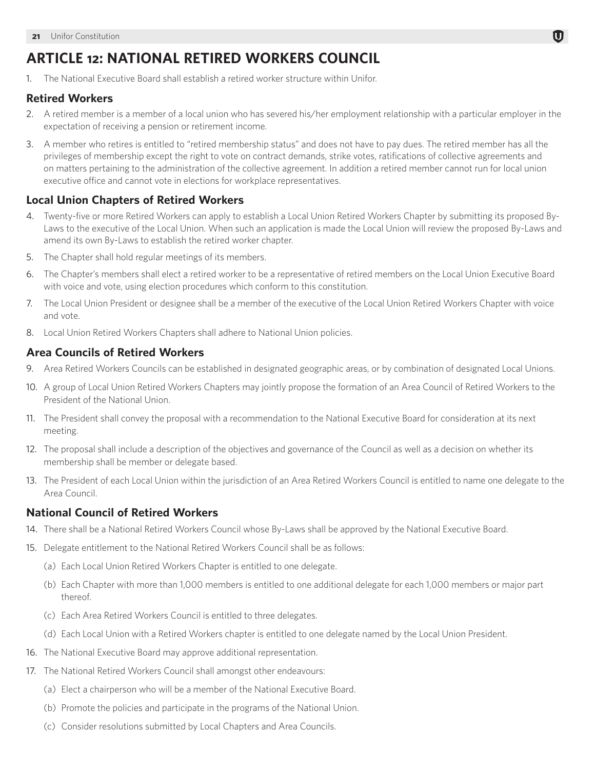# ARTICLE 12: NATIONAL RETIRED WORKERS COUNCIL

1. The National Executive Board shall establish a retired worker structure within Unifor.

## Retired Workers

2. A retired member is a member of a local union who has severed his/her employment relationship with a particular employer in the expectation of receiving a pension or retirement income.
3. A member who retires is entitled to "retired membership status" and does not have to pay dues. The retired member has all the privileges of membership except the right to vote on contract demands, strike votes, ratifications of collective agreements and on matters pertaining to the administration of the collective agreement. In addition a retired member cannot run for local union executive office and cannot vote in elections for workplace representatives.

## Local Union Chapters of Retired Workers

4. Twenty-five or more Retired Workers can apply to establish a Local Union Retired Workers Chapter by submitting its proposed By-Laws to the executive of the Local Union. When such an application is made the Local Union will review the proposed By-Laws and amend its own By-Laws to establish the retired worker chapter.
5. The Chapter shall hold regular meetings of its members.
6. The Chapter's members shall elect a retired worker to be a representative of retired members on the Local Union Executive Board with voice and vote, using election procedures which conform to this constitution.
7. The Local Union President or designee shall be a member of the executive of the Local Union Retired Workers Chapter with voice and vote.
8. Local Union Retired Workers Chapters shall adhere to National Union policies.

## Area Councils of Retired Workers

9. Area Retired Workers Councils can be established in designated geographic areas, or by combination of designated Local Unions.
10. A group of Local Union Retired Workers Chapters may jointly propose the formation of an Area Council of Retired Workers to the President of the National Union.
11. The President shall convey the proposal with a recommendation to the National Executive Board for consideration at its next meeting.
12. The proposal shall include a description of the objectives and governance of the Council as well as a decision on whether its membership shall be member or delegate based.
13. The President of each Local Union within the jurisdiction of an Area Retired Workers Council is entitled to name one delegate to the Area Council.

## National Council of Retired Workers

14. There shall be a National Retired Workers Council whose By-Laws shall be approved by the National Executive Board.
15. Delegate entitlement to the National Retired Workers Council shall be as follows:
    (a) Each Local Union Retired Workers Chapter is entitled to one delegate.
    (b) Each Chapter with more than 1,000 members is entitled to one additional delegate for each 1,000 members or major part thereof.
    (c) Each Area Retired Workers Council is entitled to three delegates.
    (d) Each Local Union with a Retired Workers chapter is entitled to one delegate named by the Local Union President.
16. The National Executive Board may approve additional representation.
17. The National Retired Workers Council shall amongst other endeavours:
    (a) Elect a chairperson who will be a member of the National Executive Board.
    (b) Promote the policies and participate in the programs of the National Union.
    (c) Consider resolutions submitted by Local Chapters and Area Councils.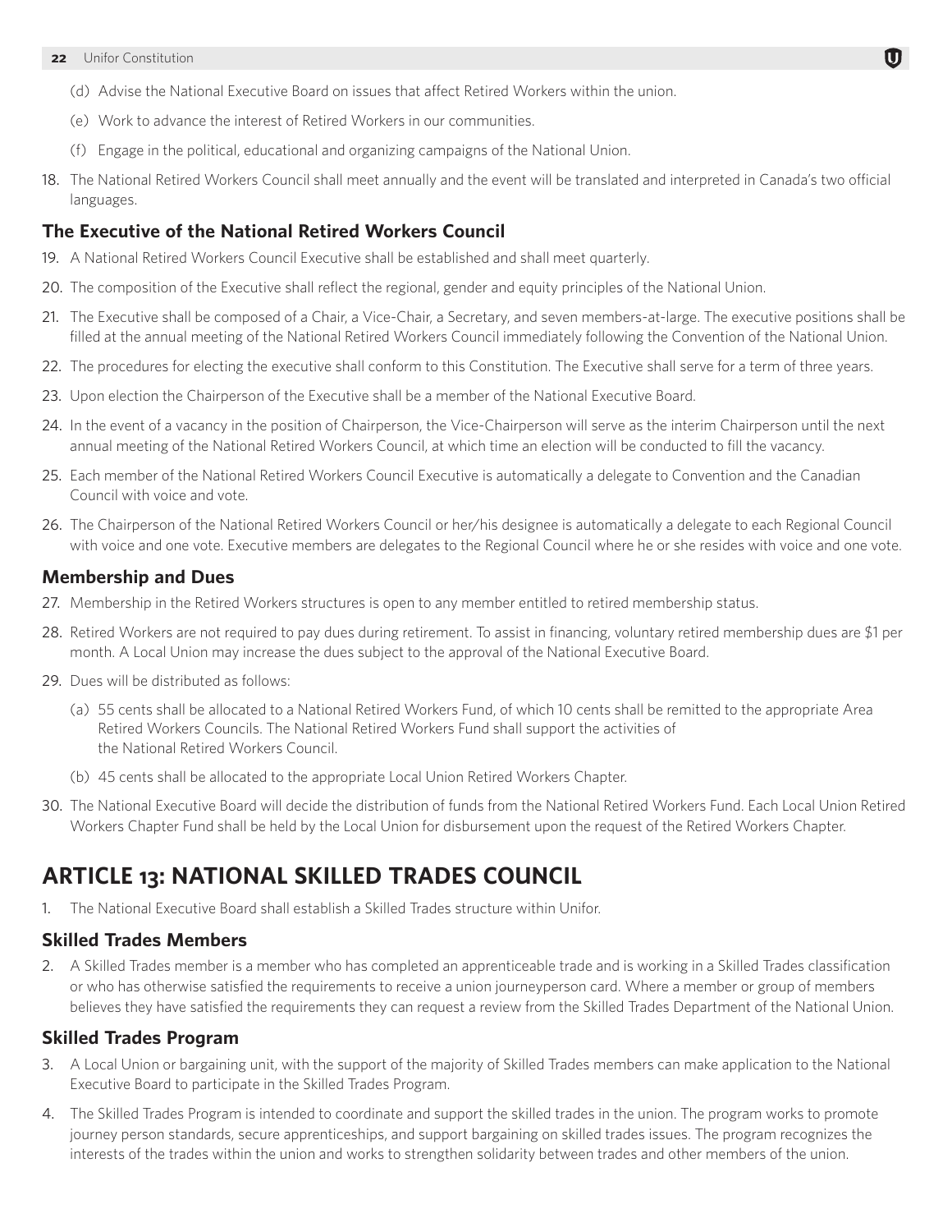(d) Advise the National Executive Board on issues that affect Retired Workers within the union.

(e) Work to advance the interest of Retired Workers in our communities.

(f) Engage in the political, educational and organizing campaigns of the National Union.

18. The National Retired Workers Council shall meet annually and the event will be translated and interpreted in Canada's two official languages.

### The Executive of the National Retired Workers Council

19. A National Retired Workers Council Executive shall be established and shall meet quarterly.
20. The composition of the Executive shall reflect the regional, gender and equity principles of the National Union.
21. The Executive shall be composed of a Chair, a Vice-Chair, a Secretary, and seven members-at-large. The executive positions shall be filled at the annual meeting of the National Retired Workers Council immediately following the Convention of the National Union.
22. The procedures for electing the executive shall conform to this Constitution. The Executive shall serve for a term of three years.
23. Upon election the Chairperson of the Executive shall be a member of the National Executive Board.
24. In the event of a vacancy in the position of Chairperson, the Vice-Chairperson will serve as the interim Chairperson until the next annual meeting of the National Retired Workers Council, at which time an election will be conducted to fill the vacancy.
25. Each member of the National Retired Workers Council Executive is automatically a delegate to Convention and the Canadian Council with voice and vote.
26. The Chairperson of the National Retired Workers Council or her/his designee is automatically a delegate to each Regional Council with voice and one vote. Executive members are delegates to the Regional Council where he or she resides with voice and one vote.

### Membership and Dues

27. Membership in the Retired Workers structures is open to any member entitled to retired membership status.
28. Retired Workers are not required to pay dues during retirement. To assist in financing, voluntary retired membership dues are $1 per month. A Local Union may increase the dues subject to the approval of the National Executive Board.
29. Dues will be distributed as follows:

    (a) 55 cents shall be allocated to a National Retired Workers Fund, of which 10 cents shall be remitted to the appropriate Area Retired Workers Councils. The National Retired Workers Fund shall support the activities of the National Retired Workers Council.

    (b) 45 cents shall be allocated to the appropriate Local Union Retired Workers Chapter.

30. The National Executive Board will decide the distribution of funds from the National Retired Workers Fund. Each Local Union Retired Workers Chapter Fund shall be held by the Local Union for disbursement upon the request of the Retired Workers Chapter.

## ARTICLE 13: NATIONAL SKILLED TRADES COUNCIL

1. The National Executive Board shall establish a Skilled Trades structure within Unifor.

### Skilled Trades Members

2. A Skilled Trades member is a member who has completed an apprenticeable trade and is working in a Skilled Trades classification or who has otherwise satisfied the requirements to receive a union journeyperson card. Where a member or group of members believes they have satisfied the requirements they can request a review from the Skilled Trades Department of the National Union.

### Skilled Trades Program

3. A Local Union or bargaining unit, with the support of the majority of Skilled Trades members can make application to the National Executive Board to participate in the Skilled Trades Program.
4. The Skilled Trades Program is intended to coordinate and support the skilled trades in the union. The program works to promote journey person standards, secure apprenticeships, and support bargaining on skilled trades issues. The program recognizes the interests of the trades within the union and works to strengthen solidarity between trades and other members of the union.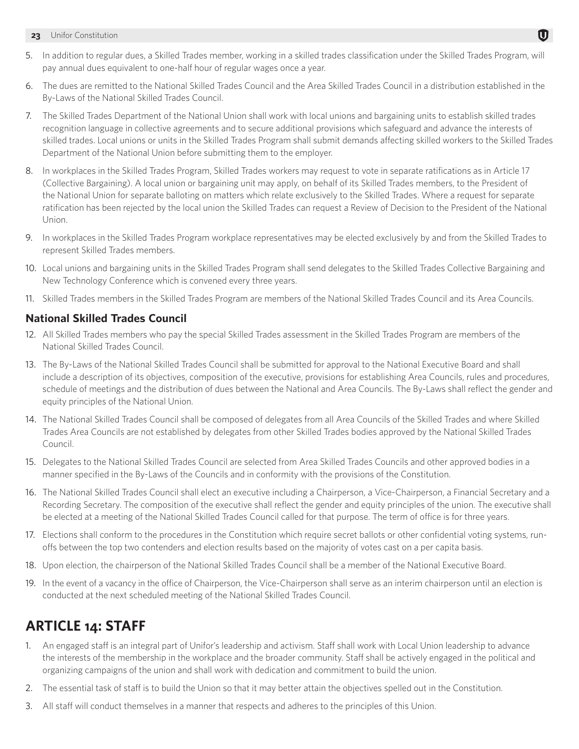5. In addition to regular dues, a Skilled Trades member, working in a skilled trades classification under the Skilled Trades Program, will pay annual dues equivalent to one-half hour of regular wages once a year.
6. The dues are remitted to the National Skilled Trades Council and the Area Skilled Trades Council in a distribution established in the By-Laws of the National Skilled Trades Council.
7. The Skilled Trades Department of the National Union shall work with local unions and bargaining units to establish skilled trades recognition language in collective agreements and to secure additional provisions which safeguard and advance the interests of skilled trades. Local unions or units in the Skilled Trades Program shall submit demands affecting skilled workers to the Skilled Trades Department of the National Union before submitting them to the employer.
8. In workplaces in the Skilled Trades Program, Skilled Trades workers may request to vote in separate ratifications as in Article 17 (Collective Bargaining). A local union or bargaining unit may apply, on behalf of its Skilled Trades members, to the President of the National Union for separate balloting on matters which relate exclusively to the Skilled Trades. Where a request for separate ratification has been rejected by the local union the Skilled Trades can request a Review of Decision to the President of the National Union.
9. In workplaces in the Skilled Trades Program workplace representatives may be elected exclusively by and from the Skilled Trades to represent Skilled Trades members.
10. Local unions and bargaining units in the Skilled Trades Program shall send delegates to the Skilled Trades Collective Bargaining and New Technology Conference which is convened every three years.
11. Skilled Trades members in the Skilled Trades Program are members of the National Skilled Trades Council and its Area Councils.

### National Skilled Trades Council

12. All Skilled Trades members who pay the special Skilled Trades assessment in the Skilled Trades Program are members of the National Skilled Trades Council.
13. The By-Laws of the National Skilled Trades Council shall be submitted for approval to the National Executive Board and shall include a description of its objectives, composition of the executive, provisions for establishing Area Councils, rules and procedures, schedule of meetings and the distribution of dues between the National and Area Councils. The By-Laws shall reflect the gender and equity principles of the National Union.
14. The National Skilled Trades Council shall be composed of delegates from all Area Councils of the Skilled Trades and where Skilled Trades Area Councils are not established by delegates from other Skilled Trades bodies approved by the National Skilled Trades Council.
15. Delegates to the National Skilled Trades Council are selected from Area Skilled Trades Councils and other approved bodies in a manner specified in the By-Laws of the Councils and in conformity with the provisions of the Constitution.
16. The National Skilled Trades Council shall elect an executive including a Chairperson, a Vice-Chairperson, a Financial Secretary and a Recording Secretary. The composition of the executive shall reflect the gender and equity principles of the union. The executive shall be elected at a meeting of the National Skilled Trades Council called for that purpose. The term of office is for three years.
17. Elections shall conform to the procedures in the Constitution which require secret ballots or other confidential voting systems, run-offs between the top two contenders and election results based on the majority of votes cast on a per capita basis.
18. Upon election, the chairperson of the National Skilled Trades Council shall be a member of the National Executive Board.
19. In the event of a vacancy in the office of Chairperson, the Vice-Chairperson shall serve as an interim chairperson until an election is conducted at the next scheduled meeting of the National Skilled Trades Council.

## ARTICLE 14: STAFF

1. An engaged staff is an integral part of Unifor's leadership and activism. Staff shall work with Local Union leadership to advance the interests of the membership in the workplace and the broader community. Staff shall be actively engaged in the political and organizing campaigns of the union and shall work with dedication and commitment to build the union.
2. The essential task of staff is to build the Union so that it may better attain the objectives spelled out in the Constitution.
3. All staff will conduct themselves in a manner that respects and adheres to the principles of this Union.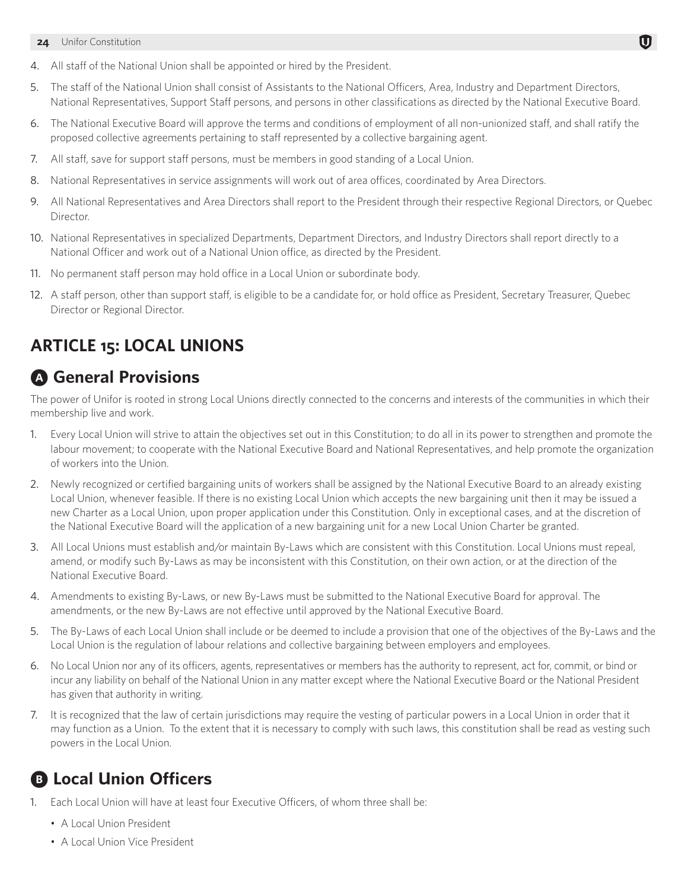4. All staff of the National Union shall be appointed or hired by the President.

5. The staff of the National Union shall consist of Assistants to the National Officers, Area, Industry and Department Directors, National Representatives, Support Staff persons, and persons in other classifications as directed by the National Executive Board.

6. The National Executive Board will approve the terms and conditions of employment of all non-unionized staff, and shall ratify the proposed collective agreements pertaining to staff represented by a collective bargaining agent.

7. All staff, save for support staff persons, must be members in good standing of a Local Union.

8. National Representatives in service assignments will work out of area offices, coordinated by Area Directors.

9. All National Representatives and Area Directors shall report to the President through their respective Regional Directors, or Quebec Director.

10. National Representatives in specialized Departments, Department Directors, and Industry Directors shall report directly to a National Officer and work out of a National Union office, as directed by the President.

11. No permanent staff person may hold office in a Local Union or subordinate body.

12. A staff person, other than support staff, is eligible to be a candidate for, or hold office as President, Secretary Treasurer, Quebec Director or Regional Director.

## ARTICLE 15: LOCAL UNIONS

### A General Provisions

The power of Unifor is rooted in strong Local Unions directly connected to the concerns and interests of the communities in which their membership live and work.

1. Every Local Union will strive to attain the objectives set out in this Constitution; to do all in its power to strengthen and promote the labour movement; to cooperate with the National Executive Board and National Representatives, and help promote the organization of workers into the Union.

2. Newly recognized or certified bargaining units of workers shall be assigned by the National Executive Board to an already existing Local Union, whenever feasible. If there is no existing Local Union which accepts the new bargaining unit then it may be issued a new Charter as a Local Union, upon proper application under this Constitution. Only in exceptional cases, and at the discretion of the National Executive Board will the application of a new bargaining unit for a new Local Union Charter be granted.

3. All Local Unions must establish and/or maintain By-Laws which are consistent with this Constitution. Local Unions must repeal, amend, or modify such By-Laws as may be inconsistent with this Constitution, on their own action, or at the direction of the National Executive Board.

4. Amendments to existing By-Laws, or new By-Laws must be submitted to the National Executive Board for approval. The amendments, or the new By-Laws are not effective until approved by the National Executive Board.

5. The By-Laws of each Local Union shall include or be deemed to include a provision that one of the objectives of the By-Laws and the Local Union is the regulation of labour relations and collective bargaining between employers and employees.

6. No Local Union nor any of its officers, agents, representatives or members has the authority to represent, act for, commit, or bind or incur any liability on behalf of the National Union in any matter except where the National Executive Board or the National President has given that authority in writing.

7. It is recognized that the law of certain jurisdictions may require the vesting of particular powers in a Local Union in order that it may function as a Union. To the extent that it is necessary to comply with such laws, this constitution shall be read as vesting such powers in the Local Union.

### B Local Union Officers

1. Each Local Union will have at least four Executive Officers, of whom three shall be:
   - A Local Union President
   - A Local Union Vice President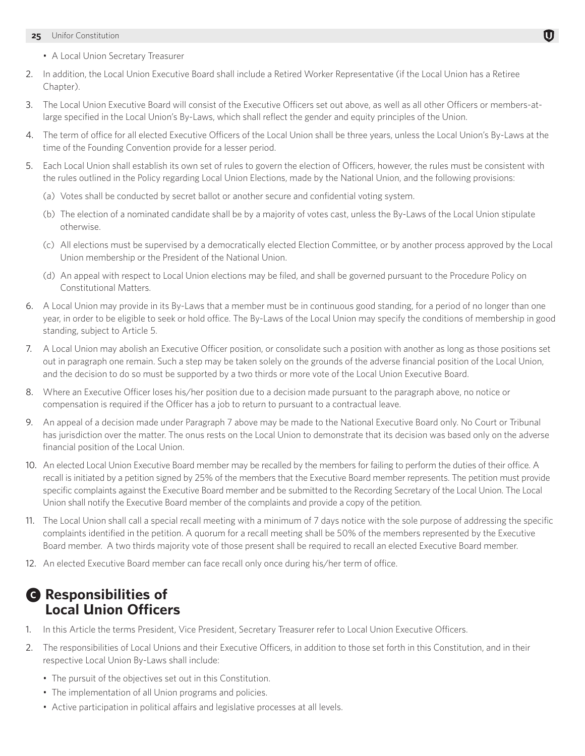- A Local Union Secretary Treasurer

2. In addition, the Local Union Executive Board shall include a Retired Worker Representative (if the Local Union has a Retiree Chapter).
3. The Local Union Executive Board will consist of the Executive Officers set out above, as well as all other Officers or members-at-large specified in the Local Union's By-Laws, which shall reflect the gender and equity principles of the Union.
4. The term of office for all elected Executive Officers of the Local Union shall be three years, unless the Local Union's By-Laws at the time of the Founding Convention provide for a lesser period.
5. Each Local Union shall establish its own set of rules to govern the election of Officers, however, the rules must be consistent with the rules outlined in the Policy regarding Local Union Elections, made by the National Union, and the following provisions:
   (a) Votes shall be conducted by secret ballot or another secure and confidential voting system.
   (b) The election of a nominated candidate shall be by a majority of votes cast, unless the By-Laws of the Local Union stipulate otherwise.
   (c) All elections must be supervised by a democratically elected Election Committee, or by another process approved by the Local Union membership or the President of the National Union.
   (d) An appeal with respect to Local Union elections may be filed, and shall be governed pursuant to the Procedure Policy on Constitutional Matters.
6. A Local Union may provide in its By-Laws that a member must be in continuous good standing, for a period of no longer than one year, in order to be eligible to seek or hold office. The By-Laws of the Local Union may specify the conditions of membership in good standing, subject to Article 5.
7. A Local Union may abolish an Executive Officer position, or consolidate such a position with another as long as those positions set out in paragraph one remain. Such a step may be taken solely on the grounds of the adverse financial position of the Local Union, and the decision to do so must be supported by a two thirds or more vote of the Local Union Executive Board.
8. Where an Executive Officer loses his/her position due to a decision made pursuant to the paragraph above, no notice or compensation is required if the Officer has a job to return to pursuant to a contractual leave.
9. An appeal of a decision made under Paragraph 7 above may be made to the National Executive Board only. No Court or Tribunal has jurisdiction over the matter. The onus rests on the Local Union to demonstrate that its decision was based only on the adverse financial position of the Local Union.
10. An elected Local Union Executive Board member may be recalled by the members for failing to perform the duties of their office. A recall is initiated by a petition signed by 25% of the members that the Executive Board member represents. The petition must provide specific complaints against the Executive Board member and be submitted to the Recording Secretary of the Local Union. The Local Union shall notify the Executive Board member of the complaints and provide a copy of the petition.
11. The Local Union shall call a special recall meeting with a minimum of 7 days notice with the sole purpose of addressing the specific complaints identified in the petition. A quorum for a recall meeting shall be 50% of the members represented by the Executive Board member. A two thirds majority vote of those present shall be required to recall an elected Executive Board member.
12. An elected Executive Board member can face recall only once during his/her term of office.

## C Responsibilities of Local Union Officers

1. In this Article the terms President, Vice President, Secretary Treasurer refer to Local Union Executive Officers.
2. The responsibilities of Local Unions and their Executive Officers, in addition to those set forth in this Constitution, and in their respective Local Union By-Laws shall include:
   - The pursuit of the objectives set out in this Constitution.
   - The implementation of all Union programs and policies.
   - Active participation in political affairs and legislative processes at all levels.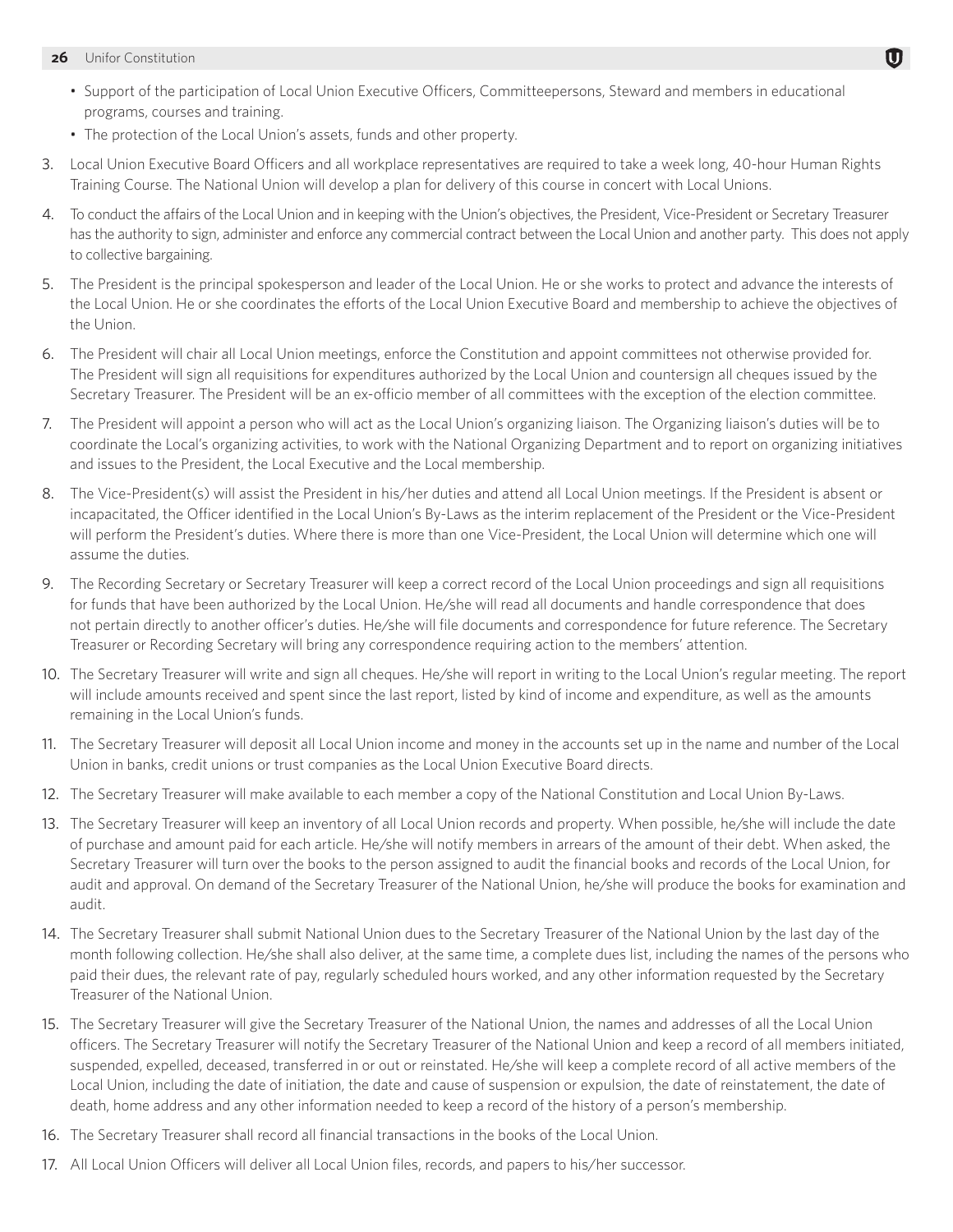- Support of the participation of Local Union Executive Officers, Committeepersons, Steward and members in educational programs, courses and training.
- The protection of the Local Union's assets, funds and other property.

3. Local Union Executive Board Officers and all workplace representatives are required to take a week long, 40-hour Human Rights Training Course. The National Union will develop a plan for delivery of this course in concert with Local Unions.

4. To conduct the affairs of the Local Union and in keeping with the Union's objectives, the President, Vice-President or Secretary Treasurer has the authority to sign, administer and enforce any commercial contract between the Local Union and another party. This does not apply to collective bargaining.

5. The President is the principal spokesperson and leader of the Local Union. He or she works to protect and advance the interests of the Local Union. He or she coordinates the efforts of the Local Union Executive Board and membership to achieve the objectives of the Union.

6. The President will chair all Local Union meetings, enforce the Constitution and appoint committees not otherwise provided for. The President will sign all requisitions for expenditures authorized by the Local Union and countersign all cheques issued by the Secretary Treasurer. The President will be an ex-officio member of all committees with the exception of the election committee.

7. The President will appoint a person who will act as the Local Union's organizing liaison. The Organizing liaison's duties will be to coordinate the Local's organizing activities, to work with the National Organizing Department and to report on organizing initiatives and issues to the President, the Local Executive and the Local membership.

8. The Vice-President(s) will assist the President in his/her duties and attend all Local Union meetings. If the President is absent or incapacitated, the Officer identified in the Local Union's By-Laws as the interim replacement of the President or the Vice-President will perform the President's duties. Where there is more than one Vice-President, the Local Union will determine which one will assume the duties.

9. The Recording Secretary or Secretary Treasurer will keep a correct record of the Local Union proceedings and sign all requisitions for funds that have been authorized by the Local Union. He/she will read all documents and handle correspondence that does not pertain directly to another officer's duties. He/she will file documents and correspondence for future reference. The Secretary Treasurer or Recording Secretary will bring any correspondence requiring action to the members' attention.

10. The Secretary Treasurer will write and sign all cheques. He/she will report in writing to the Local Union's regular meeting. The report will include amounts received and spent since the last report, listed by kind of income and expenditure, as well as the amounts remaining in the Local Union's funds.

11. The Secretary Treasurer will deposit all Local Union income and money in the accounts set up in the name and number of the Local Union in banks, credit unions or trust companies as the Local Union Executive Board directs.

12. The Secretary Treasurer will make available to each member a copy of the National Constitution and Local Union By-Laws.

13. The Secretary Treasurer will keep an inventory of all Local Union records and property. When possible, he/she will include the date of purchase and amount paid for each article. He/she will notify members in arrears of the amount of their debt. When asked, the Secretary Treasurer will turn over the books to the person assigned to audit the financial books and records of the Local Union, for audit and approval. On demand of the Secretary Treasurer of the National Union, he/she will produce the books for examination and audit.

14. The Secretary Treasurer shall submit National Union dues to the Secretary Treasurer of the National Union by the last day of the month following collection. He/she shall also deliver, at the same time, a complete dues list, including the names of the persons who paid their dues, the relevant rate of pay, regularly scheduled hours worked, and any other information requested by the Secretary Treasurer of the National Union.

15. The Secretary Treasurer will give the Secretary Treasurer of the National Union, the names and addresses of all the Local Union officers. The Secretary Treasurer will notify the Secretary Treasurer of the National Union and keep a record of all members initiated, suspended, expelled, deceased, transferred in or out or reinstated. He/she will keep a complete record of all active members of the Local Union, including the date of initiation, the date and cause of suspension or expulsion, the date of reinstatement, the date of death, home address and any other information needed to keep a record of the history of a person's membership.

16. The Secretary Treasurer shall record all financial transactions in the books of the Local Union.

17. All Local Union Officers will deliver all Local Union files, records, and papers to his/her successor.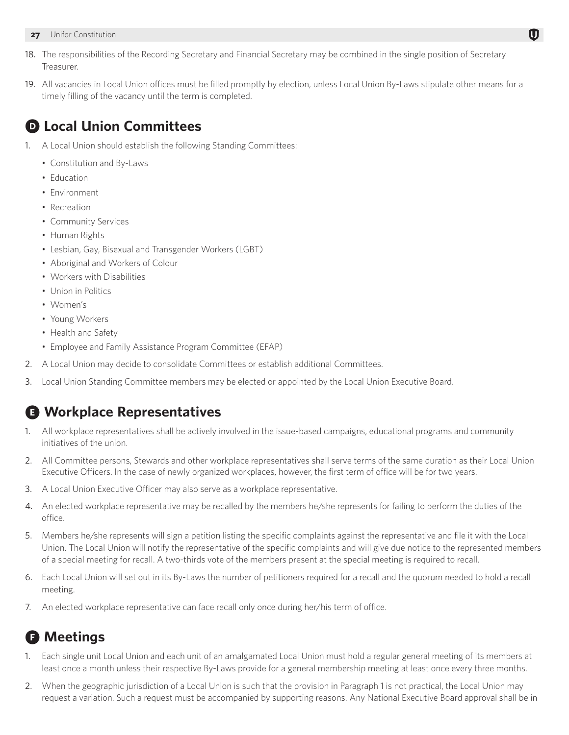18. The responsibilities of the Recording Secretary and Financial Secretary may be combined in the single position of Secretary Treasurer.

19. All vacancies in Local Union offices must be filled promptly by election, unless Local Union By-Laws stipulate other means for a timely filling of the vacancy until the term is completed.

## D Local Union Committees

1. A Local Union should establish the following Standing Committees:
   - Constitution and By-Laws
   - Education
   - Environment
   - Recreation
   - Community Services
   - Human Rights
   - Lesbian, Gay, Bisexual and Transgender Workers (LGBT)
   - Aboriginal and Workers of Colour
   - Workers with Disabilities
   - Union in Politics
   - Women's
   - Young Workers
   - Health and Safety
   - Employee and Family Assistance Program Committee (EFAP)
2. A Local Union may decide to consolidate Committees or establish additional Committees.
3. Local Union Standing Committee members may be elected or appointed by the Local Union Executive Board.

## E Workplace Representatives

1. All workplace representatives shall be actively involved in the issue-based campaigns, educational programs and community initiatives of the union.
2. All Committee persons, Stewards and other workplace representatives shall serve terms of the same duration as their Local Union Executive Officers. In the case of newly organized workplaces, however, the first term of office will be for two years.
3. A Local Union Executive Officer may also serve as a workplace representative.
4. An elected workplace representative may be recalled by the members he/she represents for failing to perform the duties of the office.
5. Members he/she represents will sign a petition listing the specific complaints against the representative and file it with the Local Union. The Local Union will notify the representative of the specific complaints and will give due notice to the represented members of a special meeting for recall. A two-thirds vote of the members present at the special meeting is required to recall.
6. Each Local Union will set out in its By-Laws the number of petitioners required for a recall and the quorum needed to hold a recall meeting.
7. An elected workplace representative can face recall only once during her/his term of office.

## F Meetings

1. Each single unit Local Union and each unit of an amalgamated Local Union must hold a regular general meeting of its members at least once a month unless their respective By-Laws provide for a general membership meeting at least once every three months.
2. When the geographic jurisdiction of a Local Union is such that the provision in Paragraph 1 is not practical, the Local Union may request a variation. Such a request must be accompanied by supporting reasons. Any National Executive Board approval shall be in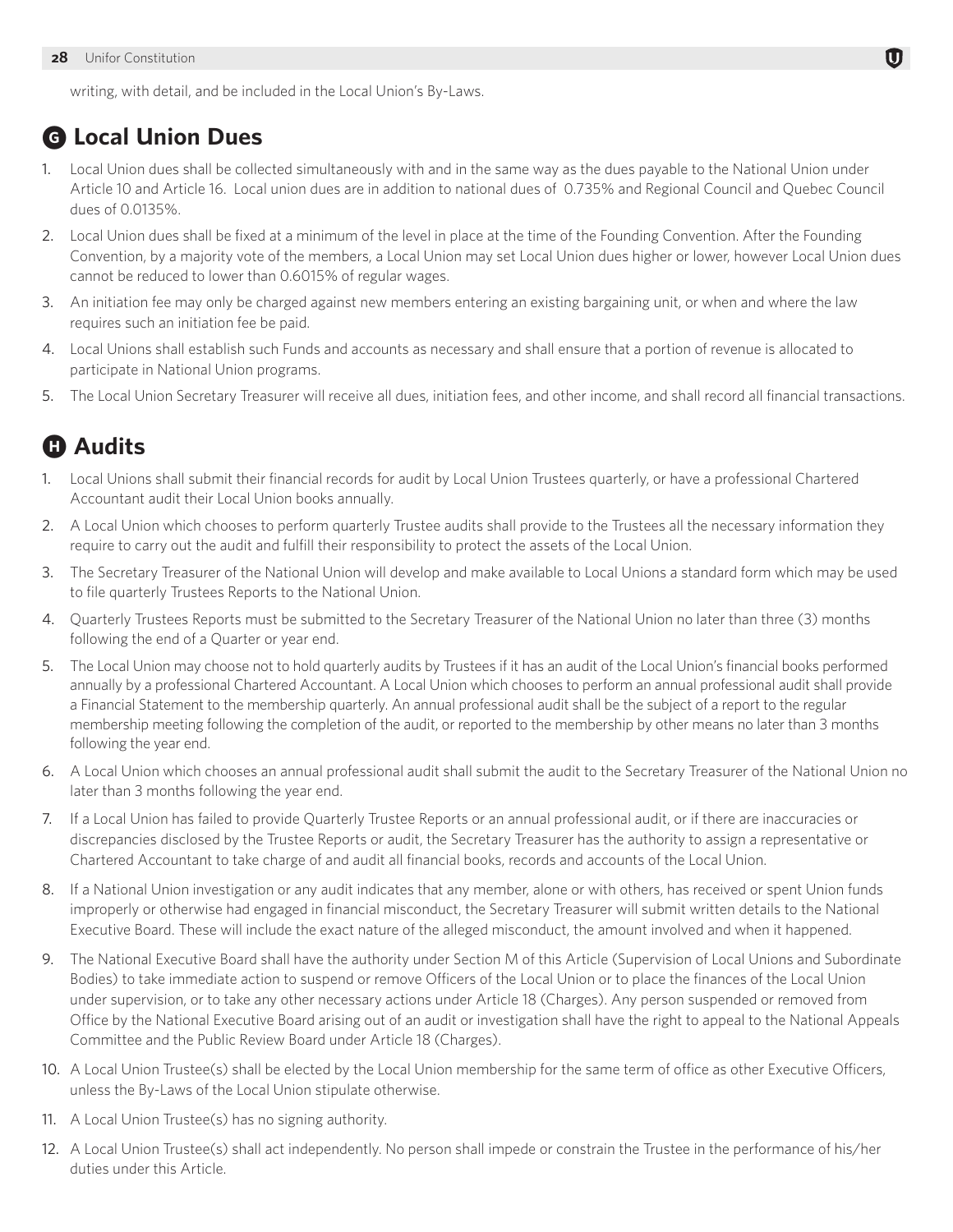writing, with detail, and be included in the Local Union's By-Laws.

## G Local Union Dues

1. Local Union dues shall be collected simultaneously with and in the same way as the dues payable to the National Union under Article 10 and Article 16. Local union dues are in addition to national dues of 0.735% and Regional Council and Quebec Council dues of 0.0135%.
2. Local Union dues shall be fixed at a minimum of the level in place at the time of the Founding Convention. After the Founding Convention, by a majority vote of the members, a Local Union may set Local Union dues higher or lower, however Local Union dues cannot be reduced to lower than 0.6015% of regular wages.
3. An initiation fee may only be charged against new members entering an existing bargaining unit, or when and where the law requires such an initiation fee be paid.
4. Local Unions shall establish such Funds and accounts as necessary and shall ensure that a portion of revenue is allocated to participate in National Union programs.
5. The Local Union Secretary Treasurer will receive all dues, initiation fees, and other income, and shall record all financial transactions.

## H Audits

1. Local Unions shall submit their financial records for audit by Local Union Trustees quarterly, or have a professional Chartered Accountant audit their Local Union books annually.
2. A Local Union which chooses to perform quarterly Trustee audits shall provide to the Trustees all the necessary information they require to carry out the audit and fulfill their responsibility to protect the assets of the Local Union.
3. The Secretary Treasurer of the National Union will develop and make available to Local Unions a standard form which may be used to file quarterly Trustees Reports to the National Union.
4. Quarterly Trustees Reports must be submitted to the Secretary Treasurer of the National Union no later than three (3) months following the end of a Quarter or year end.
5. The Local Union may choose not to hold quarterly audits by Trustees if it has an audit of the Local Union's financial books performed annually by a professional Chartered Accountant. A Local Union which chooses to perform an annual professional audit shall provide a Financial Statement to the membership quarterly. An annual professional audit shall be the subject of a report to the regular membership meeting following the completion of the audit, or reported to the membership by other means no later than 3 months following the year end.
6. A Local Union which chooses an annual professional audit shall submit the audit to the Secretary Treasurer of the National Union no later than 3 months following the year end.
7. If a Local Union has failed to provide Quarterly Trustee Reports or an annual professional audit, or if there are inaccuracies or discrepancies disclosed by the Trustee Reports or audit, the Secretary Treasurer has the authority to assign a representative or Chartered Accountant to take charge of and audit all financial books, records and accounts of the Local Union.
8. If a National Union investigation or any audit indicates that any member, alone or with others, has received or spent Union funds improperly or otherwise had engaged in financial misconduct, the Secretary Treasurer will submit written details to the National Executive Board. These will include the exact nature of the alleged misconduct, the amount involved and when it happened.
9. The National Executive Board shall have the authority under Section M of this Article (Supervision of Local Unions and Subordinate Bodies) to take immediate action to suspend or remove Officers of the Local Union or to place the finances of the Local Union under supervision, or to take any other necessary actions under Article 18 (Charges). Any person suspended or removed from Office by the National Executive Board arising out of an audit or investigation shall have the right to appeal to the National Appeals Committee and the Public Review Board under Article 18 (Charges).
10. A Local Union Trustee(s) shall be elected by the Local Union membership for the same term of office as other Executive Officers, unless the By-Laws of the Local Union stipulate otherwise.
11. A Local Union Trustee(s) has no signing authority.
12. A Local Union Trustee(s) shall act independently. No person shall impede or constrain the Trustee in the performance of his/her duties under this Article.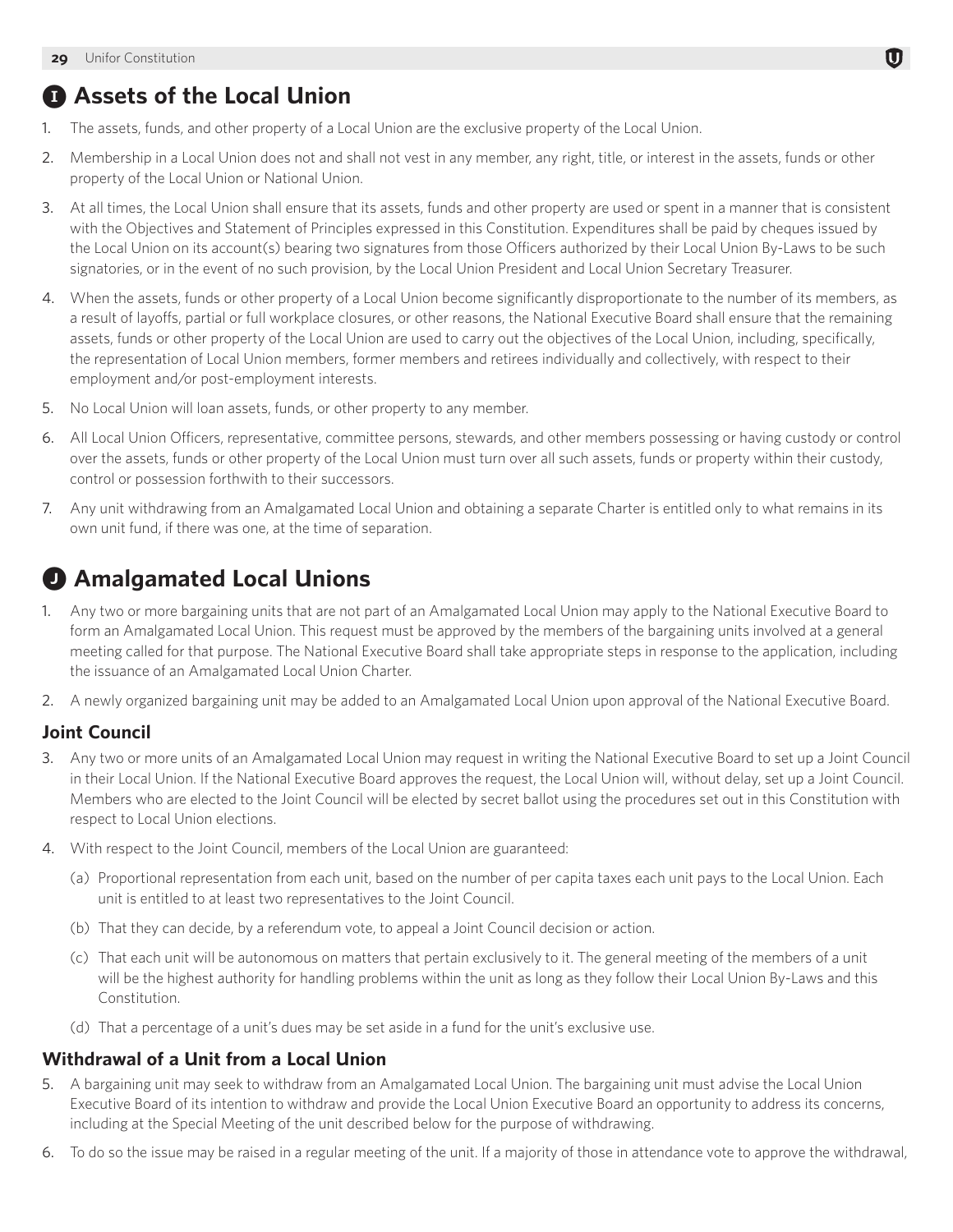## I Assets of the Local Union

1. The assets, funds, and other property of a Local Union are the exclusive property of the Local Union.
2. Membership in a Local Union does not and shall not vest in any member, any right, title, or interest in the assets, funds or other property of the Local Union or National Union.
3. At all times, the Local Union shall ensure that its assets, funds and other property are used or spent in a manner that is consistent with the Objectives and Statement of Principles expressed in this Constitution. Expenditures shall be paid by cheques issued by the Local Union on its account(s) bearing two signatures from those Officers authorized by their Local Union By-Laws to be such signatories, or in the event of no such provision, by the Local Union President and Local Union Secretary Treasurer.
4. When the assets, funds or other property of a Local Union become significantly disproportionate to the number of its members, as a result of layoffs, partial or full workplace closures, or other reasons, the National Executive Board shall ensure that the remaining assets, funds or other property of the Local Union are used to carry out the objectives of the Local Union, including, specifically, the representation of Local Union members, former members and retirees individually and collectively, with respect to their employment and/or post-employment interests.
5. No Local Union will loan assets, funds, or other property to any member.
6. All Local Union Officers, representative, committee persons, stewards, and other members possessing or having custody or control over the assets, funds or other property of the Local Union must turn over all such assets, funds or property within their custody, control or possession forthwith to their successors.
7. Any unit withdrawing from an Amalgamated Local Union and obtaining a separate Charter is entitled only to what remains in its own unit fund, if there was one, at the time of separation.

## J Amalgamated Local Unions

1. Any two or more bargaining units that are not part of an Amalgamated Local Union may apply to the National Executive Board to form an Amalgamated Local Union. This request must be approved by the members of the bargaining units involved at a general meeting called for that purpose. The National Executive Board shall take appropriate steps in response to the application, including the issuance of an Amalgamated Local Union Charter.
2. A newly organized bargaining unit may be added to an Amalgamated Local Union upon approval of the National Executive Board.

### Joint Council

3. Any two or more units of an Amalgamated Local Union may request in writing the National Executive Board to set up a Joint Council in their Local Union. If the National Executive Board approves the request, the Local Union will, without delay, set up a Joint Council. Members who are elected to the Joint Council will be elected by secret ballot using the procedures set out in this Constitution with respect to Local Union elections.
4. With respect to the Joint Council, members of the Local Union are guaranteed:
   (a) Proportional representation from each unit, based on the number of per capita taxes each unit pays to the Local Union. Each unit is entitled to at least two representatives to the Joint Council.
   (b) That they can decide, by a referendum vote, to appeal a Joint Council decision or action.
   (c) That each unit will be autonomous on matters that pertain exclusively to it. The general meeting of the members of a unit will be the highest authority for handling problems within the unit as long as they follow their Local Union By-Laws and this Constitution.
   (d) That a percentage of a unit's dues may be set aside in a fund for the unit's exclusive use.

### Withdrawal of a Unit from a Local Union

5. A bargaining unit may seek to withdraw from an Amalgamated Local Union. The bargaining unit must advise the Local Union Executive Board of its intention to withdraw and provide the Local Union Executive Board an opportunity to address its concerns, including at the Special Meeting of the unit described below for the purpose of withdrawing.
6. To do so the issue may be raised in a regular meeting of the unit. If a majority of those in attendance vote to approve the withdrawal,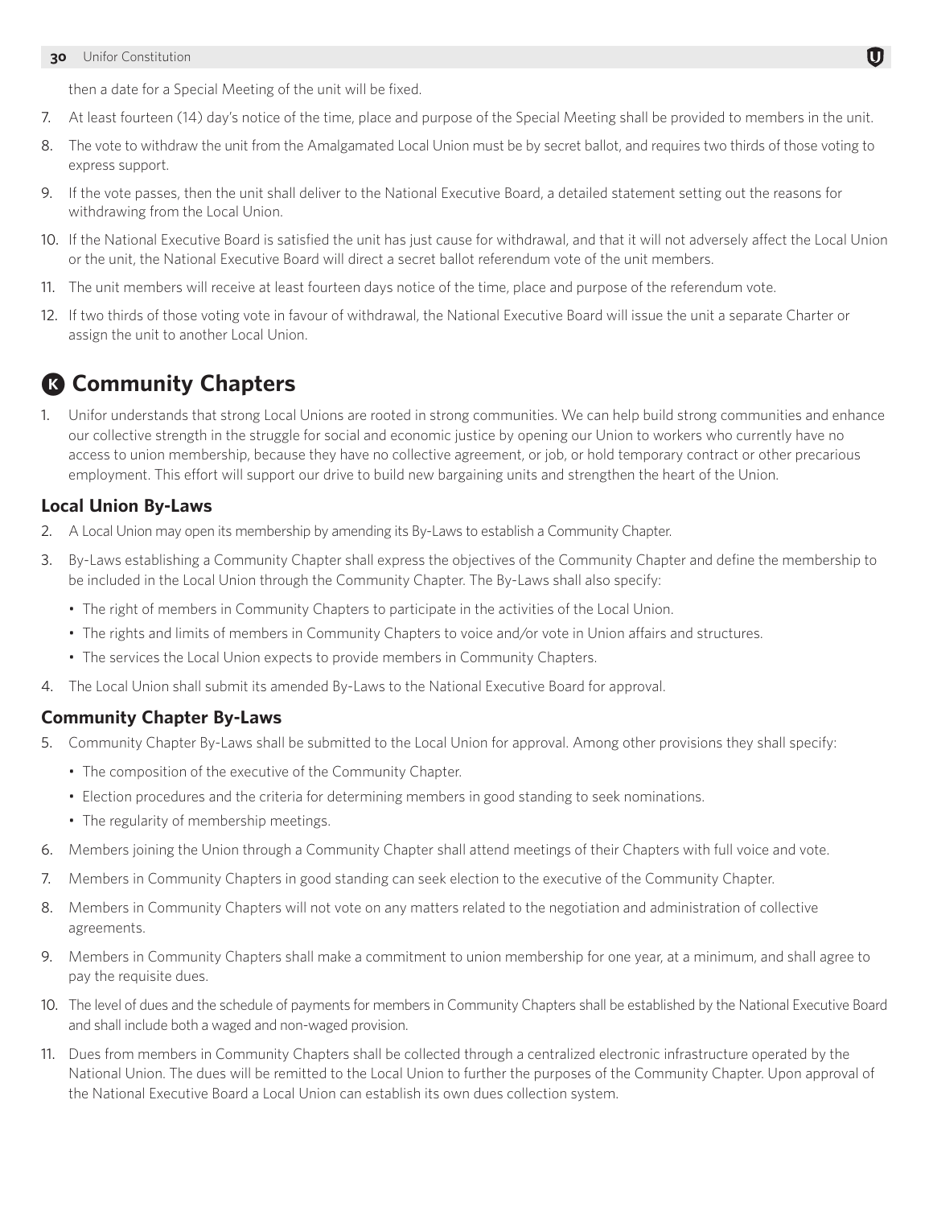then a date for a Special Meeting of the unit will be fixed.

7. At least fourteen (14) day's notice of the time, place and purpose of the Special Meeting shall be provided to members in the unit.
8. The vote to withdraw the unit from the Amalgamated Local Union must be by secret ballot, and requires two thirds of those voting to express support.
9. If the vote passes, then the unit shall deliver to the National Executive Board, a detailed statement setting out the reasons for withdrawing from the Local Union.
10. If the National Executive Board is satisfied the unit has just cause for withdrawal, and that it will not adversely affect the Local Union or the unit, the National Executive Board will direct a secret ballot referendum vote of the unit members.
11. The unit members will receive at least fourteen days notice of the time, place and purpose of the referendum vote.
12. If two thirds of those voting vote in favour of withdrawal, the National Executive Board will issue the unit a separate Charter or assign the unit to another Local Union.

## K Community Chapters

1. Unifor understands that strong Local Unions are rooted in strong communities. We can help build strong communities and enhance our collective strength in the struggle for social and economic justice by opening our Union to workers who currently have no access to union membership, because they have no collective agreement, or job, or hold temporary contract or other precarious employment. This effort will support our drive to build new bargaining units and strengthen the heart of the Union.

### Local Union By-Laws

2. A Local Union may open its membership by amending its By-Laws to establish a Community Chapter.
3. By-Laws establishing a Community Chapter shall express the objectives of the Community Chapter and define the membership to be included in the Local Union through the Community Chapter. The By-Laws shall also specify:
   - The right of members in Community Chapters to participate in the activities of the Local Union.
   - The rights and limits of members in Community Chapters to voice and/or vote in Union affairs and structures.
   - The services the Local Union expects to provide members in Community Chapters.
4. The Local Union shall submit its amended By-Laws to the National Executive Board for approval.

### Community Chapter By-Laws

5. Community Chapter By-Laws shall be submitted to the Local Union for approval. Among other provisions they shall specify:
   - The composition of the executive of the Community Chapter.
   - Election procedures and the criteria for determining members in good standing to seek nominations.
   - The regularity of membership meetings.
6. Members joining the Union through a Community Chapter shall attend meetings of their Chapters with full voice and vote.
7. Members in Community Chapters in good standing can seek election to the executive of the Community Chapter.
8. Members in Community Chapters will not vote on any matters related to the negotiation and administration of collective agreements.
9. Members in Community Chapters shall make a commitment to union membership for one year, at a minimum, and shall agree to pay the requisite dues.
10. The level of dues and the schedule of payments for members in Community Chapters shall be established by the National Executive Board and shall include both a waged and non-waged provision.
11. Dues from members in Community Chapters shall be collected through a centralized electronic infrastructure operated by the National Union. The dues will be remitted to the Local Union to further the purposes of the Community Chapter. Upon approval of the National Executive Board a Local Union can establish its own dues collection system.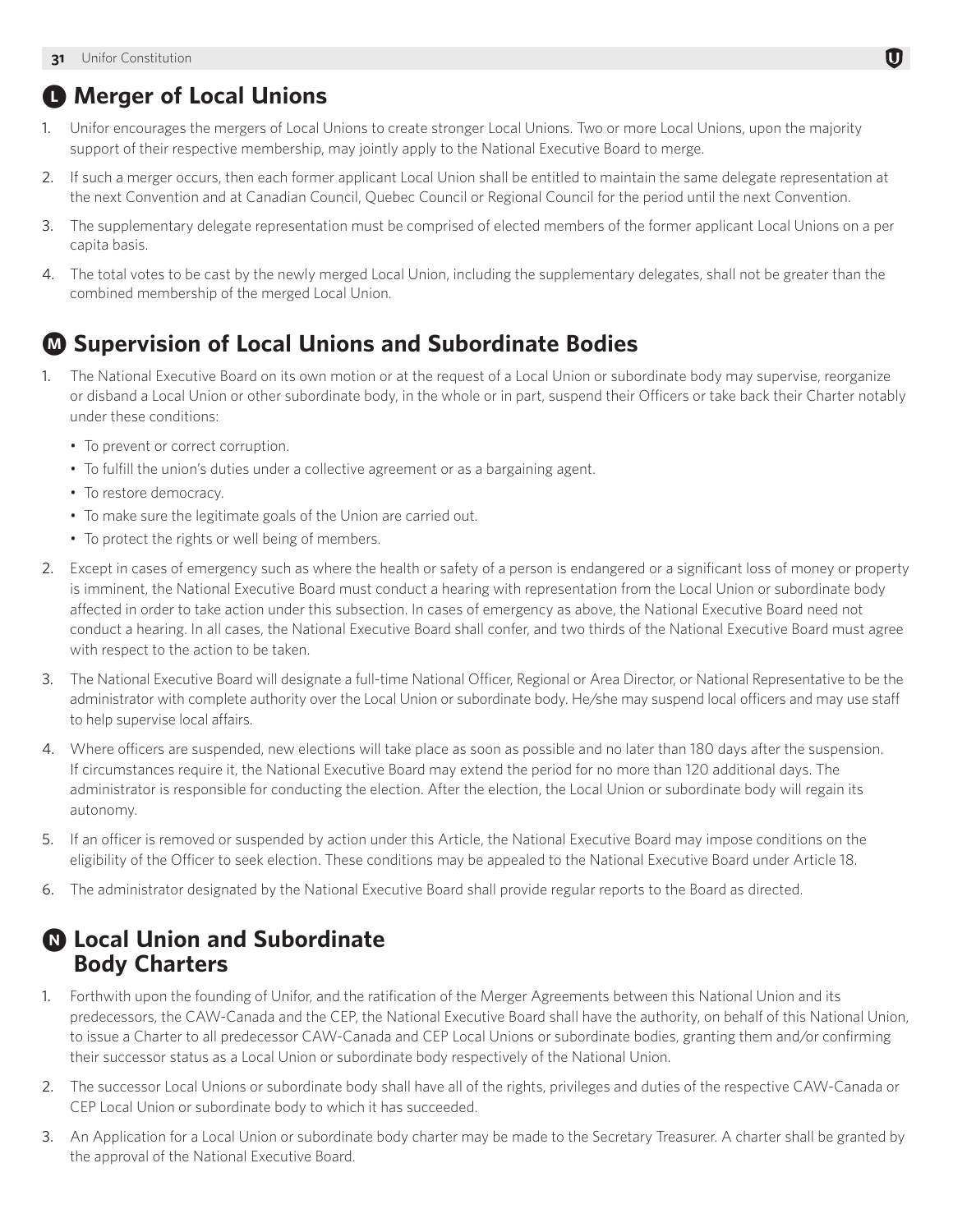## L Merger of Local Unions

1. Unifor encourages the mergers of Local Unions to create stronger Local Unions. Two or more Local Unions, upon the majority support of their respective membership, may jointly apply to the National Executive Board to merge.
2. If such a merger occurs, then each former applicant Local Union shall be entitled to maintain the same delegate representation at the next Convention and at Canadian Council, Quebec Council or Regional Council for the period until the next Convention.
3. The supplementary delegate representation must be comprised of elected members of the former applicant Local Unions on a per capita basis.
4. The total votes to be cast by the newly merged Local Union, including the supplementary delegates, shall not be greater than the combined membership of the merged Local Union.

## M Supervision of Local Unions and Subordinate Bodies

1. The National Executive Board on its own motion or at the request of a Local Union or subordinate body may supervise, reorganize or disband a Local Union or other subordinate body, in the whole or in part, suspend their Officers or take back their Charter notably under these conditions:
   - To prevent or correct corruption.
   - To fulfill the union's duties under a collective agreement or as a bargaining agent.
   - To restore democracy.
   - To make sure the legitimate goals of the Union are carried out.
   - To protect the rights or well being of members.
2. Except in cases of emergency such as where the health or safety of a person is endangered or a significant loss of money or property is imminent, the National Executive Board must conduct a hearing with representation from the Local Union or subordinate body affected in order to take action under this subsection. In cases of emergency as above, the National Executive Board need not conduct a hearing. In all cases, the National Executive Board shall confer, and two thirds of the National Executive Board must agree with respect to the action to be taken.
3. The National Executive Board will designate a full-time National Officer, Regional or Area Director, or National Representative to be the administrator with complete authority over the Local Union or subordinate body. He/she may suspend local officers and may use staff to help supervise local affairs.
4. Where officers are suspended, new elections will take place as soon as possible and no later than 180 days after the suspension. If circumstances require it, the National Executive Board may extend the period for no more than 120 additional days. The administrator is responsible for conducting the election. After the election, the Local Union or subordinate body will regain its autonomy.
5. If an officer is removed or suspended by action under this Article, the National Executive Board may impose conditions on the eligibility of the Officer to seek election. These conditions may be appealed to the National Executive Board under Article 18.
6. The administrator designated by the National Executive Board shall provide regular reports to the Board as directed.

## N Local Union and Subordinate Body Charters

1. Forthwith upon the founding of Unifor, and the ratification of the Merger Agreements between this National Union and its predecessors, the CAW-Canada and the CEP, the National Executive Board shall have the authority, on behalf of this National Union, to issue a Charter to all predecessor CAW-Canada and CEP Local Unions or subordinate bodies, granting them and/or confirming their successor status as a Local Union or subordinate body respectively of the National Union.
2. The successor Local Unions or subordinate body shall have all of the rights, privileges and duties of the respective CAW-Canada or CEP Local Union or subordinate body to which it has succeeded.
3. An Application for a Local Union or subordinate body charter may be made to the Secretary Treasurer. A charter shall be granted by the approval of the National Executive Board.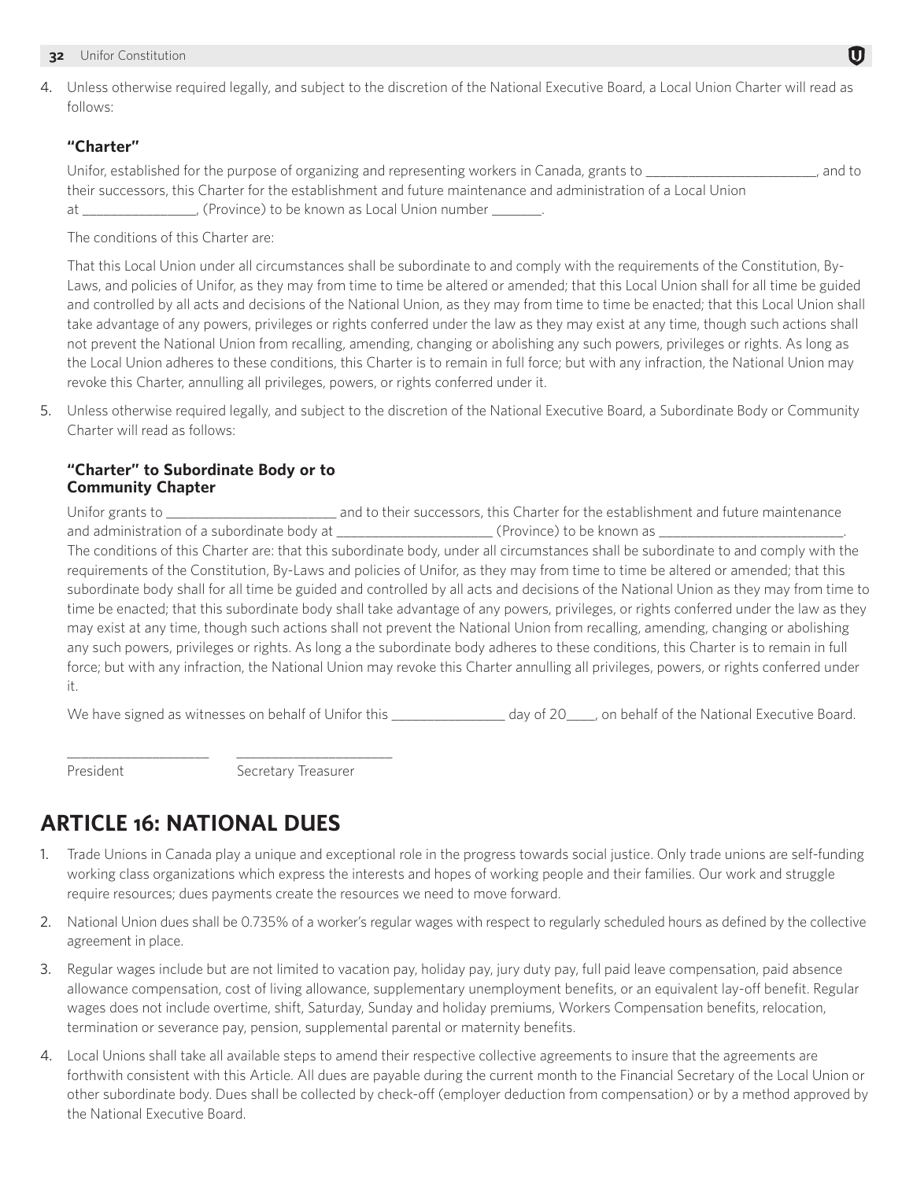4. Unless otherwise required legally, and subject to the discretion of the National Executive Board, a Local Union Charter will read as follows:

### "Charter"

Unifor, established for the purpose of organizing and representing workers in Canada, grants to ________________________, and to their successors, this Charter for the establishment and future maintenance and administration of a Local Union at ________________, (Province) to be known as Local Union number _______.

The conditions of this Charter are:

That this Local Union under all circumstances shall be subordinate to and comply with the requirements of the Constitution, By-Laws, and policies of Unifor, as they may from time to time be altered or amended; that this Local Union shall for all time be guided and controlled by all acts and decisions of the National Union, as they may from time to time be enacted; that this Local Union shall take advantage of any powers, privileges or rights conferred under the law as they may exist at any time, though such actions shall not prevent the National Union from recalling, amending, changing or abolishing any such powers, privileges or rights. As long as the Local Union adheres to these conditions, this Charter is to remain in full force; but with any infraction, the National Union may revoke this Charter, annulling all privileges, powers, or rights conferred under it.

5. Unless otherwise required legally, and subject to the discretion of the National Executive Board, a Subordinate Body or Community Charter will read as follows:

### "Charter" to Subordinate Body or to Community Chapter

Unifor grants to ________________________ and to their successors, this Charter for the establishment and future maintenance and administration of a subordinate body at ______________________ (Province) to be known as __________________________. The conditions of this Charter are: that this subordinate body, under all circumstances shall be subordinate to and comply with the requirements of the Constitution, By-Laws and policies of Unifor, as they may from time to time be altered or amended; that this subordinate body shall for all time be guided and controlled by all acts and decisions of the National Union as they may from time to time be enacted; that this subordinate body shall take advantage of any powers, privileges, or rights conferred under the law as they may exist at any time, though such actions shall not prevent the National Union from recalling, amending, changing or abolishing any such powers, privileges or rights. As long a the subordinate body adheres to these conditions, this Charter is to remain in full force; but with any infraction, the National Union may revoke this Charter annulling all privileges, powers, or rights conferred under it.

We have signed as witnesses on behalf of Unifor this ________________ day of 20____, on behalf of the National Executive Board.

____________________ ______________________

President Secretary Treasurer

## ARTICLE 16: NATIONAL DUES

1. Trade Unions in Canada play a unique and exceptional role in the progress towards social justice. Only trade unions are self-funding working class organizations which express the interests and hopes of working people and their families. Our work and struggle require resources; dues payments create the resources we need to move forward.

2. National Union dues shall be 0.735% of a worker's regular wages with respect to regularly scheduled hours as defined by the collective agreement in place.

3. Regular wages include but are not limited to vacation pay, holiday pay, jury duty pay, full paid leave compensation, paid absence allowance compensation, cost of living allowance, supplementary unemployment benefits, or an equivalent lay-off benefit. Regular wages does not include overtime, shift, Saturday, Sunday and holiday premiums, Workers Compensation benefits, relocation, termination or severance pay, pension, supplemental parental or maternity benefits.

4. Local Unions shall take all available steps to amend their respective collective agreements to insure that the agreements are forthwith consistent with this Article. All dues are payable during the current month to the Financial Secretary of the Local Union or other subordinate body. Dues shall be collected by check-off (employer deduction from compensation) or by a method approved by the National Executive Board.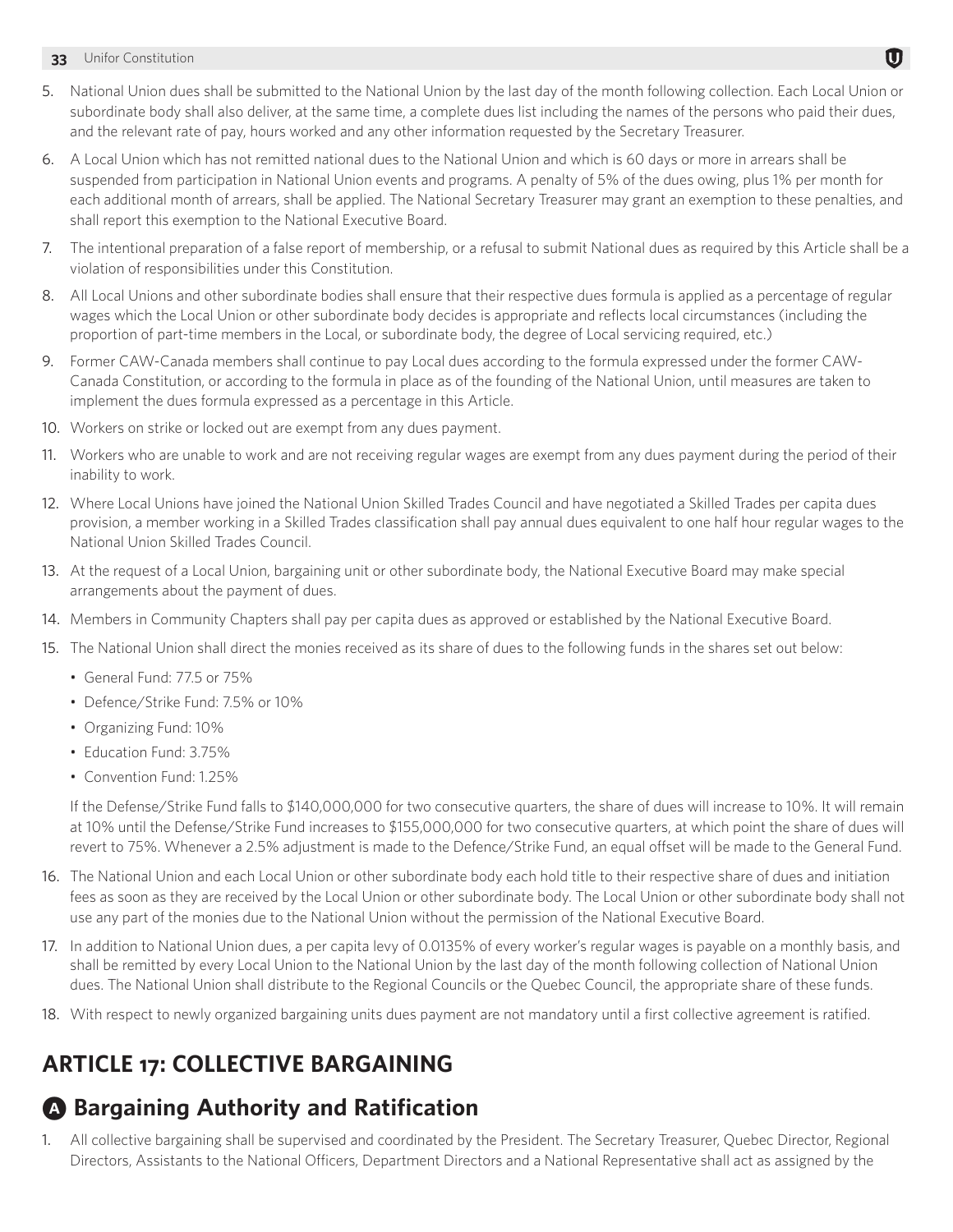5. National Union dues shall be submitted to the National Union by the last day of the month following collection. Each Local Union or subordinate body shall also deliver, at the same time, a complete dues list including the names of the persons who paid their dues, and the relevant rate of pay, hours worked and any other information requested by the Secretary Treasurer.
6. A Local Union which has not remitted national dues to the National Union and which is 60 days or more in arrears shall be suspended from participation in National Union events and programs. A penalty of 5% of the dues owing, plus 1% per month for each additional month of arrears, shall be applied. The National Secretary Treasurer may grant an exemption to these penalties, and shall report this exemption to the National Executive Board.
7. The intentional preparation of a false report of membership, or a refusal to submit National dues as required by this Article shall be a violation of responsibilities under this Constitution.
8. All Local Unions and other subordinate bodies shall ensure that their respective dues formula is applied as a percentage of regular wages which the Local Union or other subordinate body decides is appropriate and reflects local circumstances (including the proportion of part-time members in the Local, or subordinate body, the degree of Local servicing required, etc.)
9. Former CAW-Canada members shall continue to pay Local dues according to the formula expressed under the former CAW-Canada Constitution, or according to the formula in place as of the founding of the National Union, until measures are taken to implement the dues formula expressed as a percentage in this Article.
10. Workers on strike or locked out are exempt from any dues payment.
11. Workers who are unable to work and are not receiving regular wages are exempt from any dues payment during the period of their inability to work.
12. Where Local Unions have joined the National Union Skilled Trades Council and have negotiated a Skilled Trades per capita dues provision, a member working in a Skilled Trades classification shall pay annual dues equivalent to one half hour regular wages to the National Union Skilled Trades Council.
13. At the request of a Local Union, bargaining unit or other subordinate body, the National Executive Board may make special arrangements about the payment of dues.
14. Members in Community Chapters shall pay per capita dues as approved or established by the National Executive Board.
15. The National Union shall direct the monies received as its share of dues to the following funds in the shares set out below:
    - General Fund: 77.5 or 75%
    - Defence/Strike Fund: 7.5% or 10%
    - Organizing Fund: 10%
    - Education Fund: 3.75%
    - Convention Fund: 1.25%

    If the Defense/Strike Fund falls to $140,000,000 for two consecutive quarters, the share of dues will increase to 10%. It will remain at 10% until the Defense/Strike Fund increases to $155,000,000 for two consecutive quarters, at which point the share of dues will revert to 75%. Whenever a 2.5% adjustment is made to the Defence/Strike Fund, an equal offset will be made to the General Fund.
16. The National Union and each Local Union or other subordinate body each hold title to their respective share of dues and initiation fees as soon as they are received by the Local Union or other subordinate body. The Local Union or other subordinate body shall not use any part of the monies due to the National Union without the permission of the National Executive Board.
17. In addition to National Union dues, a per capita levy of 0.0135% of every worker's regular wages is payable on a monthly basis, and shall be remitted by every Local Union to the National Union by the last day of the month following collection of National Union dues. The National Union shall distribute to the Regional Councils or the Quebec Council, the appropriate share of these funds.
18. With respect to newly organized bargaining units dues payment are not mandatory until a first collective agreement is ratified.

# ARTICLE 17: COLLECTIVE BARGAINING

## A Bargaining Authority and Ratification

1. All collective bargaining shall be supervised and coordinated by the President. The Secretary Treasurer, Quebec Director, Regional Directors, Assistants to the National Officers, Department Directors and a National Representative shall act as assigned by the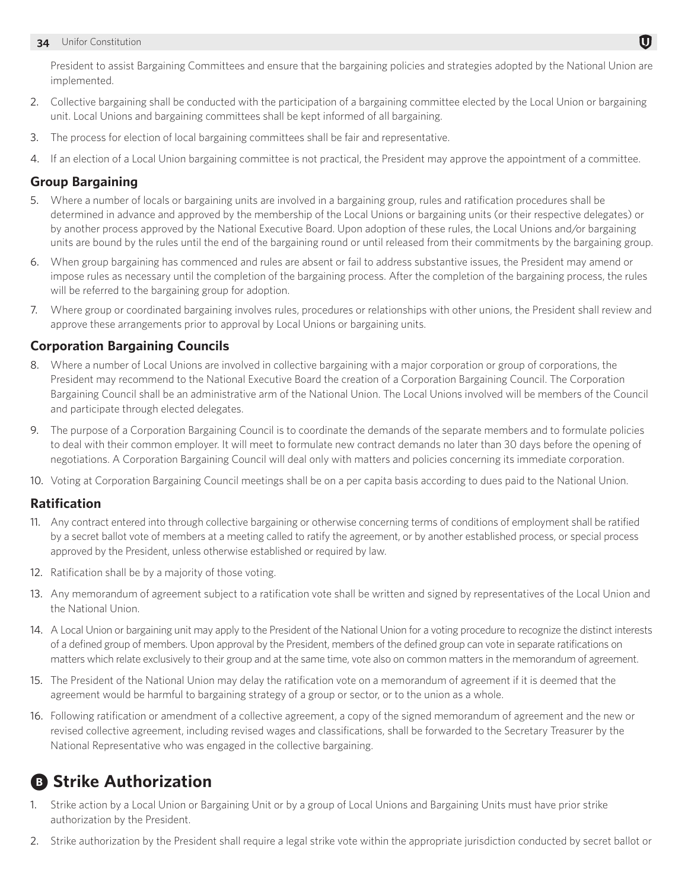President to assist Bargaining Committees and ensure that the bargaining policies and strategies adopted by the National Union are implemented.

2. Collective bargaining shall be conducted with the participation of a bargaining committee elected by the Local Union or bargaining unit. Local Unions and bargaining committees shall be kept informed of all bargaining.

3. The process for election of local bargaining committees shall be fair and representative.

4. If an election of a Local Union bargaining committee is not practical, the President may approve the appointment of a committee.

### Group Bargaining

5. Where a number of locals or bargaining units are involved in a bargaining group, rules and ratification procedures shall be determined in advance and approved by the membership of the Local Unions or bargaining units (or their respective delegates) or by another process approved by the National Executive Board. Upon adoption of these rules, the Local Unions and/or bargaining units are bound by the rules until the end of the bargaining round or until released from their commitments by the bargaining group.

6. When group bargaining has commenced and rules are absent or fail to address substantive issues, the President may amend or impose rules as necessary until the completion of the bargaining process. After the completion of the bargaining process, the rules will be referred to the bargaining group for adoption.

7. Where group or coordinated bargaining involves rules, procedures or relationships with other unions, the President shall review and approve these arrangements prior to approval by Local Unions or bargaining units.

### Corporation Bargaining Councils

8. Where a number of Local Unions are involved in collective bargaining with a major corporation or group of corporations, the President may recommend to the National Executive Board the creation of a Corporation Bargaining Council. The Corporation Bargaining Council shall be an administrative arm of the National Union. The Local Unions involved will be members of the Council and participate through elected delegates.

9. The purpose of a Corporation Bargaining Council is to coordinate the demands of the separate members and to formulate policies to deal with their common employer. It will meet to formulate new contract demands no later than 30 days before the opening of negotiations. A Corporation Bargaining Council will deal only with matters and policies concerning its immediate corporation.

10. Voting at Corporation Bargaining Council meetings shall be on a per capita basis according to dues paid to the National Union.

### Ratification

11. Any contract entered into through collective bargaining or otherwise concerning terms of conditions of employment shall be ratified by a secret ballot vote of members at a meeting called to ratify the agreement, or by another established process, or special process approved by the President, unless otherwise established or required by law.

12. Ratification shall be by a majority of those voting.

13. Any memorandum of agreement subject to a ratification vote shall be written and signed by representatives of the Local Union and the National Union.

14. A Local Union or bargaining unit may apply to the President of the National Union for a voting procedure to recognize the distinct interests of a defined group of members. Upon approval by the President, members of the defined group can vote in separate ratifications on matters which relate exclusively to their group and at the same time, vote also on common matters in the memorandum of agreement.

15. The President of the National Union may delay the ratification vote on a memorandum of agreement if it is deemed that the agreement would be harmful to bargaining strategy of a group or sector, or to the union as a whole.

16. Following ratification or amendment of a collective agreement, a copy of the signed memorandum of agreement and the new or revised collective agreement, including revised wages and classifications, shall be forwarded to the Secretary Treasurer by the National Representative who was engaged in the collective bargaining.

## B Strike Authorization

1. Strike action by a Local Union or Bargaining Unit or by a group of Local Unions and Bargaining Units must have prior strike authorization by the President.

2. Strike authorization by the President shall require a legal strike vote within the appropriate jurisdiction conducted by secret ballot or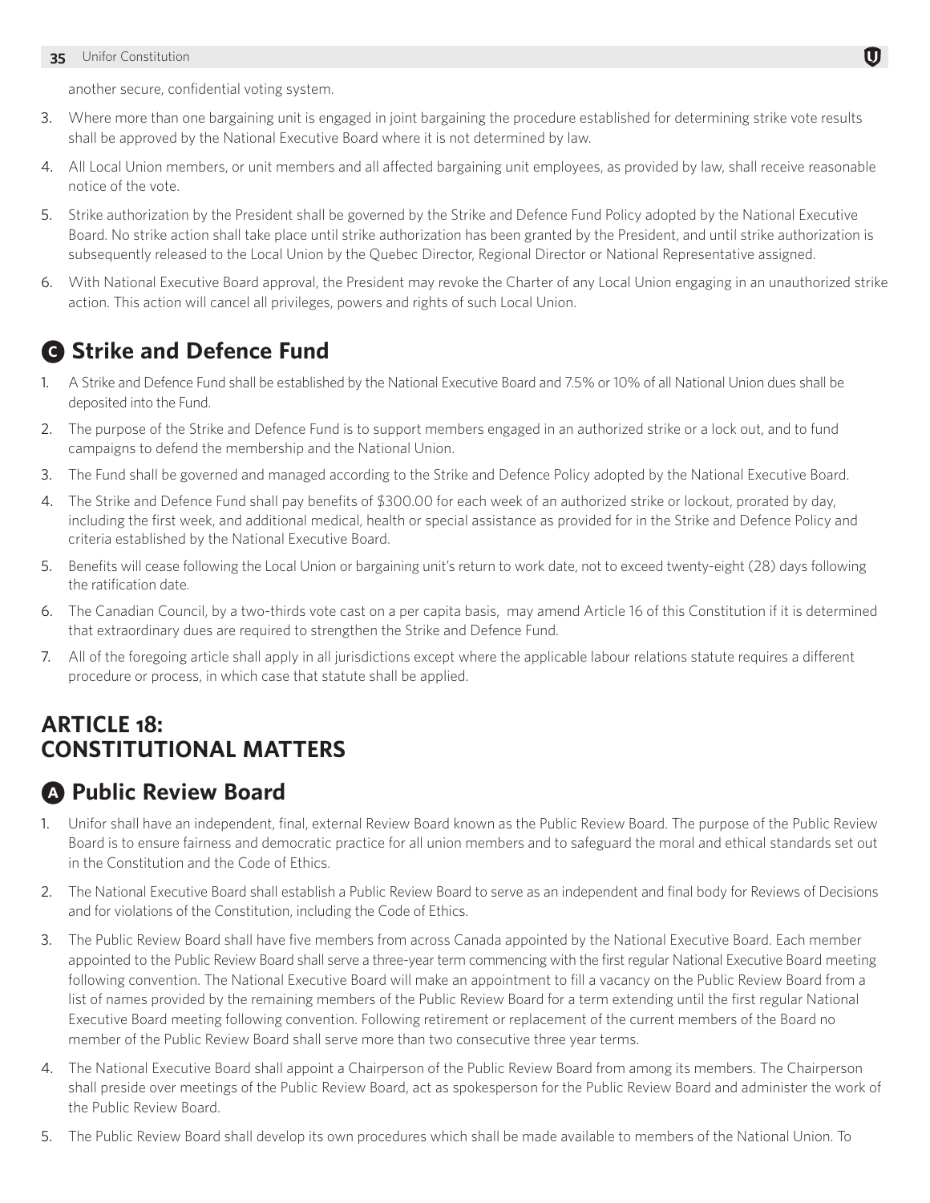another secure, confidential voting system.

3. Where more than one bargaining unit is engaged in joint bargaining the procedure established for determining strike vote results shall be approved by the National Executive Board where it is not determined by law.
4. All Local Union members, or unit members and all affected bargaining unit employees, as provided by law, shall receive reasonable notice of the vote.
5. Strike authorization by the President shall be governed by the Strike and Defence Fund Policy adopted by the National Executive Board. No strike action shall take place until strike authorization has been granted by the President, and until strike authorization is subsequently released to the Local Union by the Quebec Director, Regional Director or National Representative assigned.
6. With National Executive Board approval, the President may revoke the Charter of any Local Union engaging in an unauthorized strike action. This action will cancel all privileges, powers and rights of such Local Union.

## C Strike and Defence Fund

1. A Strike and Defence Fund shall be established by the National Executive Board and 7.5% or 10% of all National Union dues shall be deposited into the Fund.
2. The purpose of the Strike and Defence Fund is to support members engaged in an authorized strike or a lock out, and to fund campaigns to defend the membership and the National Union.
3. The Fund shall be governed and managed according to the Strike and Defence Policy adopted by the National Executive Board.
4. The Strike and Defence Fund shall pay benefits of $300.00 for each week of an authorized strike or lockout, prorated by day, including the first week, and additional medical, health or special assistance as provided for in the Strike and Defence Policy and criteria established by the National Executive Board.
5. Benefits will cease following the Local Union or bargaining unit's return to work date, not to exceed twenty-eight (28) days following the ratification date.
6. The Canadian Council, by a two-thirds vote cast on a per capita basis, may amend Article 16 of this Constitution if it is determined that extraordinary dues are required to strengthen the Strike and Defence Fund.
7. All of the foregoing article shall apply in all jurisdictions except where the applicable labour relations statute requires a different procedure or process, in which case that statute shall be applied.

# ARTICLE 18: CONSTITUTIONAL MATTERS

## A Public Review Board

1. Unifor shall have an independent, final, external Review Board known as the Public Review Board. The purpose of the Public Review Board is to ensure fairness and democratic practice for all union members and to safeguard the moral and ethical standards set out in the Constitution and the Code of Ethics.
2. The National Executive Board shall establish a Public Review Board to serve as an independent and final body for Reviews of Decisions and for violations of the Constitution, including the Code of Ethics.
3. The Public Review Board shall have five members from across Canada appointed by the National Executive Board. Each member appointed to the Public Review Board shall serve a three-year term commencing with the first regular National Executive Board meeting following convention. The National Executive Board will make an appointment to fill a vacancy on the Public Review Board from a list of names provided by the remaining members of the Public Review Board for a term extending until the first regular National Executive Board meeting following convention. Following retirement or replacement of the current members of the Board no member of the Public Review Board shall serve more than two consecutive three year terms.
4. The National Executive Board shall appoint a Chairperson of the Public Review Board from among its members. The Chairperson shall preside over meetings of the Public Review Board, act as spokesperson for the Public Review Board and administer the work of the Public Review Board.
5. The Public Review Board shall develop its own procedures which shall be made available to members of the National Union. To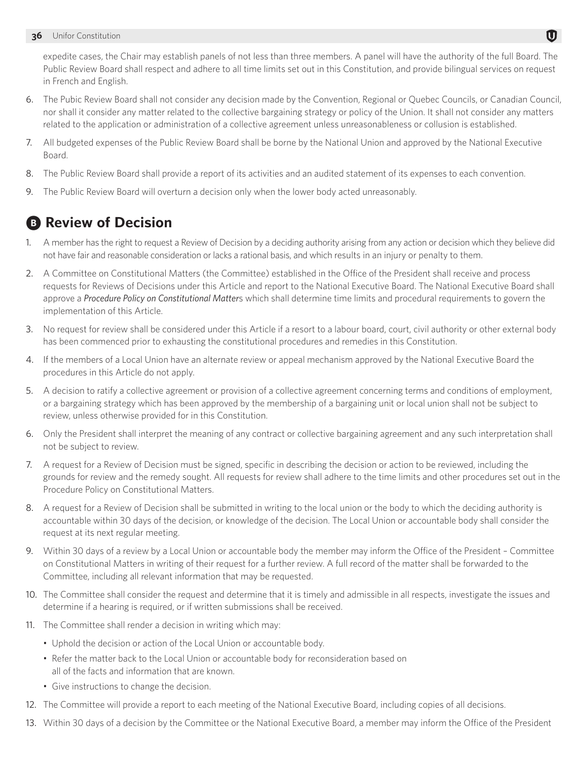expedite cases, the Chair may establish panels of not less than three members. A panel will have the authority of the full Board. The Public Review Board shall respect and adhere to all time limits set out in this Constitution, and provide bilingual services on request in French and English.

6. The Pubic Review Board shall not consider any decision made by the Convention, Regional or Quebec Councils, or Canadian Council, nor shall it consider any matter related to the collective bargaining strategy or policy of the Union. It shall not consider any matters related to the application or administration of a collective agreement unless unreasonableness or collusion is established.
7. All budgeted expenses of the Public Review Board shall be borne by the National Union and approved by the National Executive Board.
8. The Public Review Board shall provide a report of its activities and an audited statement of its expenses to each convention.
9. The Public Review Board will overturn a decision only when the lower body acted unreasonably.

## B Review of Decision

1. A member has the right to request a Review of Decision by a deciding authority arising from any action or decision which they believe did not have fair and reasonable consideration or lacks a rational basis, and which results in an injury or penalty to them.
2. A Committee on Constitutional Matters (the Committee) established in the Office of the President shall receive and process requests for Reviews of Decisions under this Article and report to the National Executive Board. The National Executive Board shall approve a *Procedure Policy on Constitutional Matter*s which shall determine time limits and procedural requirements to govern the implementation of this Article.
3. No request for review shall be considered under this Article if a resort to a labour board, court, civil authority or other external body has been commenced prior to exhausting the constitutional procedures and remedies in this Constitution.
4. If the members of a Local Union have an alternate review or appeal mechanism approved by the National Executive Board the procedures in this Article do not apply.
5. A decision to ratify a collective agreement or provision of a collective agreement concerning terms and conditions of employment, or a bargaining strategy which has been approved by the membership of a bargaining unit or local union shall not be subject to review, unless otherwise provided for in this Constitution.
6. Only the President shall interpret the meaning of any contract or collective bargaining agreement and any such interpretation shall not be subject to review.
7. A request for a Review of Decision must be signed, specific in describing the decision or action to be reviewed, including the grounds for review and the remedy sought. All requests for review shall adhere to the time limits and other procedures set out in the Procedure Policy on Constitutional Matters.
8. A request for a Review of Decision shall be submitted in writing to the local union or the body to which the deciding authority is accountable within 30 days of the decision, or knowledge of the decision. The Local Union or accountable body shall consider the request at its next regular meeting.
9. Within 30 days of a review by a Local Union or accountable body the member may inform the Office of the President – Committee on Constitutional Matters in writing of their request for a further review. A full record of the matter shall be forwarded to the Committee, including all relevant information that may be requested.
10. The Committee shall consider the request and determine that it is timely and admissible in all respects, investigate the issues and determine if a hearing is required, or if written submissions shall be received.
11. The Committee shall render a decision in writing which may:
    - Uphold the decision or action of the Local Union or accountable body.
    - Refer the matter back to the Local Union or accountable body for reconsideration based on all of the facts and information that are known.
    - Give instructions to change the decision.
12. The Committee will provide a report to each meeting of the National Executive Board, including copies of all decisions.
13. Within 30 days of a decision by the Committee or the National Executive Board, a member may inform the Office of the President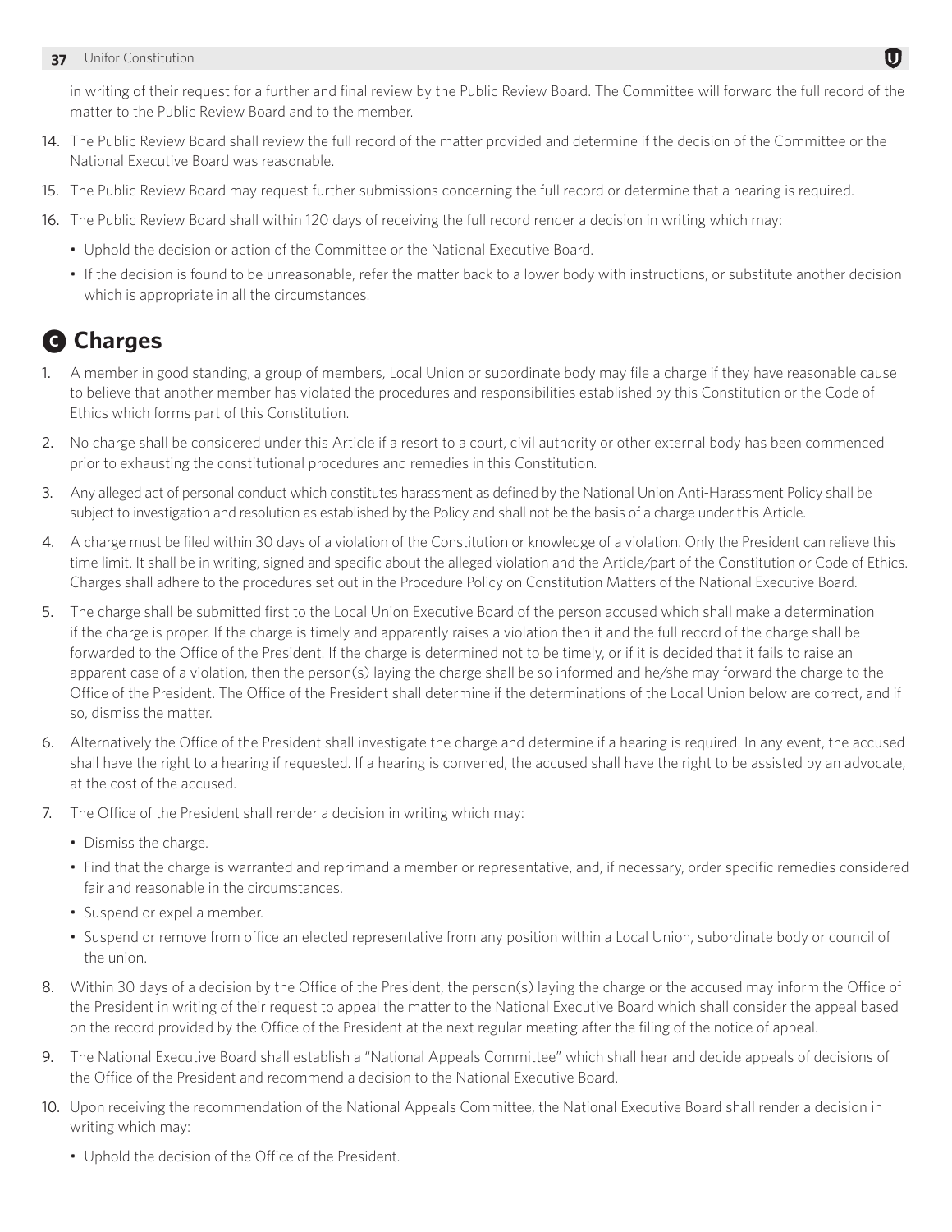in writing of their request for a further and final review by the Public Review Board. The Committee will forward the full record of the matter to the Public Review Board and to the member.

14. The Public Review Board shall review the full record of the matter provided and determine if the decision of the Committee or the National Executive Board was reasonable.
15. The Public Review Board may request further submissions concerning the full record or determine that a hearing is required.
16. The Public Review Board shall within 120 days of receiving the full record render a decision in writing which may:
    - Uphold the decision or action of the Committee or the National Executive Board.
    - If the decision is found to be unreasonable, refer the matter back to a lower body with instructions, or substitute another decision which is appropriate in all the circumstances.

## C Charges

1. A member in good standing, a group of members, Local Union or subordinate body may file a charge if they have reasonable cause to believe that another member has violated the procedures and responsibilities established by this Constitution or the Code of Ethics which forms part of this Constitution.
2. No charge shall be considered under this Article if a resort to a court, civil authority or other external body has been commenced prior to exhausting the constitutional procedures and remedies in this Constitution.
3. Any alleged act of personal conduct which constitutes harassment as defined by the National Union Anti-Harassment Policy shall be subject to investigation and resolution as established by the Policy and shall not be the basis of a charge under this Article.
4. A charge must be filed within 30 days of a violation of the Constitution or knowledge of a violation. Only the President can relieve this time limit. It shall be in writing, signed and specific about the alleged violation and the Article/part of the Constitution or Code of Ethics. Charges shall adhere to the procedures set out in the Procedure Policy on Constitution Matters of the National Executive Board.
5. The charge shall be submitted first to the Local Union Executive Board of the person accused which shall make a determination if the charge is proper. If the charge is timely and apparently raises a violation then it and the full record of the charge shall be forwarded to the Office of the President. If the charge is determined not to be timely, or if it is decided that it fails to raise an apparent case of a violation, then the person(s) laying the charge shall be so informed and he/she may forward the charge to the Office of the President. The Office of the President shall determine if the determinations of the Local Union below are correct, and if so, dismiss the matter.
6. Alternatively the Office of the President shall investigate the charge and determine if a hearing is required. In any event, the accused shall have the right to a hearing if requested. If a hearing is convened, the accused shall have the right to be assisted by an advocate, at the cost of the accused.
7. The Office of the President shall render a decision in writing which may:
    - Dismiss the charge.
    - Find that the charge is warranted and reprimand a member or representative, and, if necessary, order specific remedies considered fair and reasonable in the circumstances.
    - Suspend or expel a member.
    - Suspend or remove from office an elected representative from any position within a Local Union, subordinate body or council of the union.
8. Within 30 days of a decision by the Office of the President, the person(s) laying the charge or the accused may inform the Office of the President in writing of their request to appeal the matter to the National Executive Board which shall consider the appeal based on the record provided by the Office of the President at the next regular meeting after the filing of the notice of appeal.
9. The National Executive Board shall establish a "National Appeals Committee" which shall hear and decide appeals of decisions of the Office of the President and recommend a decision to the National Executive Board.
10. Upon receiving the recommendation of the National Appeals Committee, the National Executive Board shall render a decision in writing which may:
    - Uphold the decision of the Office of the President.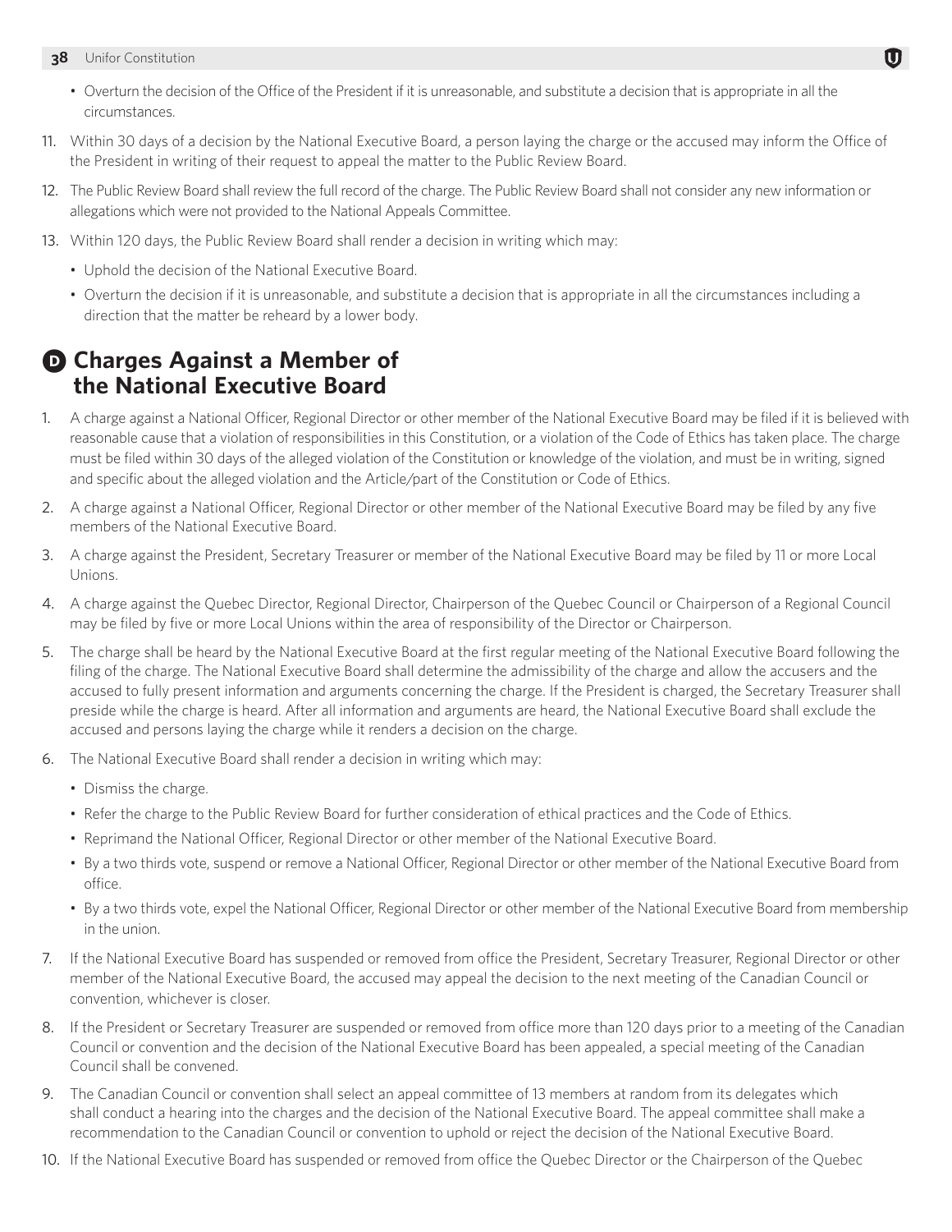- Overturn the decision of the Office of the President if it is unreasonable, and substitute a decision that is appropriate in all the circumstances.

11. Within 30 days of a decision by the National Executive Board, a person laying the charge or the accused may inform the Office of the President in writing of their request to appeal the matter to the Public Review Board.

12. The Public Review Board shall review the full record of the charge. The Public Review Board shall not consider any new information or allegations which were not provided to the National Appeals Committee.

13. Within 120 days, the Public Review Board shall render a decision in writing which may:
    - Uphold the decision of the National Executive Board.
    - Overturn the decision if it is unreasonable, and substitute a decision that is appropriate in all the circumstances including a direction that the matter be reheard by a lower body.

## D Charges Against a Member of the National Executive Board

1. A charge against a National Officer, Regional Director or other member of the National Executive Board may be filed if it is believed with reasonable cause that a violation of responsibilities in this Constitution, or a violation of the Code of Ethics has taken place. The charge must be filed within 30 days of the alleged violation of the Constitution or knowledge of the violation, and must be in writing, signed and specific about the alleged violation and the Article/part of the Constitution or Code of Ethics.

2. A charge against a National Officer, Regional Director or other member of the National Executive Board may be filed by any five members of the National Executive Board.

3. A charge against the President, Secretary Treasurer or member of the National Executive Board may be filed by 11 or more Local Unions.

4. A charge against the Quebec Director, Regional Director, Chairperson of the Quebec Council or Chairperson of a Regional Council may be filed by five or more Local Unions within the area of responsibility of the Director or Chairperson.

5. The charge shall be heard by the National Executive Board at the first regular meeting of the National Executive Board following the filing of the charge. The National Executive Board shall determine the admissibility of the charge and allow the accusers and the accused to fully present information and arguments concerning the charge. If the President is charged, the Secretary Treasurer shall preside while the charge is heard. After all information and arguments are heard, the National Executive Board shall exclude the accused and persons laying the charge while it renders a decision on the charge.

6. The National Executive Board shall render a decision in writing which may:
    - Dismiss the charge.
    - Refer the charge to the Public Review Board for further consideration of ethical practices and the Code of Ethics.
    - Reprimand the National Officer, Regional Director or other member of the National Executive Board.
    - By a two thirds vote, suspend or remove a National Officer, Regional Director or other member of the National Executive Board from office.
    - By a two thirds vote, expel the National Officer, Regional Director or other member of the National Executive Board from membership in the union.

7. If the National Executive Board has suspended or removed from office the President, Secretary Treasurer, Regional Director or other member of the National Executive Board, the accused may appeal the decision to the next meeting of the Canadian Council or convention, whichever is closer.

8. If the President or Secretary Treasurer are suspended or removed from office more than 120 days prior to a meeting of the Canadian Council or convention and the decision of the National Executive Board has been appealed, a special meeting of the Canadian Council shall be convened.

9. The Canadian Council or convention shall select an appeal committee of 13 members at random from its delegates which shall conduct a hearing into the charges and the decision of the National Executive Board. The appeal committee shall make a recommendation to the Canadian Council or convention to uphold or reject the decision of the National Executive Board.

10. If the National Executive Board has suspended or removed from office the Quebec Director or the Chairperson of the Quebec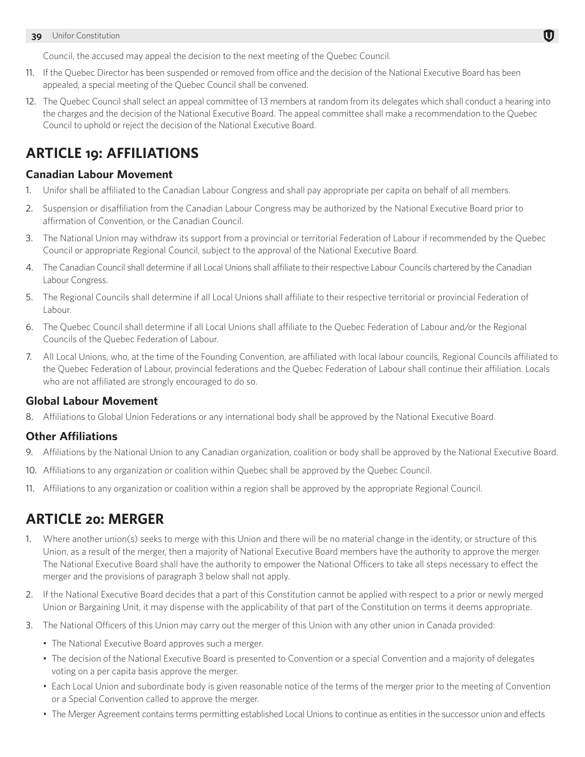Council, the accused may appeal the decision to the next meeting of the Quebec Council.

11. If the Quebec Director has been suspended or removed from office and the decision of the National Executive Board has been appealed, a special meeting of the Quebec Council shall be convened.
12. The Quebec Council shall select an appeal committee of 13 members at random from its delegates which shall conduct a hearing into the charges and the decision of the National Executive Board. The appeal committee shall make a recommendation to the Quebec Council to uphold or reject the decision of the National Executive Board.

## ARTICLE 19: AFFILIATIONS

### Canadian Labour Movement

1. Unifor shall be affiliated to the Canadian Labour Congress and shall pay appropriate per capita on behalf of all members.
2. Suspension or disaffiliation from the Canadian Labour Congress may be authorized by the National Executive Board prior to affirmation of Convention, or the Canadian Council.
3. The National Union may withdraw its support from a provincial or territorial Federation of Labour if recommended by the Quebec Council or appropriate Regional Council, subject to the approval of the National Executive Board.
4. The Canadian Council shall determine if all Local Unions shall affiliate to their respective Labour Councils chartered by the Canadian Labour Congress.
5. The Regional Councils shall determine if all Local Unions shall affiliate to their respective territorial or provincial Federation of Labour.
6. The Quebec Council shall determine if all Local Unions shall affiliate to the Quebec Federation of Labour and/or the Regional Councils of the Quebec Federation of Labour.
7. All Local Unions, who, at the time of the Founding Convention, are affiliated with local labour councils, Regional Councils affiliated to the Quebec Federation of Labour, provincial federations and the Quebec Federation of Labour shall continue their affiliation. Locals who are not affiliated are strongly encouraged to do so.

### Global Labour Movement

8. Affiliations to Global Union Federations or any international body shall be approved by the National Executive Board.

### Other Affiliations

9. Affiliations by the National Union to any Canadian organization, coalition or body shall be approved by the National Executive Board.
10. Affiliations to any organization or coalition within Quebec shall be approved by the Quebec Council.
11. Affiliations to any organization or coalition within a region shall be approved by the appropriate Regional Council.

## ARTICLE 20: MERGER

1. Where another union(s) seeks to merge with this Union and there will be no material change in the identity, or structure of this Union, as a result of the merger, then a majority of National Executive Board members have the authority to approve the merger. The National Executive Board shall have the authority to empower the National Officers to take all steps necessary to effect the merger and the provisions of paragraph 3 below shall not apply.
2. If the National Executive Board decides that a part of this Constitution cannot be applied with respect to a prior or newly merged Union or Bargaining Unit, it may dispense with the applicability of that part of the Constitution on terms it deems appropriate.
3. The National Officers of this Union may carry out the merger of this Union with any other union in Canada provided:
   - The National Executive Board approves such a merger.
   - The decision of the National Executive Board is presented to Convention or a special Convention and a majority of delegates voting on a per capita basis approve the merger.
   - Each Local Union and subordinate body is given reasonable notice of the terms of the merger prior to the meeting of Convention or a Special Convention called to approve the merger.
   - The Merger Agreement contains terms permitting established Local Unions to continue as entities in the successor union and effects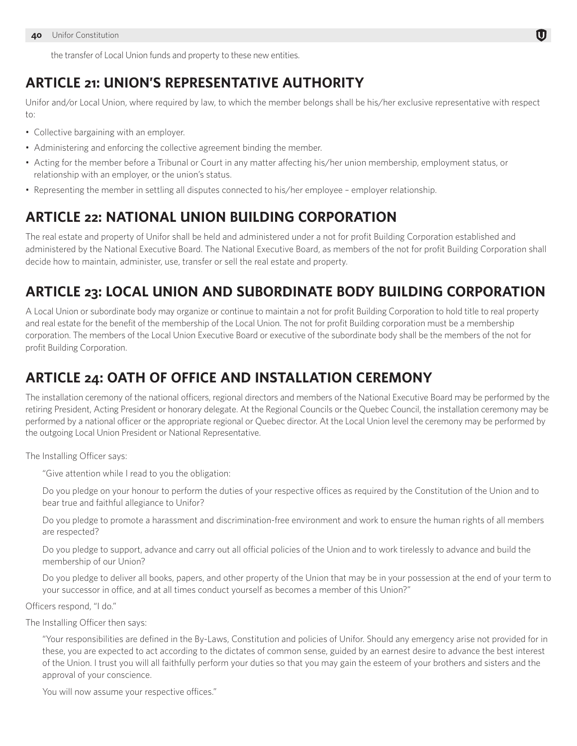the transfer of Local Union funds and property to these new entities.

## ARTICLE 21: UNION'S REPRESENTATIVE AUTHORITY

Unifor and/or Local Union, where required by law, to which the member belongs shall be his/her exclusive representative with respect to:

- Collective bargaining with an employer.
- Administering and enforcing the collective agreement binding the member.
- Acting for the member before a Tribunal or Court in any matter affecting his/her union membership, employment status, or relationship with an employer, or the union's status.
- Representing the member in settling all disputes connected to his/her employee – employer relationship.

## ARTICLE 22: NATIONAL UNION BUILDING CORPORATION

The real estate and property of Unifor shall be held and administered under a not for profit Building Corporation established and administered by the National Executive Board. The National Executive Board, as members of the not for profit Building Corporation shall decide how to maintain, administer, use, transfer or sell the real estate and property.

## ARTICLE 23: LOCAL UNION AND SUBORDINATE BODY BUILDING CORPORATION

A Local Union or subordinate body may organize or continue to maintain a not for profit Building Corporation to hold title to real property and real estate for the benefit of the membership of the Local Union. The not for profit Building corporation must be a membership corporation. The members of the Local Union Executive Board or executive of the subordinate body shall be the members of the not for profit Building Corporation.

## ARTICLE 24: OATH OF OFFICE AND INSTALLATION CEREMONY

The installation ceremony of the national officers, regional directors and members of the National Executive Board may be performed by the retiring President, Acting President or honorary delegate. At the Regional Councils or the Quebec Council, the installation ceremony may be performed by a national officer or the appropriate regional or Quebec director. At the Local Union level the ceremony may be performed by the outgoing Local Union President or National Representative.

The Installing Officer says:

> "Give attention while I read to you the obligation:
>
> Do you pledge on your honour to perform the duties of your respective offices as required by the Constitution of the Union and to bear true and faithful allegiance to Unifor?
>
> Do you pledge to promote a harassment and discrimination-free environment and work to ensure the human rights of all members are respected?
>
> Do you pledge to support, advance and carry out all official policies of the Union and to work tirelessly to advance and build the membership of our Union?
>
> Do you pledge to deliver all books, papers, and other property of the Union that may be in your possession at the end of your term to your successor in office, and at all times conduct yourself as becomes a member of this Union?"

Officers respond, "I do."

The Installing Officer then says:

> "Your responsibilities are defined in the By-Laws, Constitution and policies of Unifor. Should any emergency arise not provided for in these, you are expected to act according to the dictates of common sense, guided by an earnest desire to advance the best interest of the Union. I trust you will all faithfully perform your duties so that you may gain the esteem of your brothers and sisters and the approval of your conscience.
>
> You will now assume your respective offices."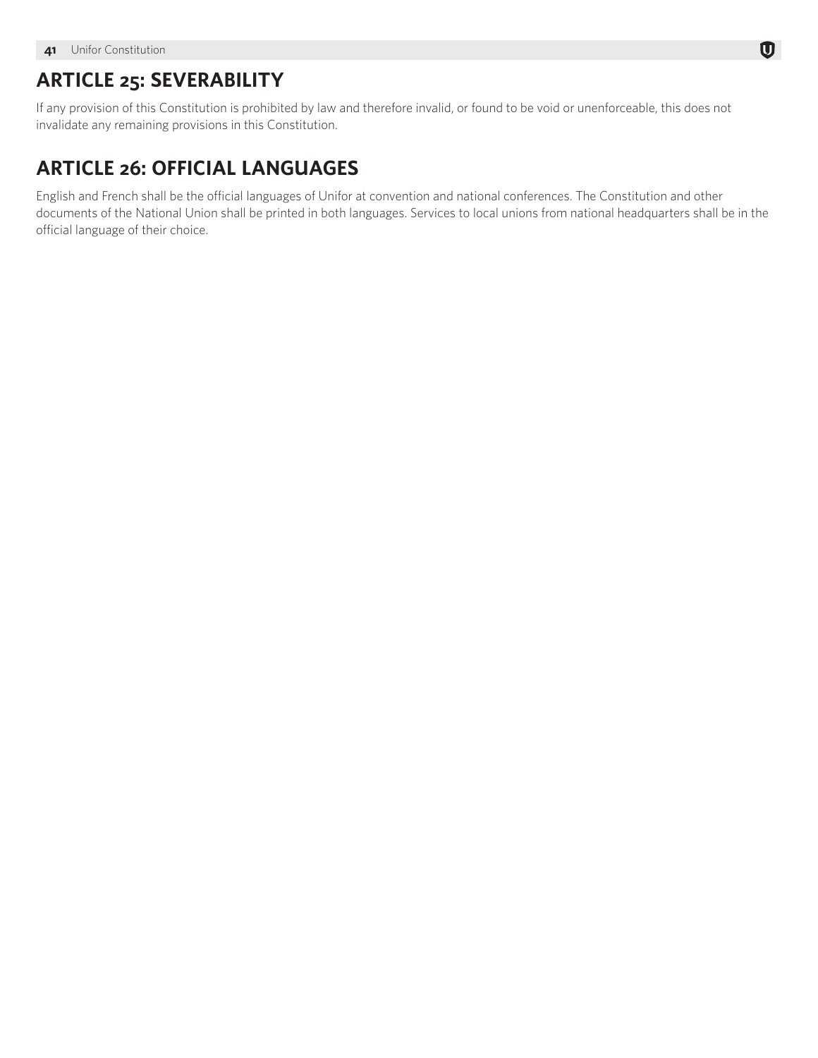## ARTICLE 25: SEVERABILITY

If any provision of this Constitution is prohibited by law and therefore invalid, or found to be void or unenforceable, this does not invalidate any remaining provisions in this Constitution.

## ARTICLE 26: OFFICIAL LANGUAGES

English and French shall be the official languages of Unifor at convention and national conferences. The Constitution and other documents of the National Union shall be printed in both languages. Services to local unions from national headquarters shall be in the official language of their choice.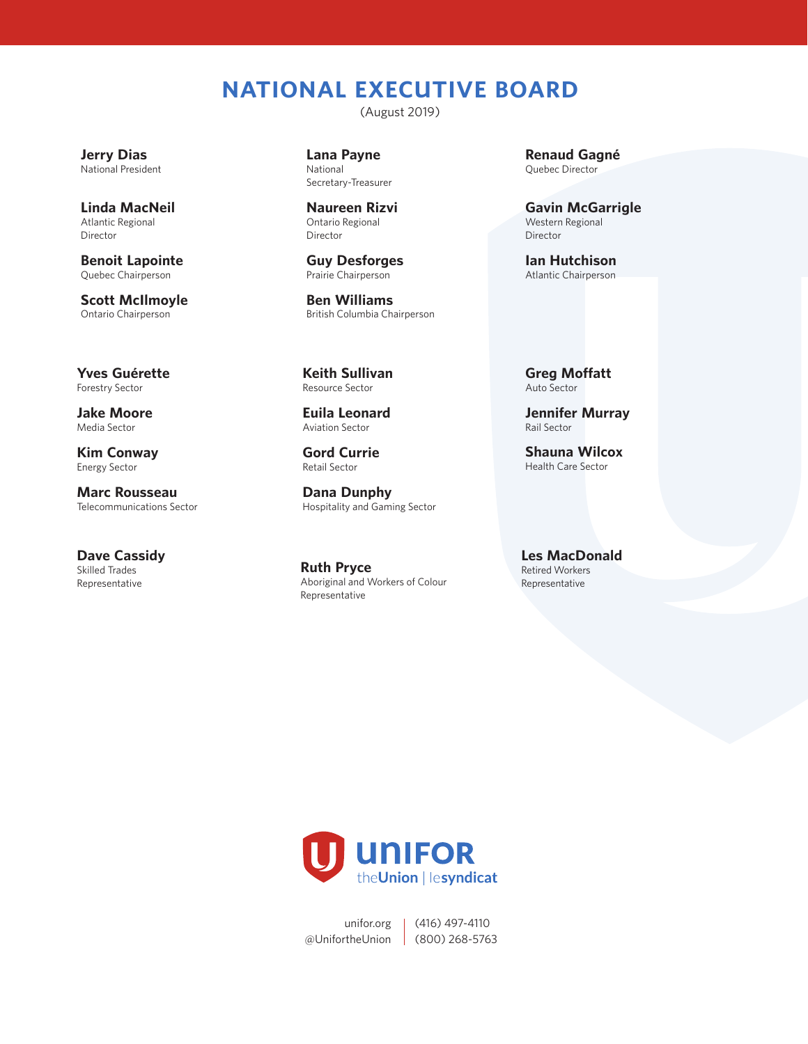# NATIONAL EXECUTIVE BOARD

(August 2019)

**Jerry Dias**
National President

**Lana Payne**
National Secretary-Treasurer

**Renaud Gagné**
Quebec Director

**Linda MacNeil**
Atlantic Regional Director

**Naureen Rizvi**
Ontario Regional Director

**Gavin McGarrigle**
Western Regional Director

**Benoit Lapointe**
Quebec Chairperson

**Guy Desforges**
Prairie Chairperson

**Ian Hutchison**
Atlantic Chairperson

**Scott McIlmoyle**
Ontario Chairperson

**Ben Williams**
British Columbia Chairperson

**Yves Guérette**
Forestry Sector

**Keith Sullivan**
Resource Sector

**Greg Moffatt**
Auto Sector

**Jake Moore**
Media Sector

**Euila Leonard**
Aviation Sector

**Jennifer Murray**
Rail Sector

**Kim Conway**
Energy Sector

**Gord Currie**
Retail Sector

**Shauna Wilcox**
Health Care Sector

**Marc Rousseau**
Telecommunications Sector

**Dana Dunphy**
Hospitality and Gaming Sector

**Dave Cassidy**
Skilled Trades Representative

**Ruth Pryce**
Aboriginal and Workers of Colour Representative

**Les MacDonald**
Retired Workers Representative

UNIFOR
theUnion | lesyndicat

unifor.org | (416) 497-4110
@UnifortheUnion | (800) 268-5763